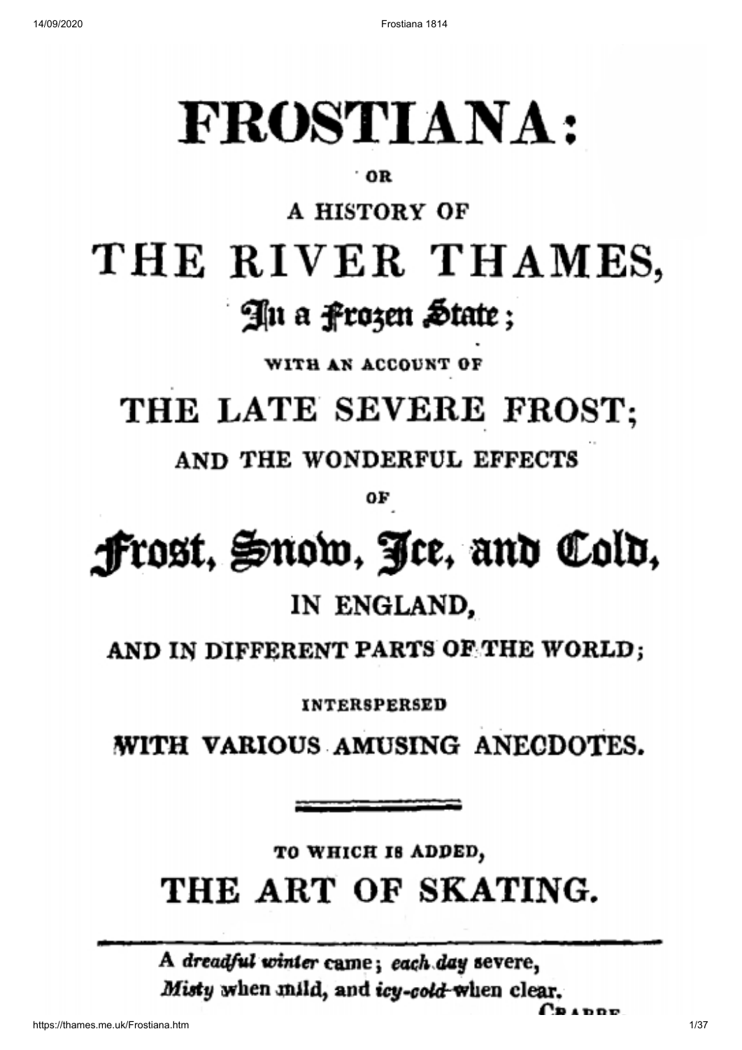# FROSTIANA:

OR

A HISTORY OF

# THE RIVER THAMES,

## In a Frozen State;

WITH AN ACCOUNT OF

## THE LATE SEVERE FROST;

AND THE WONDERFUL EFFECTS

OF

## Frost, Snow, Ice, and Cold,

IN ENGLAND,

AND IN DIFFERENT PARTS OF THE WORLD;

INTERSPERSED

WITH VARIOUS AMUSING ANECDOTES.

---

TO WHICH IS ADDED,

## THE ART OF SKATING.

---

> A *dreadful winter* came; *each day* severe,
> *Misty* when mild, and *icy-cold* when clear.
>
> CRABBE.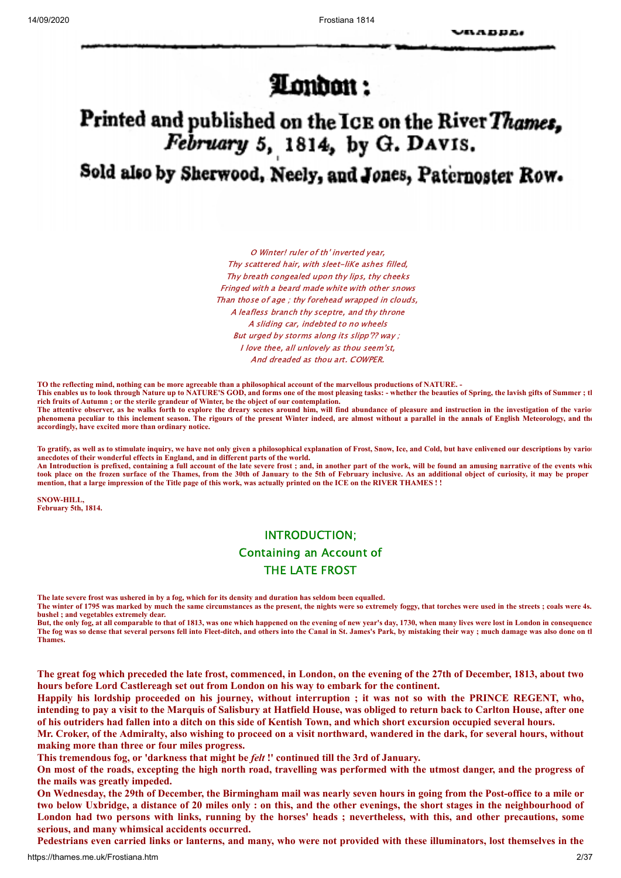CRABBE.

# London:

## Printed and published on the ICE on the River *Thames*, *February* 5, 1814, by G. DAVIS.

### Sold also by Sherwood, Neely, and Jones, Paternoster Row.

*O Winter! ruler of th' inverted year,*
*Thy scattered hair, with sleet-liKe ashes filled,*
*Thy breath congealed upon thy lips, thy cheeks*
*Fringed with a beard made white with other snows*
*Than those of age ; thy forehead wrapped in clouds,*
*A leafless branch thy sceptre, and thy throne*
*A sliding car, indebted to no wheels*
*But urged by storms along its slipp'?? way ;*
*I love thee, all unlovely as thou seem'st,*
*And dreaded as thou art. COWPER.*

**TO the reflecting mind, nothing can be more agreeable than a philosophical account of the marvellous productions of NATURE. -**
**This enables us to look through Nature up to NATURE'S GOD, and forms one of the most pleasing tasks: - whether the beauties of Spring, the lavish gifts of Summer ; the rich fruits of Autumn ; or the sterile grandeur of Winter, be the object of our contemplation.**
**The attentive observer, as he walks forth to explore the dreary scenes around him, will find abundance of pleasure and instruction in the investigation of the various phenomena peculiar to this inclement season. The rigours of the present Winter indeed, are almost without a parallel in the annals of English Meteorology, and they accordingly, have excited more than ordinary notice.**

**To gratify, as well as to stimulate inquiry, we have not only given a philosophical explanation of Frost, Snow, Ice, and Cold, but have enlivened our descriptions by various anecdotes of their wonderful effects in England, and in different parts of the world.**
**An Introduction is prefixed, containing a full account of the late severe frost ; and, in another part of the work, will be found an amusing narrative of the events which took place on the frozen surface of the Thames, from the 30th of January to the 5th of February inclusive. As an additional object of curiosity, it may be proper to mention, that a large impression of the Title page of this work, was actually printed on the ICE on the RIVER THAMES ! !**

**SNOW-HILL,**
**February 5th, 1814.**

## INTRODUCTION;
## Containing an Account of
## THE LATE FROST

**The late severe frost was ushered in by a fog, which for its density and duration has seldom been equalled.**
**The winter of 1795 was marked by much the same circumstances as the present, the nights were so extremely foggy, that torches were used in the streets ; coals were 4s. a bushel ; and vegetables extremely dear.**
**But, the only fog, at all comparable to that of 1813, was one which happened on the evening of new year's day, 1730, when many lives were lost in London in consequence. The fog was so dense that several persons fell into Fleet-ditch, and others into the Canal in St. James's Park, by mistaking their way ; much damage was also done on the Thames.**

**The great fog which preceded the late frost, commenced, in London, on the evening of the 27th of December, 1813, about two hours before Lord Castlereagh set out from London on his way to embark for the continent.**
**Happily his lordship proceeded on his journey, without interruption ; it was not so with the PRINCE REGENT, who, intending to pay a visit to the Marquis of Salisbury at Hatfield House, was obliged to return back to Carlton House, after one of his outriders had fallen into a ditch on this side of Kentish Town, and which short excursion occupied several hours.**
**Mr. Croker, of the Admiralty, also wishing to proceed on a visit northward, wandered in the dark, for several hours, without making more than three or four miles progress.**
**This tremendous fog, or 'darkness that might be *felt* !' continued till the 3rd of January.**
**On most of the roads, excepting the high north road, travelling was performed with the utmost danger, and the progress of the mails was greatly impeded.**
**On Wednesday, the 29th of December, the Birmingham mail was nearly seven hours in going from the Post-office to a mile or two below Uxbridge, a distance of 20 miles only : on this, and the other evenings, the short stages in the neighbourhood of London had two persons with links, running by the horses' heads ; nevertheless, with this, and other precautions, some serious, and many whimsical accidents occurred.**
**Pedestrians even carried links or lanterns, and many, who were not provided with these illuminators, lost themselves in the**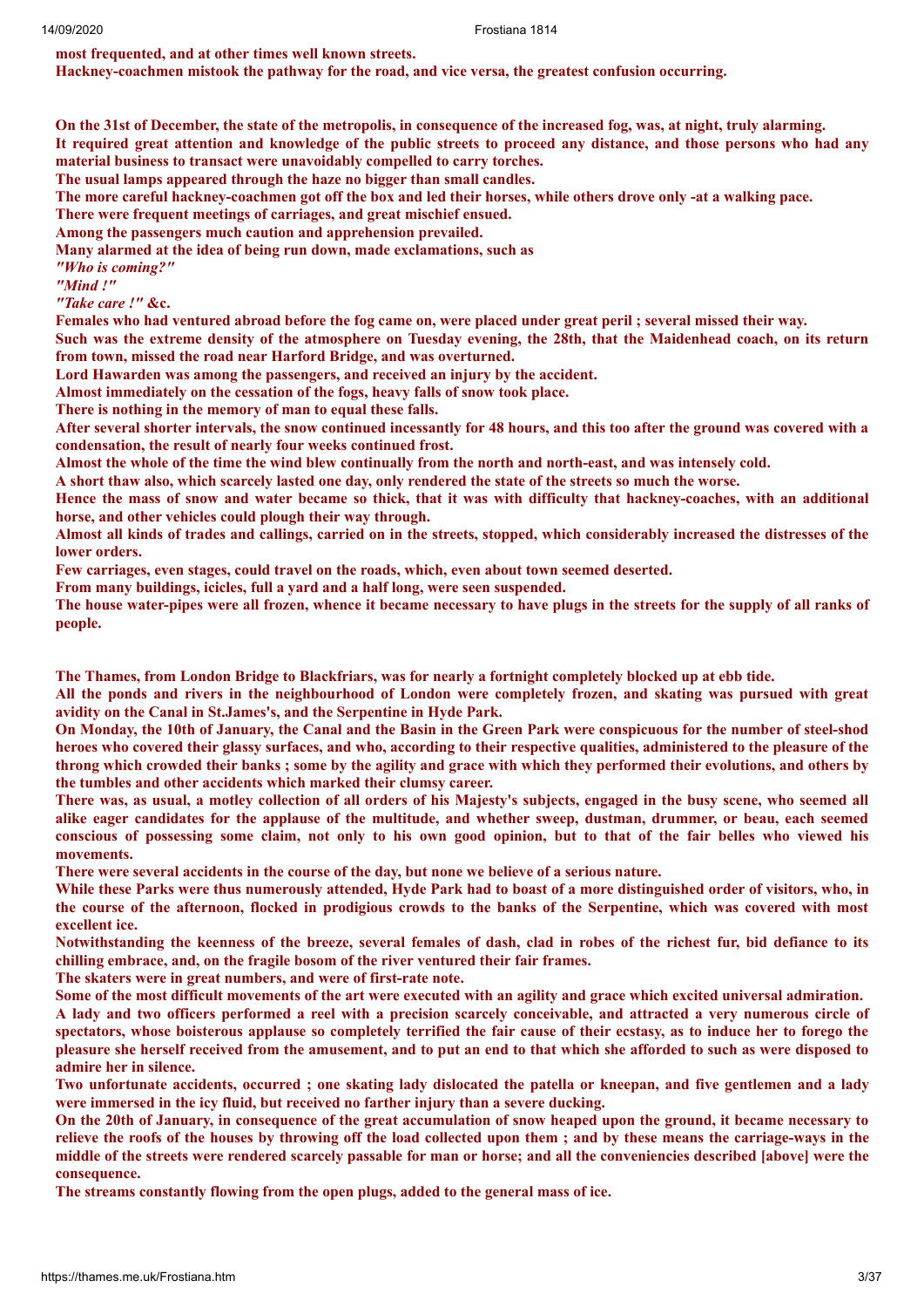**most frequented, and at other times well known streets.**
**Hackney-coachmen mistook the pathway for the road, and vice versa, the greatest confusion occurring.**

**On the 31st of December, the state of the metropolis, in consequence of the increased fog, was, at night, truly alarming.**
**It required great attention and knowledge of the public streets to proceed any distance, and those persons who had any material business to transact were unavoidably compelled to carry torches.**
**The usual lamps appeared through the haze no bigger than small candles.**
**The more careful hackney-coachmen got off the box and led their horses, while others drove only -at a walking pace.**
**There were frequent meetings of carriages, and great mischief ensued.**
**Among the passengers much caution and apprehension prevailed.**
**Many alarmed at the idea of being run down, made exclamations, such as**
***"Who is coming?"***
***"Mind !"***
***"Take care !"* &c.**
**Females who had ventured abroad before the fog came on, were placed under great peril ; several missed their way.**
**Such was the extreme density of the atmosphere on Tuesday evening, the 28th, that the Maidenhead coach, on its return from town, missed the road near Harford Bridge, and was overturned.**
**Lord Hawarden was among the passengers, and received an injury by the accident.**
**Almost immediately on the cessation of the fogs, heavy falls of snow took place.**
**There is nothing in the memory of man to equal these falls.**
**After several shorter intervals, the snow continued incessantly for 48 hours, and this too after the ground was covered with a condensation, the result of nearly four weeks continued frost.**
**Almost the whole of the time the wind blew continually from the north and north-east, and was intensely cold.**
**A short thaw also, which scarcely lasted one day, only rendered the state of the streets so much the worse.**
**Hence the mass of snow and water became so thick, that it was with difficulty that hackney-coaches, with an additional horse, and other vehicles could plough their way through.**
**Almost all kinds of trades and callings, carried on in the streets, stopped, which considerably increased the distresses of the lower orders.**
**Few carriages, even stages, could travel on the roads, which, even about town seemed deserted.**
**From many buildings, icicles, full a yard and a half long, were seen suspended.**
**The house water-pipes were all frozen, whence it became necessary to have plugs in the streets for the supply of all ranks of people.**

**The Thames, from London Bridge to Blackfriars, was for nearly a fortnight completely blocked up at ebb tide.**
**All the ponds and rivers in the neighbourhood of London were completely frozen, and skating was pursued with great avidity on the Canal in St.James's, and the Serpentine in Hyde Park.**
**On Monday, the 10th of January, the Canal and the Basin in the Green Park were conspicuous for the number of steel-shod heroes who covered their glassy surfaces, and who, according to their respective qualities, administered to the pleasure of the throng which crowded their banks ; some by the agility and grace with which they performed their evolutions, and others by the tumbles and other accidents which marked their clumsy career.**
**There was, as usual, a motley collection of all orders of his Majesty's subjects, engaged in the busy scene, who seemed all alike eager candidates for the applause of the multitude, and whether sweep, dustman, drummer, or beau, each seemed conscious of possessing some claim, not only to his own good opinion, but to that of the fair belles who viewed his movements.**
**There were several accidents in the course of the day, but none we believe of a serious nature.**
**While these Parks were thus numerously attended, Hyde Park had to boast of a more distinguished order of visitors, who, in the course of the afternoon, flocked in prodigious crowds to the banks of the Serpentine, which was covered with most excellent ice.**
**Notwithstanding the keenness of the breeze, several females of dash, clad in robes of the richest fur, bid defiance to its chilling embrace, and, on the fragile bosom of the river ventured their fair frames.**
**The skaters were in great numbers, and were of first-rate note.**
**Some of the most difficult movements of the art were executed with an agility and grace which excited universal admiration.**
**A lady and two officers performed a reel with a precision scarcely conceivable, and attracted a very numerous circle of spectators, whose boisterous applause so completely terrified the fair cause of their ecstasy, as to induce her to forego the pleasure she herself received from the amusement, and to put an end to that which she afforded to such as were disposed to admire her in silence.**
**Two unfortunate accidents, occurred ; one skating lady dislocated the patella or kneepan, and five gentlemen and a lady were immersed in the icy fluid, but received no farther injury than a severe ducking.**
**On the 20th of January, in consequence of the great accumulation of snow heaped upon the ground, it became necessary to relieve the roofs of the houses by throwing off the load collected upon them ; and by these means the carriage-ways in the middle of the streets were rendered scarcely passable for man or horse; and all the conveniencies described [above] were the consequence.**
**The streams constantly flowing from the open plugs, added to the general mass of ice.**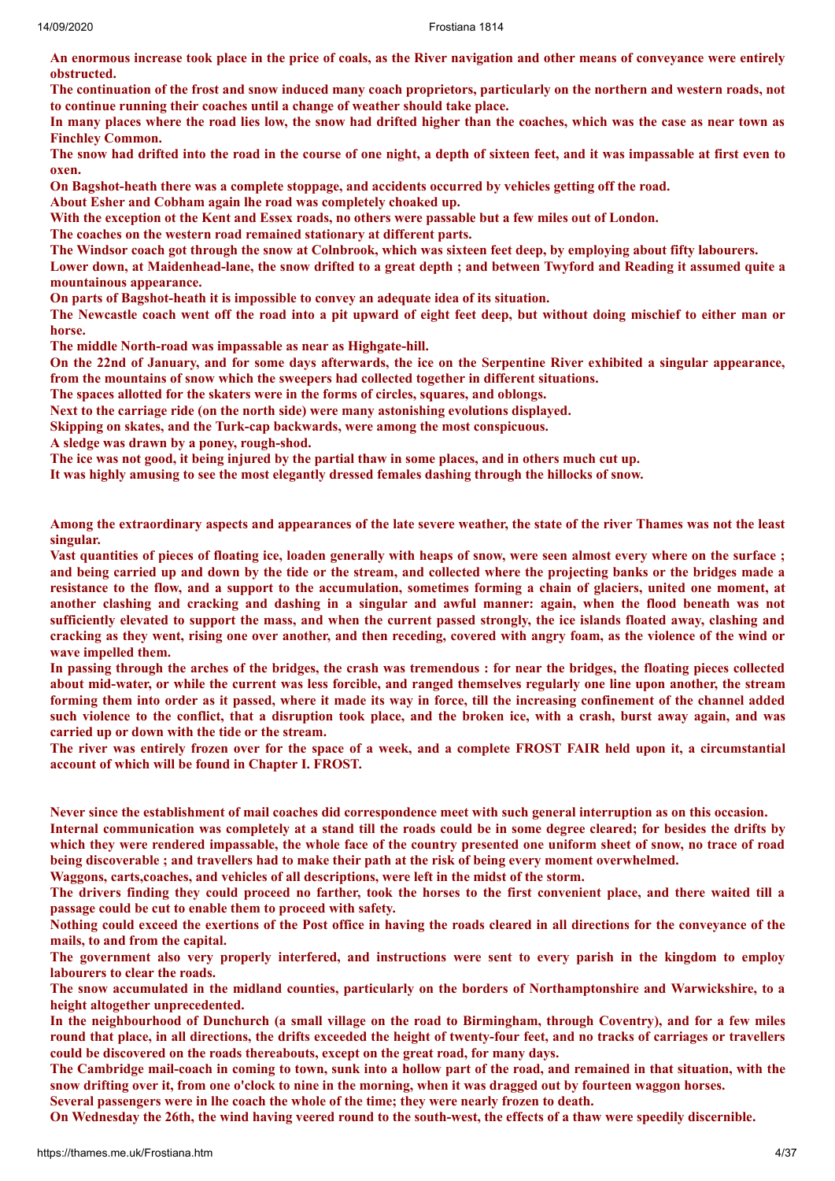**An enormous increase took place in the price of coals, as the River navigation and other means of conveyance were entirely obstructed.**

**The continuation of the frost and snow induced many coach proprietors, particularly on the northern and western roads, not to continue running their coaches until a change of weather should take place.**

**In many places where the road lies low, the snow had drifted higher than the coaches, which was the case as near town as Finchley Common.**

**The snow had drifted into the road in the course of one night, a depth of sixteen feet, and it was impassable at first even to oxen.**

**On Bagshot-heath there was a complete stoppage, and accidents occurred by vehicles getting off the road.**

**About Esher and Cobham again lhe road was completely choaked up.**

**With the exception ot the Kent and Essex roads, no others were passable but a few miles out of London.**

**The coaches on the western road remained stationary at different parts.**

**The Windsor coach got through the snow at Colnbrook, which was sixteen feet deep, by employing about fifty labourers.**

**Lower down, at Maidenhead-lane, the snow drifted to a great depth ; and between Twyford and Reading it assumed quite a mountainous appearance.**

**On parts of Bagshot-heath it is impossible to convey an adequate idea of its situation.**

**The Newcastle coach went off the road into a pit upward of eight feet deep, but without doing mischief to either man or horse.**

**The middle North-road was impassable as near as Highgate-hill.**

**On the 22nd of January, and for some days afterwards, the ice on the Serpentine River exhibited a singular appearance, from the mountains of snow which the sweepers had collected together in different situations.**

**The spaces allotted for the skaters were in the forms of circles, squares, and oblongs.**

**Next to the carriage ride (on the north side) were many astonishing evolutions displayed.**

**Skipping on skates, and the Turk-cap backwards, were among the most conspicuous.**

**A sledge was drawn by a poney, rough-shod.**

**The ice was not good, it being injured by the partial thaw in some places, and in others much cut up.**

**It was highly amusing to see the most elegantly dressed females dashing through the hillocks of snow.**

**Among the extraordinary aspects and appearances of the late severe weather, the state of the river Thames was not the least singular.**

**Vast quantities of pieces of floating ice, loaden generally with heaps of snow, were seen almost every where on the surface ; and being carried up and down by the tide or the stream, and collected where the projecting banks or the bridges made a resistance to the flow, and a support to the accumulation, sometimes forming a chain of glaciers, united one moment, at another clashing and cracking and dashing in a singular and awful manner: again, when the flood beneath was not sufficiently elevated to support the mass, and when the current passed strongly, the ice islands floated away, clashing and cracking as they went, rising one over another, and then receding, covered with angry foam, as the violence of the wind or wave impelled them.**

**In passing through the arches of the bridges, the crash was tremendous : for near the bridges, the floating pieces collected about mid-water, or while the current was less forcible, and ranged themselves regularly one line upon another, the stream forming them into order as it passed, where it made its way in force, till the increasing confinement of the channel added such violence to the conflict, that a disruption took place, and the broken ice, with a crash, burst away again, and was carried up or down with the tide or the stream.**

**The river was entirely frozen over for the space of a week, and a complete FROST FAIR held upon it, a circumstantial account of which will be found in Chapter I. FROST.**

**Never since the establishment of mail coaches did correspondence meet with such general interruption as on this occasion.**

**Internal communication was completely at a stand till the roads could be in some degree cleared; for besides the drifts by which they were rendered impassable, the whole face of the country presented one uniform sheet of snow, no trace of road being discoverable ; and travellers had to make their path at the risk of being every moment overwhelmed.**

**Waggons, carts,coaches, and vehicles of all descriptions, were left in the midst of the storm.**

**The drivers finding they could proceed no farther, took the horses to the first convenient place, and there waited till a passage could be cut to enable them to proceed with safety.**

**Nothing could exceed the exertions of the Post office in having the roads cleared in all directions for the conveyance of the mails, to and from the capital.**

**The government also very properly interfered, and instructions were sent to every parish in the kingdom to employ labourers to clear the roads.**

**The snow accumulated in the midland counties, particularly on the borders of Northamptonshire and Warwickshire, to a height altogether unprecedented.**

**In the neighbourhood of Dunchurch (a small village on the road to Birmingham, through Coventry), and for a few miles round that place, in all directions, the drifts exceeded the height of twenty-four feet, and no tracks of carriages or travellers could be discovered on the roads thereabouts, except on the great road, for many days.**

**The Cambridge mail-coach in coming to town, sunk into a hollow part of the road, and remained in that situation, with the snow drifting over it, from one o'clock to nine in the morning, when it was dragged out by fourteen waggon horses.**

**Several passengers were in lhe coach the whole of the time; they were nearly frozen to death.**

**On Wednesday the 26th, the wind having veered round to the south-west, the effects of a thaw were speedily discernible.**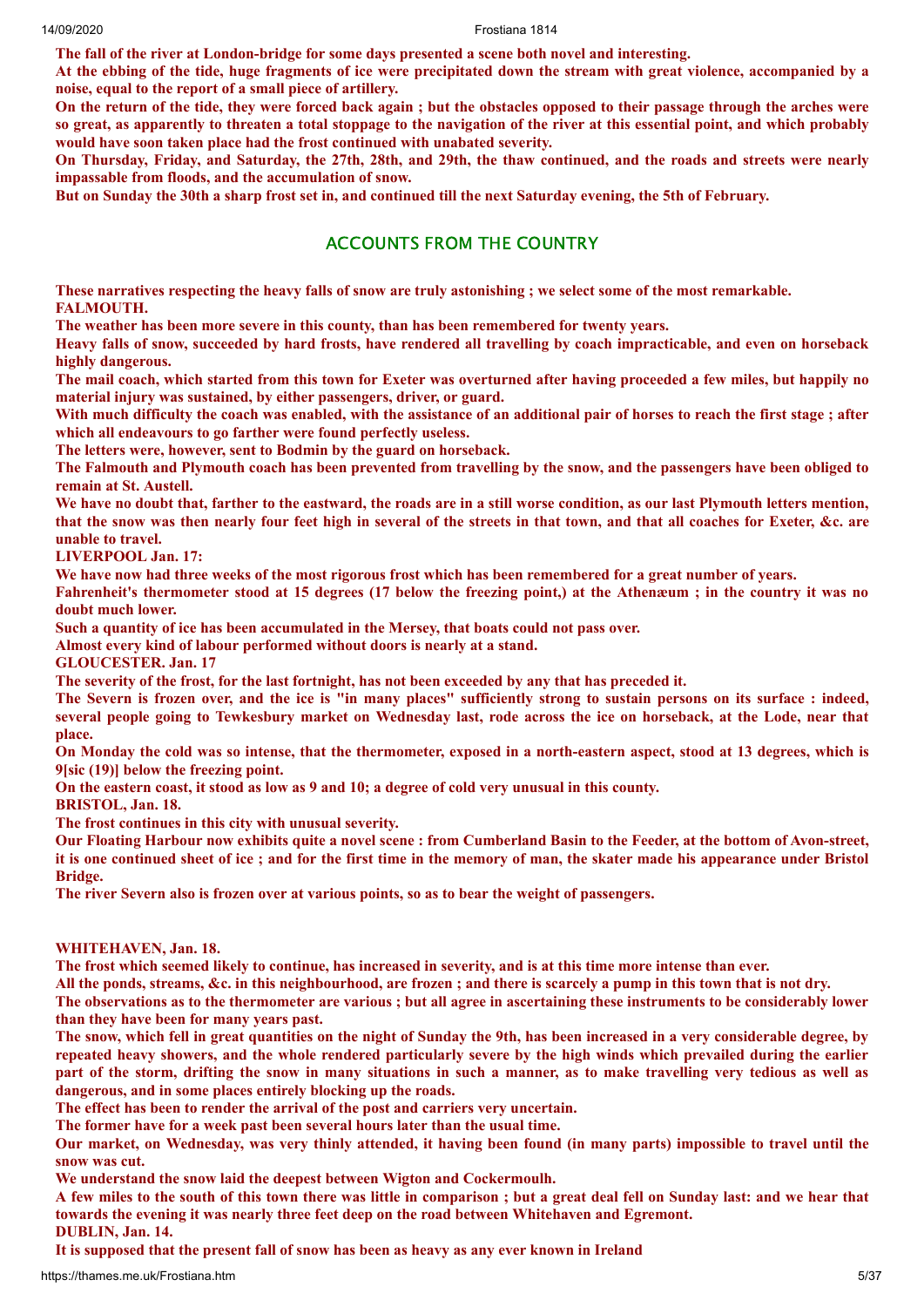**The fall of the river at London-bridge for some days presented a scene both novel and interesting.**

**At the ebbing of the tide, huge fragments of ice were precipitated down the stream with great violence, accompanied by a noise, equal to the report of a small piece of artillery.**

**On the return of the tide, they were forced back again ; but the obstacles opposed to their passage through the arches were so great, as apparently to threaten a total stoppage to the navigation of the river at this essential point, and which probably would have soon taken place had the frost continued with unabated severity.**

**On Thursday, Friday, and Saturday, the 27th, 28th, and 29th, the thaw continued, and the roads and streets were nearly impassable from floods, and the accumulation of snow.**

**But on Sunday the 30th a sharp frost set in, and continued till the next Saturday evening, the 5th of February.**

## ACCOUNTS FROM THE COUNTRY

**These narratives respecting the heavy falls of snow are truly astonishing ; we select some of the most remarkable.**

**FALMOUTH.**

**The weather has been more severe in this county, than has been remembered for twenty years.**

**Heavy falls of snow, succeeded by hard frosts, have rendered all travelling by coach impracticable, and even on horseback highly dangerous.**

**The mail coach, which started from this town for Exeter was overturned after having proceeded a few miles, but happily no material injury was sustained, by either passengers, driver, or guard.**

**With much difficulty the coach was enabled, with the assistance of an additional pair of horses to reach the first stage ; after which all endeavours to go farther were found perfectly useless.**

**The letters were, however, sent to Bodmin by the guard on horseback.**

**The Falmouth and Plymouth coach has been prevented from travelling by the snow, and the passengers have been obliged to remain at St. Austell.**

**We have no doubt that, farther to the eastward, the roads are in a still worse condition, as our last Plymouth letters mention, that the snow was then nearly four feet high in several of the streets in that town, and that all coaches for Exeter, &c. are unable to travel.**

**LIVERPOOL Jan. 17:**

**We have now had three weeks of the most rigorous frost which has been remembered for a great number of years.**

**Fahrenheit's thermometer stood at 15 degrees (17 below the freezing point,) at the Athenæum ; in the country it was no doubt much lower.**

**Such a quantity of ice has been accumulated in the Mersey, that boats could not pass over.**

**Almost every kind of labour performed without doors is nearly at a stand.**

**GLOUCESTER. Jan. 17**

**The severity of the frost, for the last fortnight, has not been exceeded by any that has preceded it.**

**The Severn is frozen over, and the ice is "in many places" sufficiently strong to sustain persons on its surface : indeed, several people going to Tewkesbury market on Wednesday last, rode across the ice on horseback, at the Lode, near that place.**

**On Monday the cold was so intense, that the thermometer, exposed in a north-eastern aspect, stood at 13 degrees, which is 9[sic (19)] below the freezing point.**

**On the eastern coast, it stood as low as 9 and 10; a degree of cold very unusual in this county.**

**BRISTOL, Jan. 18.**

**The frost continues in this city with unusual severity.**

**Our Floating Harbour now exhibits quite a novel scene : from Cumberland Basin to the Feeder, at the bottom of Avon-street, it is one continued sheet of ice ; and for the first time in the memory of man, the skater made his appearance under Bristol Bridge.**

**The river Severn also is frozen over at various points, so as to bear the weight of passengers.**

**WHITEHAVEN, Jan. 18.**

**The frost which seemed likely to continue, has increased in severity, and is at this time more intense than ever.**

**All the ponds, streams, &c. in this neighbourhood, are frozen ; and there is scarcely a pump in this town that is not dry.**

**The observations as to the thermometer are various ; but all agree in ascertaining these instruments to be considerably lower than they have been for many years past.**

**The snow, which fell in great quantities on the night of Sunday the 9th, has been increased in a very considerable degree, by repeated heavy showers, and the whole rendered particularly severe by the high winds which prevailed during the earlier part of the storm, drifting the snow in many situations in such a manner, as to make travelling very tedious as well as dangerous, and in some places entirely blocking up the roads.**

**The effect has been to render the arrival of the post and carriers very uncertain.**

**The former have for a week past been several hours later than the usual time.**

**Our market, on Wednesday, was very thinly attended, it having been found (in many parts) impossible to travel until the snow was cut.**

**We understand the snow laid the deepest between Wigton and Cockermoulh.**

**A few miles to the south of this town there was little in comparison ; but a great deal fell on Sunday last: and we hear that towards the evening it was nearly three feet deep on the road between Whitehaven and Egremont.**

**DUBLIN, Jan. 14.**

**It is supposed that the present fall of snow has been as heavy as any ever known in Ireland**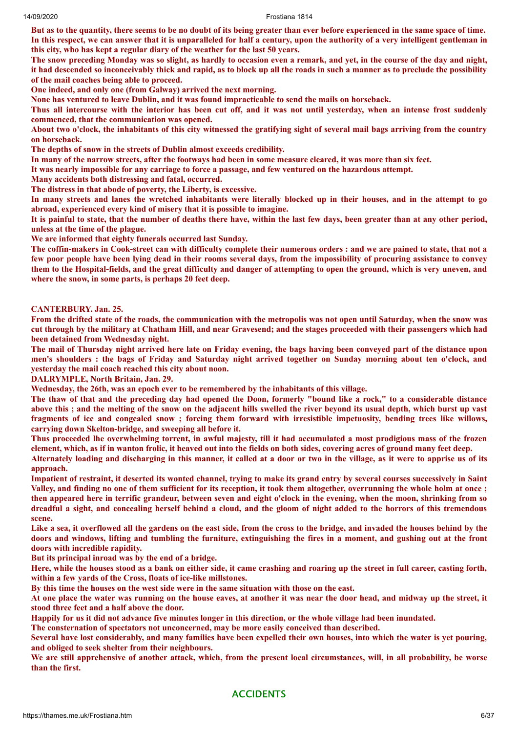**But as to the quantity, there seems to be no doubt of its being greater than ever before experienced in the same space of time. In this respect, we can answer that it is unparalleled for half a century, upon the authority of a very intelligent gentleman in this city, who has kept a regular diary of the weather for the last 50 years.**

**The snow preceding Monday was so slight, as hardly to occasion even a remark, and yet, in the course of the day and night, it had descended so inconceivably thick and rapid, as to block up all the roads in such a manner as to preclude the possibility of the mail coaches being able to proceed.**

**One indeed, and only one (from Galway) arrived the next morning.**

**None has ventured to leave Dublin, and it was found impracticable to send the mails on horseback.**

**Thus all intercourse with the interior has been cut off, and it was not until yesterday, when an intense frost suddenly commenced, that the communication was opened.**

**About two o'clock, the inhabitants of this city witnessed the gratifying sight of several mail bags arriving from the country on horseback.**

**The depths of snow in the streets of Dublin almost exceeds credibility.**

**In many of the narrow streets, after the footways had been in some measure cleared, it was more than six feet.**

**It was nearly impossible for any carriage to force a passage, and few ventured on the hazardous attempt.**

**Many accidents both distressing and fatal, occurred.**

**The distress in that abode of poverty, the Liberty, is excessive.**

**In many streets and lanes the wretched inhabitants were literally blocked up in their houses, and in the attempt to go abroad, experienced every kind of misery that it is possible to imagine.**

**It is painful to state, that the number of deaths there have, within the last few days, been greater than at any other period, unless at the time of the plague.**

**We are informed that eighty funerals occurred last Sunday.**

**The coffin-makers in Cook-street can with difficulty complete their numerous orders : and we are pained to state, that not a few poor people have been lying dead in their rooms several days, from the impossibility of procuring assistance to convey them to the Hospital-fields, and the great difficulty and danger of attempting to open the ground, which is very uneven, and where the snow, in some parts, is perhaps 20 feet deep.**

**CANTERBURY. Jan. 25.**

**From the drifted state of the roads, the communication with the metropolis was not open until Saturday, when the snow was cut through by the military at Chatham Hill, and near Gravesend; and the stages proceeded with their passengers which had been detained from Wednesday night.**

**The mail of Thursday night arrived here late on Friday evening, the bags having been conveyed part of the distance upon men's shoulders : the bags of Friday and Saturday night arrived together on Sunday morning about ten o'clock, and yesterday the mail coach reached this city about noon.**

**DALRYMPLE, North Britain, Jan. 29.**

**Wednesday, the 26th, was an epoch ever to be remembered by the inhabitants of this village.**

**The thaw of that and the preceding day had opened the Doon, formerly "bound like a rock," to a considerable distance above this ; and the melting of the snow on the adjacent hills swelled the river beyond its usual depth, which burst up vast fragments of ice and congealed snow ; forcing them forward with irresistible impetuosity, bending trees like willows, carrying down Skelton-bridge, and sweeping all before it.**

**Thus proceeded lhe overwhelming torrent, in awful majesty, till it had accumulated a most prodigious mass of the frozen element, which, as if in wanton frolic, it heaved out into the fields on both sides, covering acres of ground many feet deep.**

**Alternately loading and discharging in this manner, it called at a door or two in the village, as it were to apprise us of its approach.**

**Impatient of restraint, it deserted its wonted channel, trying to make its grand entry by several courses successively in Saint Valley, and finding no one of them sufficient for its reception, it took them altogether, overrunning the whole holm at once ; then appeared here in terrific grandeur, between seven and eight o'clock in the evening, when the moon, shrinking from so dreadful a sight, and concealing herself behind a cloud, and the gloom of night added to the horrors of this tremendous scene.**

**Like a sea, it overflowed all the gardens on the east side, from the cross to the bridge, and invaded the houses behind by the doors and windows, lifting and tumbling the furniture, extinguishing the fires in a moment, and gushing out at the front doors with incredible rapidity.**

**But its principal inroad was by the end of a bridge.**

**Here, while the houses stood as a bank on either side, it came crashing and roaring up the street in full career, casting forth, within a few yards of the Cross, floats of ice-like millstones.**

**By this time the houses on the west side were in the same situation with those on the east.**

**At one place the water was running on the house eaves, at another it was near the door head, and midway up the street, it stood three feet and a half above the door.**

**Happily for us it did not advance five minutes longer in this direction, or the whole village had been inundated.**

**The consternation of spectators not unconcerned, may be more easily conceived than described.**

**Several have lost considerably, and many families have been expelled their own houses, into which the water is yet pouring, and obliged to seek shelter from their neighbours.**

**We are still apprehensive of another attack, which, from the present local circumstances, will, in all probability, be worse than the first.**

## ACCIDENTS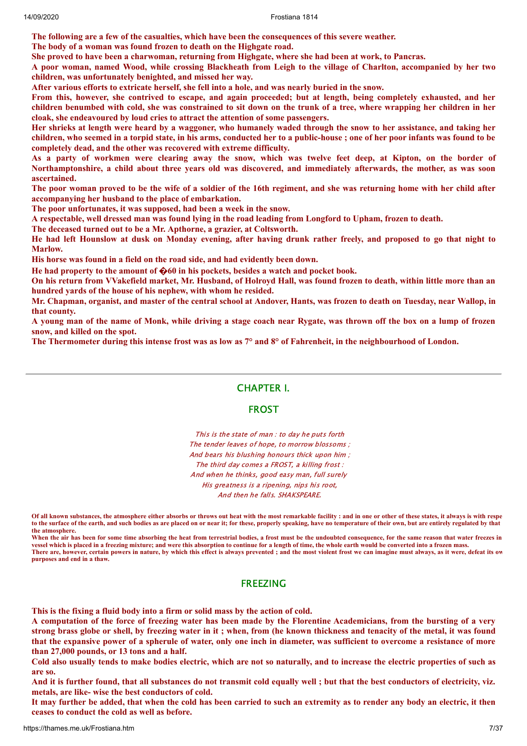**The following are a few of the casualties, which have been the consequences of this severe weather.**

**The body of a woman was found frozen to death on the Highgate road.**

**She proved to have been a charwoman, returning from Highgate, where she had been at work, to Pancras.**

**A poor woman, named Wood, while crossing Blackheath from Leigh to the village of Charlton, accompanied by her two children, was unfortunately benighted, and missed her way.**

**After various efforts to extricate herself, she fell into a hole, and was nearly buried in the snow.**

**From this, however, she contrived to escape, and again proceeded; but at length, being completely exhausted, and her children benumbed with cold, she was constrained to sit down on the trunk of a tree, where wrapping her children in her cloak, she endeavoured by loud cries to attract the attention of some passengers.**

**Her shrieks at length were heard by a waggoner, who humanely waded through the snow to her assistance, and taking her children, who seemed in a torpid state, in his arms, conducted her to a public-house ; one of her poor infants was found to be completely dead, and the other was recovered with extreme difficulty.**

**As a party of workmen were clearing away the snow, which was twelve feet deep, at Kipton, on the border of Northamptonshire, a child about three years old was discovered, and immediately afterwards, the mother, as was soon ascertained.**

**The poor woman proved to be the wife of a soldier of the 16th regiment, and she was returning home with her child after accompanying her husband to the place of embarkation.**

**The poor unfortunates, it was supposed, had been a week in the snow.**

**A respectable, well dressed man was found lying in the road leading from Longford to Upham, frozen to death.**

**The deceased turned out to be a Mr. Apthorne, a grazier, at Coltsworth.**

**He had left Hounslow at dusk on Monday evening, after having drunk rather freely, and proposed to go that night to Marlow.**

**His horse was found in a field on the road side, and had evidently been down.**

**He had property to the amount of �60 in his pockets, besides a watch and pocket book.**

**On his return from VVakefield market, Mr. Husband, of Holroyd Hall, was found frozen to death, within little more than an hundred yards of the house of his nephew, with whom he resided.**

**Mr. Chapman, organist, and master of the central school at Andover, Hants, was frozen to death on Tuesday, near Wallop, in that county.**

**A young man of the name of Monk, while driving a stage coach near Rygate, was thrown off the box on a lump of frozen snow, and killed on the spot.**

**The Thermometer during this intense frost was as low as 7° and 8° of Fahrenheit, in the neighbourhood of London.**

---

## CHAPTER I.

## FROST

*This is the state of man : to day he puts forth*
*The tender leaves of hope, to morrow blossoms ;*
*And bears his blushing honours thick upon him ;*
*The third day comes a FROST, a killing frost :*
*And when he thinks, good easy man, full surely*
*His greatness is a ripening, nips his root,*
*And then he falls. SHAKSPEARE.*

**Of all known substances, the atmosphere either absorbs or throws out heat with the most remarkable facility : and in one or other of these states, it always is with respe to the surface of the earth, and such bodies as are placed on or near it; for these, properly speaking, have no temperature of their own, but are entirely regulated by that the atmosphere.**

**When the air has been for some time absorbing the heat from terrestrial bodies, a frost must be the undoubted consequence, for the same reason that water freezes in vessel which is placed in a freezing mixture; and were this absorption to continue for a length of time, the whole earth would be converted into a frozen mass.**

**There are, however, certain powers in nature, by which this effect is always prevented ; and the most violent frost we can imagine must always, as it were, defeat its ow purposes and end in a thaw.**

## FREEZING

**This is the fixing a fluid body into a firm or solid mass by the action of cold.**

**A computation of the force of freezing water has been made by the Florentine Academicians, from the bursting of a very strong brass globe or shell, by freezing water in it ; when, from (he known thickness and tenacity of the metal, it was found that the expansive power of a spherule of water, only one inch in diameter, was sufficient to overcome a resistance of more than 27,000 pounds, or 13 tons and a half.**

**Cold also usually tends to make bodies electric, which are not so naturally, and to increase the electric properties of such as are so.**

**And it is further found, that all substances do not transmit cold equally well ; but that the best conductors of electricity, viz. metals, are like- wise the best conductors of cold.**

**It may further be added, that when the cold has been carried to such an extremity as to render any body an electric, it then ceases to conduct the cold as well as before.**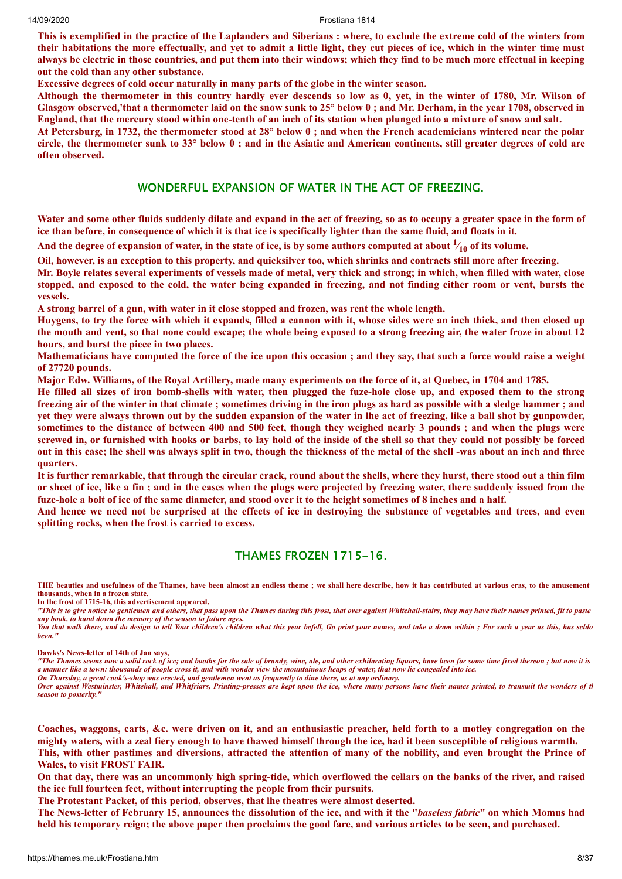**This is exemplified in the practice of the Laplanders and Siberians : where, to exclude the extreme cold of the winters from their habitations the more effectually, and yet to admit a little light, they cut pieces of ice, which in the winter time must always be electric in those countries, and put them into their windows; which they find to be much more effectual in keeping out the cold than any other substance.**

**Excessive degrees of cold occur naturally in many parts of the globe in the winter season.**

**Although the thermometer in this country hardly ever descends so low as 0, yet, in the winter of 1780, Mr. Wilson of Glasgow observed,'that a thermometer laid on the snow sunk to 25° below 0 ; and Mr. Derham, in the year 1708, observed in England, that the mercury stood within one-tenth of an inch of its station when plunged into a mixture of snow and salt.**

**At Petersburg, in 1732, the thermometer stood at 28° below 0 ; and when the French academicians wintered near the polar circle, the thermometer sunk to 33° below 0 ; and in the Asiatic and American continents, still greater degrees of cold are often observed.**

## WONDERFUL EXPANSION OF WATER IN THE ACT OF FREEZING.

**Water and some other fluids suddenly dilate and expand in the act of freezing, so as to occupy a greater space in the form of ice than before, in consequence of which it is that ice is specifically lighter than the same fluid, and floats in it.**

**And the degree of expansion of water, in the state of ice, is by some authors computed at about $^1/_{10}$ of its volume.**

**Oil, however, is an exception to this property, and quicksilver too, which shrinks and contracts still more after freezing.**

**Mr. Boyle relates several experiments of vessels made of metal, very thick and strong; in which, when filled with water, close stopped, and exposed to the cold, the water being expanded in freezing, and not finding either room or vent, bursts the vessels.**

**A strong barrel of a gun, with water in it close stopped and frozen, was rent the whole length.**

**Huygens, to try the force with which it expands, filled a cannon with it, whose sides were an inch thick, and then closed up the mouth and vent, so that none could escape; the whole being exposed to a strong freezing air, the water froze in about 12 hours, and burst the piece in two places.**

**Mathematicians have computed the force of the ice upon this occasion ; and they say, that such a force would raise a weight of 27720 pounds.**

**Major Edw. Williams, of the Royal Artillery, made many experiments on the force of it, at Quebec, in 1704 and 1785.**

**He filled all sizes of iron bomb-shells with water, then plugged the fuze-hole close up, and exposed them to the strong freezing air of the winter in that climate ; sometimes driving in the iron plugs as hard as possible with a sledge hammer ; and yet they were always thrown out by the sudden expansion of the water in lhe act of freezing, like a ball shot by gunpowder, sometimes to the distance of between 400 and 500 feet, though they weighed nearly 3 pounds ; and when the plugs were screwed in, or furnished with hooks or barbs, to lay hold of the inside of the shell so that they could not possibly be forced out in this case; lhe shell was always split in two, though the thickness of the metal of the shell -was about an inch and three quarters.**

**It is further remarkable, that through the circular crack, round about the shells, where they hurst, there stood out a thin film or sheet of ice, like a fin ; and in the cases when the plugs were projected by freezing water, there suddenly issued from the fuze-hole a bolt of ice of the same diameter, and stood over it to the height sometimes of 8 inches and a half.**

**And hence we need not be surprised at the effects of ice in destroying the substance of vegetables and trees, and even splitting rocks, when the frost is carried to excess.**

## THAMES FROZEN 1715-16.

**THE beauties and usefulness of the Thames, have been almost an endless theme ; we shall here describe, how it has contributed at various eras, to the amusement thousands, when in a frozen state.**

**In the frost of 1715-16, this advertisement appeared,**

***"This is to give notice to gentlemen and others, that pass upon the Thames during this frost, that over against Whitehall-stairs, they may have their names printed, fit to paste any book, to hand down the memory of the season to future ages.***

***You that walk there, and do design to tell Your children's children what this year befell, Go print your names, and take a dram within ; For such a year as this, has seldo been."***

**Dawks's News-letter of 14th of Jan says,**

***"The Thames seems now a solid rock of ice; and booths for the sale of brandy, wine, ale, and other exhilarating liquors, have been for some time fixed thereon ; but now it is a manner like a town: thousands of people cross it, and with wonder view the mountainous heaps of water, that now lie congealed into ice.***

***On Thursday, a great cook's-shop was erected, and gentlemen went as frequently to dine there, as at any ordinary.***

***Over against Westminster, Whitehall, and Whitfriars, Printing-presses are kept upon the ice, where many persons have their names printed, to transmit the wonders of t season to posterity."***

**Coaches, waggons, carts, &c. were driven on it, and an enthusiastic preacher, held forth to a motley congregation on the mighty waters, with a zeal fiery enough to have thawed himself through the ice, had it been susceptible of religious warmth.**

**This, with other pastimes and diversions, attracted the attention of many of the nobility, and even brought the Prince of Wales, to visit FROST FAIR.**

**On that day, there was an uncommonly high spring-tide, which overflowed the cellars on the banks of the river, and raised the ice full fourteen feet, without interrupting the people from their pursuits.**

**The Protestant Packet, of this period, observes, that lhe theatres were almost deserted.**

**The News-letter of February 15, announces the dissolution of the ice, and with it the "*baseless fabric*" on which Momus had held his temporary reign; the above paper then proclaims the good fare, and various articles to be seen, and purchased.**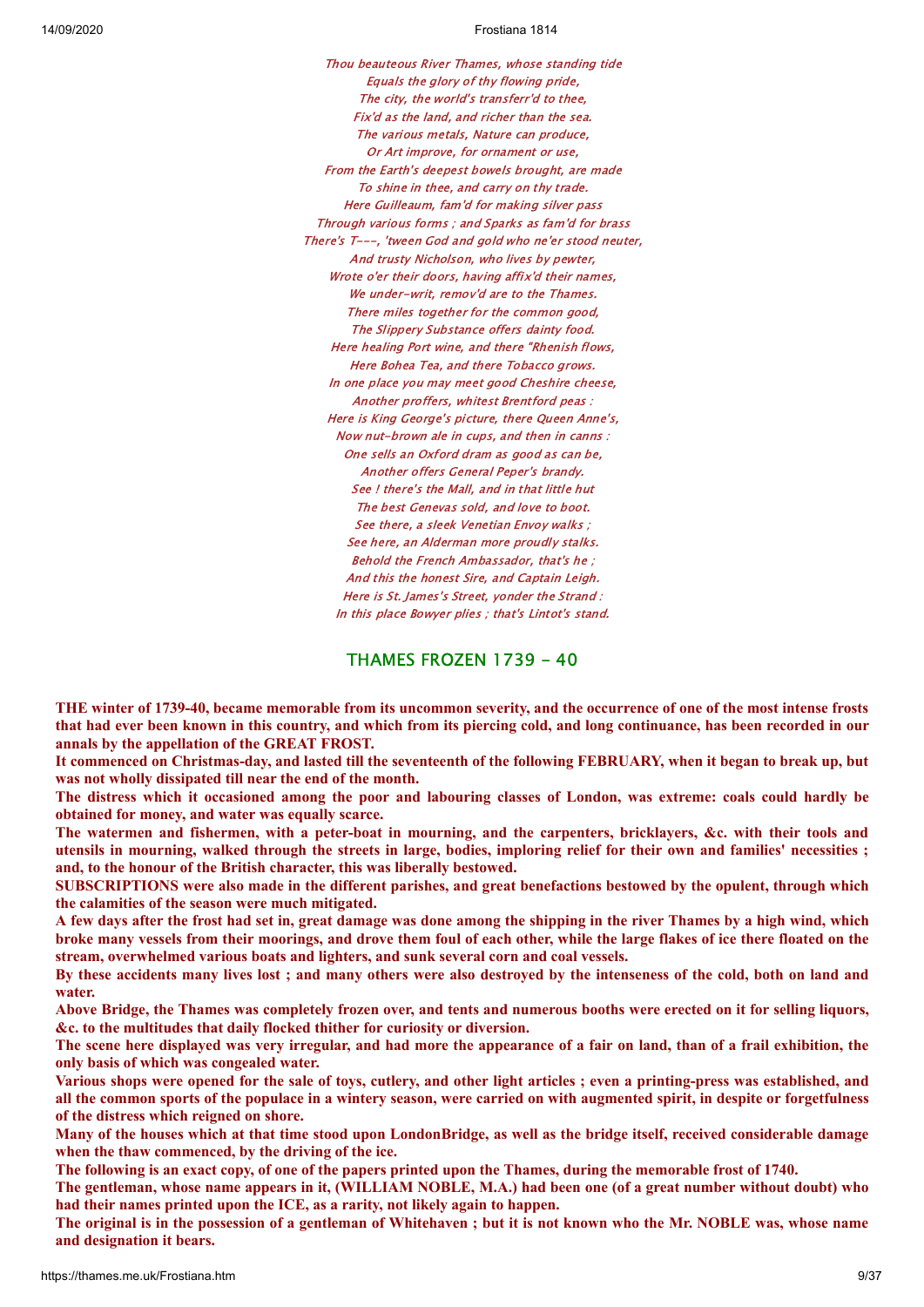*Thou beauteous River Thames, whose standing tide*
*Equals the glory of thy flowing pride,*
*The city, the world's transferr'd to thee,*
*Fix'd as the land, and richer than the sea.*
*The various metals, Nature can produce,*
*Or Art improve, for ornament or use,*
*From the Earth's deepest bowels brought, are made*
*To shine in thee, and carry on thy trade.*
*Here Guilleaum, fam'd for making silver pass*
*Through various forms ; and Sparks as fam'd for brass*
*There's T---, 'tween God and gold who ne'er stood neuter,*
*And trusty Nicholson, who lives by pewter,*
*Wrote o'er their doors, having affix'd their names,*
*We under-writ, remov'd are to the Thames.*
*There miles together for the common good,*
*The Slippery Substance offers dainty food.*
*Here healing Port wine, and there "Rhenish flows,*
*Here Bohea Tea, and there Tobacco grows.*
*In one place you may meet good Cheshire cheese,*
*Another proffers, whitest Brentford peas :*
*Here is King George's picture, there Queen Anne's,*
*Now nut-brown ale in cups, and then in canns :*
*One sells an Oxford dram as good as can be,*
*Another offers General Peper's brandy.*
*See ! there's the Mall, and in that little hut*
*The best Genevas sold, and love to boot.*
*See there, a sleek Venetian Envoy walks ;*
*See here, an Alderman more proudly stalks.*
*Behold the French Ambassador, that's he ;*
*And this the honest Sire, and Captain Leigh.*
*Here is St. James's Street, yonder the Strand :*
*In this place Bowyer plies ; that's Lintot's stand.*

## THAMES FROZEN 1739 - 40

**THE winter of 1739-40, became memorable from its uncommon severity, and the occurrence of one of the most intense frosts that had ever been known in this country, and which from its piercing cold, and long continuance, has been recorded in our annals by the appellation of the GREAT FROST.**

**It commenced on Christmas-day, and lasted till the seventeenth of the following FEBRUARY, when it began to break up, but was not wholly dissipated till near the end of the month.**

**The distress which it occasioned among the poor and labouring classes of London, was extreme: coals could hardly be obtained for money, and water was equally scarce.**

**The watermen and fishermen, with a peter-boat in mourning, and the carpenters, bricklayers, &c. with their tools and utensils in mourning, walked through the streets in large, bodies, imploring relief for their own and families' necessities ; and, to the honour of the British character, this was liberally bestowed.**

**SUBSCRIPTIONS were also made in the different parishes, and great benefactions bestowed by the opulent, through which the calamities of the season were much mitigated.**

**A few days after the frost had set in, great damage was done among the shipping in the river Thames by a high wind, which broke many vessels from their moorings, and drove them foul of each other, while the large flakes of ice there floated on the stream, overwhelmed various boats and lighters, and sunk several corn and coal vessels.**

**By these accidents many lives lost ; and many others were also destroyed by the intenseness of the cold, both on land and water.**

**Above Bridge, the Thames was completely frozen over, and tents and numerous booths were erected on it for selling liquors, &c. to the multitudes that daily flocked thither for curiosity or diversion.**

**The scene here displayed was very irregular, and had more the appearance of a fair on land, than of a frail exhibition, the only basis of which was congealed water.**

**Various shops were opened for the sale of toys, cutlery, and other light articles ; even a printing-press was established, and all the common sports of the populace in a wintery season, were carried on with augmented spirit, in despite or forgetfulness of the distress which reigned on shore.**

**Many of the houses which at that time stood upon LondonBridge, as well as the bridge itself, received considerable damage when the thaw commenced, by the driving of the ice.**

**The following is an exact copy, of one of the papers printed upon the Thames, during the memorable frost of 1740.**

**The gentleman, whose name appears in it, (WILLIAM NOBLE, M.A.) had been one (of a great number without doubt) who had their names printed upon the ICE, as a rarity, not likely again to happen.**

**The original is in the possession of a gentleman of Whitehaven ; but it is not known who the Mr. NOBLE was, whose name and designation it bears.**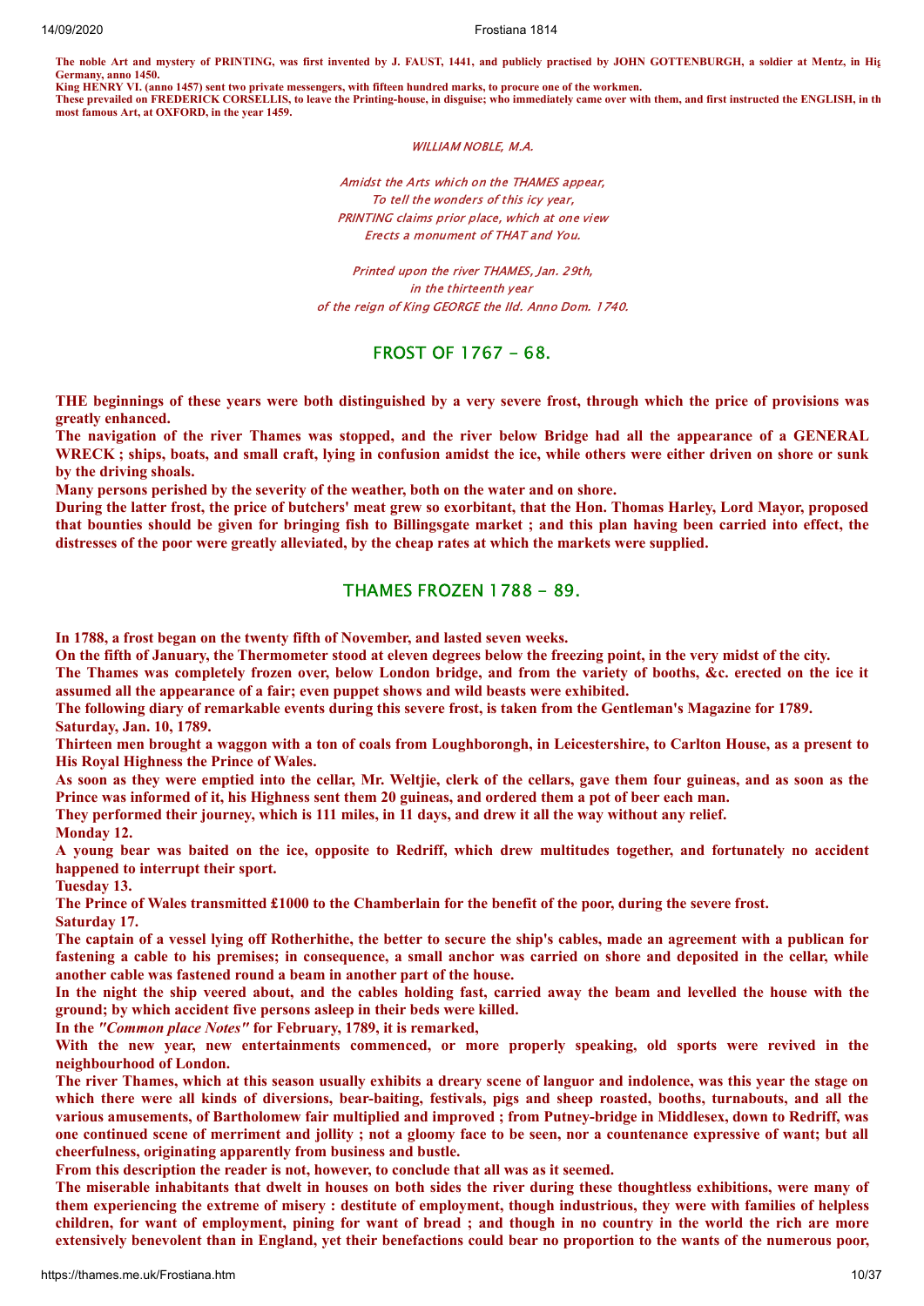**The noble Art and mystery of PRINTING, was first invented by J. FAUST, 1441, and publicly practised by JOHN GOTTENBURGH, a soldier at Mentz, in Hig Germany, anno 1450.**
**King HENRY VI. (anno 1457) sent two private messengers, with fifteen hundred marks, to procure one of the workmen.**
**These prevailed on FREDERICK CORSELLIS, to leave the Printing-house, in disguise; who immediately came over with them, and first instructed the ENGLISH, in th most famous Art, at OXFORD, in the year 1459.**

*WILLIAM NOBLE, M.A.*

*Amidst the Arts which on the THAMES appear,*
*To tell the wonders of this icy year,*
*PRINTING claims prior place, which at one view*
*Erects a monument of THAT and You.*

*Printed upon the river THAMES, Jan. 29th,*
*in the thirteenth year*
*of the reign of King GEORGE the IId. Anno Dom. 1740.*

## FROST OF 1767 - 68.

**THE beginnings of these years were both distinguished by a very severe frost, through which the price of provisions was greatly enhanced.**
**The navigation of the river Thames was stopped, and the river below Bridge had all the appearance of a GENERAL WRECK ; ships, boats, and small craft, lying in confusion amidst the ice, while others were either driven on shore or sunk by the driving shoals.**
**Many persons perished by the severity of the weather, both on the water and on shore.**
**During the latter frost, the price of butchers' meat grew so exorbitant, that the Hon. Thomas Harley, Lord Mayor, proposed that bounties should be given for bringing fish to Billingsgate market ; and this plan having been carried into effect, the distresses of the poor were greatly alleviated, by the cheap rates at which the markets were supplied.**

## THAMES FROZEN 1788 - 89.

**In 1788, a frost began on the twenty fifth of November, and lasted seven weeks.**
**On the fifth of January, the Thermometer stood at eleven degrees below the freezing point, in the very midst of the city.**
**The Thames was completely frozen over, below London bridge, and from the variety of booths, &c. erected on the ice it assumed all the appearance of a fair; even puppet shows and wild beasts were exhibited.**
**The following diary of remarkable events during this severe frost, is taken from the Gentleman's Magazine for 1789.**
**Saturday, Jan. 10, 1789.**
**Thirteen men brought a waggon with a ton of coals from Loughborongh, in Leicestershire, to Carlton House, as a present to His Royal Highness the Prince of Wales.**
**As soon as they were emptied into the cellar, Mr. Weltjie, clerk of the cellars, gave them four guineas, and as soon as the Prince was informed of it, his Highness sent them 20 guineas, and ordered them a pot of beer each man.**
**They performed their journey, which is 111 miles, in 11 days, and drew it all the way without any relief.**
**Monday 12.**
**A young bear was baited on the ice, opposite to Redriff, which drew multitudes together, and fortunately no accident happened to interrupt their sport.**
**Tuesday 13.**
**The Prince of Wales transmitted £1000 to the Chamberlain for the benefit of the poor, during the severe frost.**
**Saturday 17.**
**The captain of a vessel lying off Rotherhithe, the better to secure the ship's cables, made an agreement with a publican for fastening a cable to his premises; in consequence, a small anchor was carried on shore and deposited in the cellar, while another cable was fastened round a beam in another part of the house.**
**In the night the ship veered about, and the cables holding fast, carried away the beam and levelled the house with the ground; by which accident five persons asleep in their beds were killed.**
**In the *"Common place Notes"* for February, 1789, it is remarked,**
**With the new year, new entertainments commenced, or more properly speaking, old sports were revived in the neighbourhood of London.**
**The river Thames, which at this season usually exhibits a dreary scene of languor and indolence, was this year the stage on which there were all kinds of diversions, bear-baiting, festivals, pigs and sheep roasted, booths, turnabouts, and all the various amusements, of Bartholomew fair multiplied and improved ; from Putney-bridge in Middlesex, down to Redriff, was one continued scene of merriment and jollity ; not a gloomy face to be seen, nor a countenance expressive of want; but all cheerfulness, originating apparently from business and bustle.**
**From this description the reader is not, however, to conclude that all was as it seemed.**
**The miserable inhabitants that dwelt in houses on both sides the river during these thoughtless exhibitions, were many of them experiencing the extreme of misery : destitute of employment, though industrious, they were with families of helpless children, for want of employment, pining for want of bread ; and though in no country in the world the rich are more extensively benevolent than in England, yet their benefactions could bear no proportion to the wants of the numerous poor,**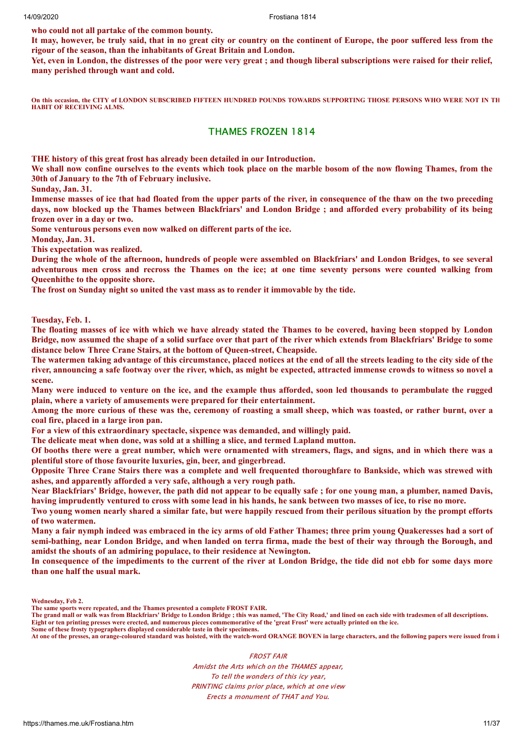**who could not all partake of the common bounty.**

**It may, however, be truly said, that in no great city or country on the continent of Europe, the poor suffered less from the rigour of the season, than the inhabitants of Great Britain and London.**

**Yet, even in London, the distresses of the poor were very great ; and though liberal subscriptions were raised for their relief, many perished through want and cold.**

**On this occasion, the CITY of LONDON SUBSCRIBED FIFTEEN HUNDRED POUNDS TOWARDS SUPPORTING THOSE PERSONS WHO WERE NOT IN TH HABIT OF RECEIVING ALMS.**

## THAMES FROZEN 1814

**THE history of this great frost has already been detailed in our Introduction.**

**We shall now confine ourselves to the events which took place on the marble bosom of the now flowing Thames, from the 30th of January to the 7th of February inclusive.**

**Sunday, Jan. 31.**

**Immense masses of ice that had floated from the upper parts of the river, in consequence of the thaw on the two preceding days, now blocked up the Thames between Blackfriars' and London Bridge ; and afforded every probability of its being frozen over in a day or two.**

**Some venturous persons even now walked on different parts of the ice.**

**Monday, Jan. 31.**

**This expectation was realized.**

**During the whole of the afternoon, hundreds of people were assembled on Blackfriars' and London Bridges, to see several adventurous men cross and recross the Thames on the ice; at one time seventy persons were counted walking from Queenhithe to the opposite shore.**

**The frost on Sunday night so united the vast mass as to render it immovable by the tide.**

**Tuesday, Feb. 1.**

**The floating masses of ice with which we have already stated the Thames to be covered, having been stopped by London Bridge, now assumed the shape of a solid surface over that part of the river which extends from Blackfriars' Bridge to some distance below Three Crane Stairs, at the bottom of Queen-street, Cheapside.**

**The watermen taking advantage of this circumstance, placed notices at the end of all the streets leading to the city side of the river, announcing a safe footway over the river, which, as might be expected, attracted immense crowds to witness so novel a scene.**

**Many were induced to venture on the ice, and the example thus afforded, soon led thousands to perambulate the rugged plain, where a variety of amusements were prepared for their entertainment.**

**Among the more curious of these was the, ceremony of roasting a small sheep, which was toasted, or rather burnt, over a coal fire, placed in a large iron pan.**

**For a view of this extraordinary spectacle, sixpence was demanded, and willingly paid.**

**The delicate meat when done, was sold at a shilling a slice, and termed Lapland mutton.**

**Of booths there were a great number, which were ornamented with streamers, flags, and signs, and in which there was a plentiful store of those favourite luxuries, gin, beer, and gingerbread.**

**Opposite Three Crane Stairs there was a complete and well frequented thoroughfare to Bankside, which was strewed with ashes, and apparently afforded a very safe, although a very rough path.**

**Near Blackfriars' Bridge, however, the path did not appear to be equally safe ; for one young man, a plumber, named Davis, having imprudently ventured to cross with some lead in his hands, he sank between two masses of ice, to rise no more.**

**Two young women nearly shared a similar fate, but were happily rescued from their perilous situation by the prompt efforts of two watermen.**

**Many a fair nymph indeed was embraced in the icy arms of old Father Thames; three prim young Quakeresses had a sort of semi-bathing, near London Bridge, and when landed on terra firma, made the best of their way through the Borough, and amidst the shouts of an admiring populace, to their residence at Newington.**

**In consequence of the impediments to the current of the river at London Bridge, the tide did not ebb for some days more than one half the usual mark.**

**Wednesday, Feb 2.**

**The same sports were repeated, and the Thames presented a complete FROST FAIR.**

**The grand mall or walk was from Blackfriars' Bridge to London Bridge ; this was named, 'The City Road,' and lined on each side with tradesmen of all descriptions.**

**Eight or ten printing presses were erected, and numerous pieces commemorative of the 'great Frost' were actually printed on the ice.**

**Some of these frosty typographers displayed considerable taste in their specimens.**

**At one of the presses, an orange-coloured standard was hoisted, with the watch-word ORANGE BOVEN in large characters, and the following papers were issued from i**

*FROST FAIR*

*Amidst the Arts which on the THAMES appear,*
*To tell the wonders of this icy year,*
*PRINTING claims prior place, which at one view*
*Erects a monument of THAT and You.*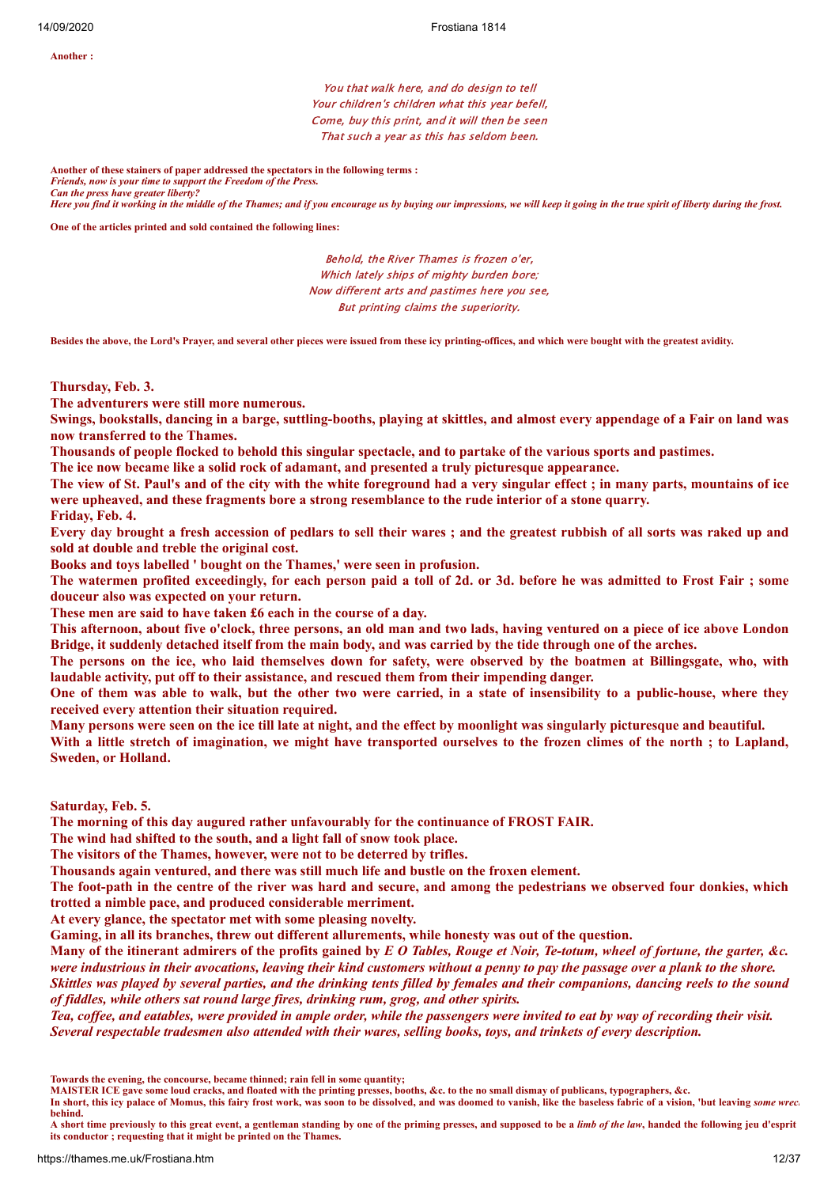**Another :**

*You that walk here, and do design to tell*
*Your children's children what this year befell,*
*Come, buy this print, and it will then be seen*
*That such a year as this has seldom been.*

**Another of these stainers of paper addressed the spectators in the following terms :**
***Friends, now is your time to support the Freedom of the Press.***
***Can the press have greater liberty?***
***Here you find it working in the middle of the Thames; and if you encourage us by buying our impressions, we will keep it going in the true spirit of liberty during the frost.***

**One of the articles printed and sold contained the following lines:**

*Behold, the River Thames is frozen o'er,*
*Which lately ships of mighty burden bore;*
*Now different arts and pastimes here you see,*
*But printing claims the superiority.*

**Besides the above, the Lord's Prayer, and several other pieces were issued from these icy printing-offices, and which were bought with the greatest avidity.**

**Thursday, Feb. 3.**
**The adventurers were still more numerous.**
**Swings, bookstalls, dancing in a barge, suttling-booths, playing at skittles, and almost every appendage of a Fair on land was now transferred to the Thames.**
**Thousands of people flocked to behold this singular spectacle, and to partake of the various sports and pastimes.**
**The ice now became like a solid rock of adamant, and presented a truly picturesque appearance.**
**The view of St. Paul's and of the city with the white foreground had a very singular effect ; in many parts, mountains of ice were upheaved, and these fragments bore a strong resemblance to the rude interior of a stone quarry.**
**Friday, Feb. 4.**
**Every day brought a fresh accession of pedlars to sell their wares ; and the greatest rubbish of all sorts was raked up and sold at double and treble the original cost.**
**Books and toys labelled ' bought on the Thames,' were seen in profusion.**
**The watermen profited exceedingly, for each person paid a toll of 2d. or 3d. before he was admitted to Frost Fair ; some douceur also was expected on your return.**
**These men are said to have taken £6 each in the course of a day.**
**This afternoon, about five o'clock, three persons, an old man and two lads, having ventured on a piece of ice above London Bridge, it suddenly detached itself from the main body, and was carried by the tide through one of the arches.**
**The persons on the ice, who laid themselves down for safety, were observed by the boatmen at Billingsgate, who, with laudable activity, put off to their assistance, and rescued them from their impending danger.**
**One of them was able to walk, but the other two were carried, in a state of insensibility to a public-house, where they received every attention their situation required.**
**Many persons were seen on the ice till late at night, and the effect by moonlight was singularly picturesque and beautiful.**
**With a little stretch of imagination, we might have transported ourselves to the frozen climes of the north ; to Lapland, Sweden, or Holland.**

**Saturday, Feb. 5.**
**The morning of this day augured rather unfavourably for the continuance of FROST FAIR.**
**The wind had shifted to the south, and a light fall of snow took place.**
**The visitors of the Thames, however, were not to be deterred by trifles.**
**Thousands again ventured, and there was still much life and bustle on the froxen element.**
**The foot-path in the centre of the river was hard and secure, and among the pedestrians we observed four donkies, which trotted a nimble pace, and produced considerable merriment.**
**At every glance, the spectator met with some pleasing novelty.**
**Gaming, in all its branches, threw out different allurements, while honesty was out of the question.**
**Many of the itinerant admirers of the profits gained by** ***E O Tables, Rouge et Noir, Te-totum, wheel of fortune, the garter, &c. were industrious in their avocations, leaving their kind customers without a penny to pay the passage over a plank to the shore.***
***Skittles was played by several parties, and the drinking tents filled by females and their companions, dancing reels to the sound of fiddles, while others sat round large fires, drinking rum, grog, and other spirits.***
***Tea, coffee, and eatables, were provided in ample order, while the passengers were invited to eat by way of recording their visit.***
***Several respectable tradesmen also attended with their wares, selling books, toys, and trinkets of every description.***

**Towards the evening, the concourse, became thinned; rain fell in some quantity;**
**MAISTER ICE gave some loud cracks, and floated with the printing presses, booths, &c. to the no small dismay of publicans, typographers, &c.**
**In short, this icy palace of Momus, this fairy frost work, was soon to be dissolved, and was doomed to vanish, like the baseless fabric of a vision, 'but leaving** ***some wreck*** **behind.**
**A short time previously to this great event, a gentleman standing by one of the priming presses, and supposed to be a** ***limb of the law*****, handed the following jeu d'esprit to its conductor ; requesting that it might be printed on the Thames.**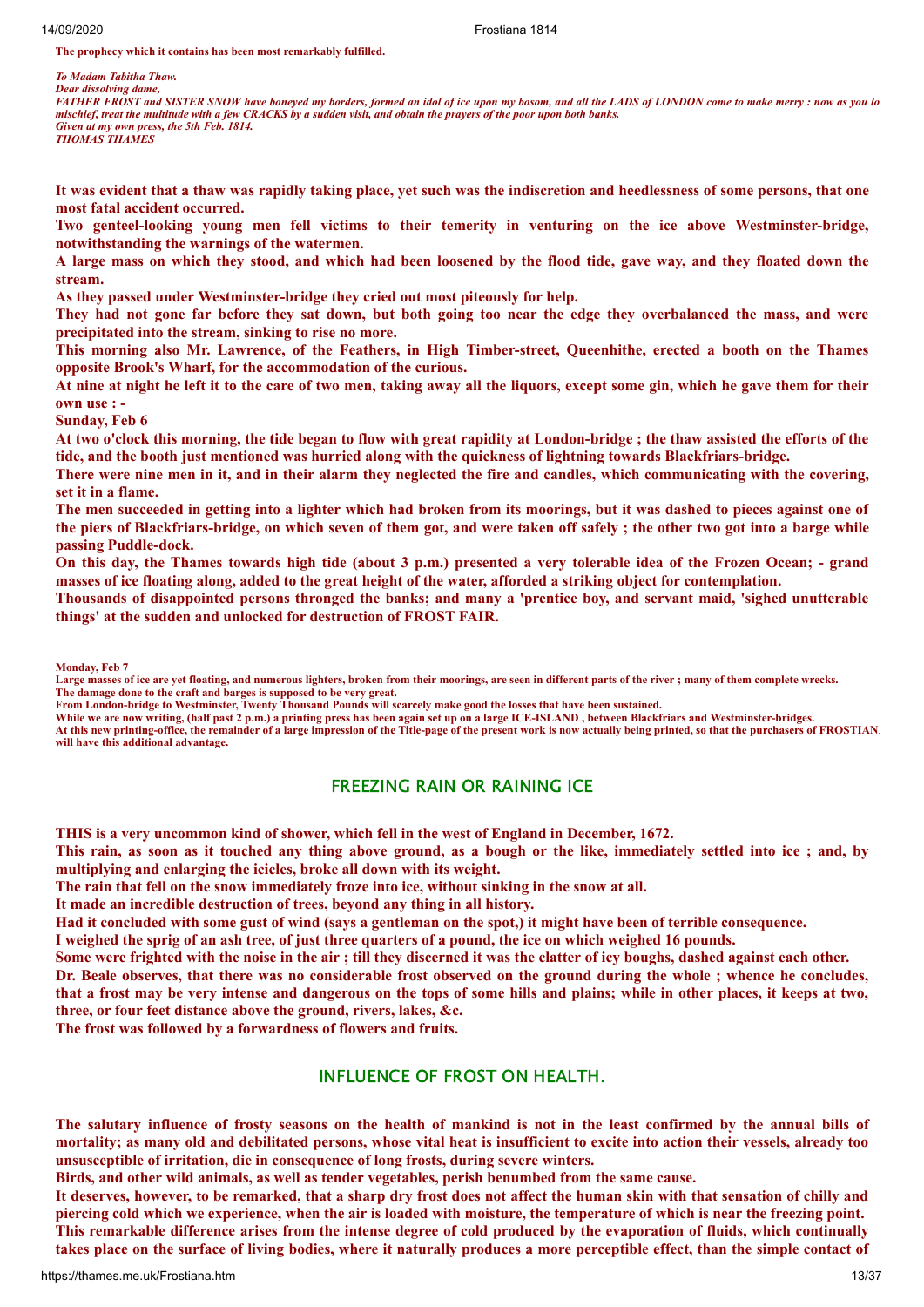**The prophecy which it contains has been most remarkably fulfilled.**

***To Madam Tabitha Thaw.***
***Dear dissolving dame,***
***FATHER FROST and SISTER SNOW have boneyed my borders, formed an idol of ice upon my bosom, and all the LADS of LONDON come to make merry : now as you lo mischief, treat the multitude with a few CRACKS by a sudden visit, and obtain the prayers of the poor upon both banks.***
***Given at my own press, the 5th Feb. 1814.***
***THOMAS THAMES***

**It was evident that a thaw was rapidly taking place, yet such was the indiscretion and heedlessness of some persons, that one most fatal accident occurred.**

**Two genteel-looking young men fell victims to their temerity in venturing on the ice above Westminster-bridge, notwithstanding the warnings of the watermen.**

**A large mass on which they stood, and which had been loosened by the flood tide, gave way, and they floated down the stream.**

**As they passed under Westminster-bridge they cried out most piteously for help.**

**They had not gone far before they sat down, but both going too near the edge they overbalanced the mass, and were precipitated into the stream, sinking to rise no more.**

**This morning also Mr. Lawrence, of the Feathers, in High Timber-street, Queenhithe, erected a booth on the Thames opposite Brook's Wharf, for the accommodation of the curious.**

**At nine at night he left it to the care of two men, taking away all the liquors, except some gin, which he gave them for their own use : -**

**Sunday, Feb 6**

**At two o'clock this morning, the tide began to flow with great rapidity at London-bridge ; the thaw assisted the efforts of the tide, and the booth just mentioned was hurried along with the quickness of lightning towards Blackfriars-bridge.**

**There were nine men in it, and in their alarm they neglected the fire and candles, which communicating with the covering, set it in a flame.**

**The men succeeded in getting into a lighter which had broken from its moorings, but it was dashed to pieces against one of the piers of Blackfriars-bridge, on which seven of them got, and were taken off safely ; the other two got into a barge while passing Puddle-dock.**

**On this day, the Thames towards high tide (about 3 p.m.) presented a very tolerable idea of the Frozen Ocean; - grand masses of ice floating along, added to the great height of the water, afforded a striking object for contemplation.**

**Thousands of disappointed persons thronged the banks; and many a 'prentice boy, and servant maid, 'sighed unutterable things' at the sudden and unlocked for destruction of FROST FAIR.**

**Monday, Feb 7**

**Large masses of ice are yet floating, and numerous lighters, broken from their moorings, are seen in different parts of the river ; many of them complete wrecks.**
**The damage done to the craft and barges is supposed to be very great.**
**From London-bridge to Westminster, Twenty Thousand Pounds will scarcely make good the losses that have been sustained.**
**While we are now writing, (half past 2 p.m.) a printing press has been again set up on a large ICE-ISLAND , between Blackfriars and Westminster-bridges.**
**At this new printing-office, the remainder of a large impression of the Title-page of the present work is now actually being printed, so that the purchasers of FROSTIAN. will have this additional advantage.**

## FREEZING RAIN OR RAINING ICE

**THIS is a very uncommon kind of shower, which fell in the west of England in December, 1672.**

**This rain, as soon as it touched any thing above ground, as a bough or the like, immediately settled into ice ; and, by multiplying and enlarging the icicles, broke all down with its weight.**

**The rain that fell on the snow immediately froze into ice, without sinking in the snow at all.**

**It made an incredible destruction of trees, beyond any thing in all history.**

**Had it concluded with some gust of wind (says a gentleman on the spot,) it might have been of terrible consequence.**

**I weighed the sprig of an ash tree, of just three quarters of a pound, the ice on which weighed 16 pounds.**

**Some were frighted with the noise in the air ; till they discerned it was the clatter of icy boughs, dashed against each other.**

**Dr. Beale observes, that there was no considerable frost observed on the ground during the whole ; whence he concludes, that a frost may be very intense and dangerous on the tops of some hills and plains; while in other places, it keeps at two, three, or four feet distance above the ground, rivers, lakes, &c.**

**The frost was followed by a forwardness of flowers and fruits.**

## INFLUENCE OF FROST ON HEALTH.

**The salutary influence of frosty seasons on the health of mankind is not in the least confirmed by the annual bills of mortality; as many old and debilitated persons, whose vital heat is insufficient to excite into action their vessels, already too unsusceptible of irritation, die in consequence of long frosts, during severe winters.**

**Birds, and other wild animals, as well as tender vegetables, perish benumbed from the same cause.**

**It deserves, however, to be remarked, that a sharp dry frost does not affect the human skin with that sensation of chilly and piercing cold which we experience, when the air is loaded with moisture, the temperature of which is near the freezing point.**

**This remarkable difference arises from the intense degree of cold produced by the evaporation of fluids, which continually takes place on the surface of living bodies, where it naturally produces a more perceptible effect, than the simple contact of**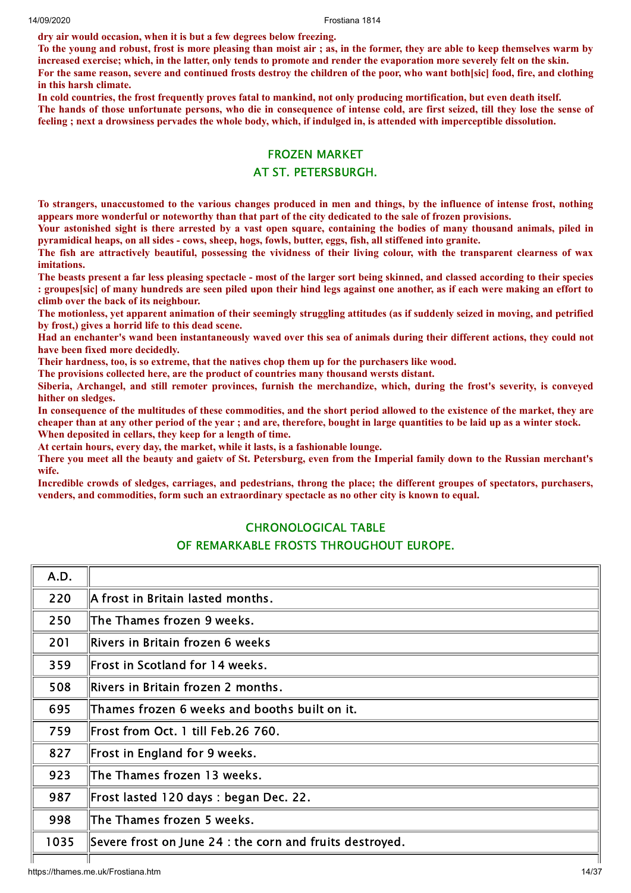**dry air would occasion, when it is but a few degrees below freezing.**

**To the young and robust, frost is more pleasing than moist air ; as, in the former, they are able to keep themselves warm by increased exercise; which, in the latter, only tends to promote and render the evaporation more severely felt on the skin.**

**For the same reason, severe and continued frosts destroy the children of the poor, who want both[sic] food, fire, and clothing in this harsh climate.**

**In cold countries, the frost frequently proves fatal to mankind, not only producing mortification, but even death itself.**

**The hands of those unfortunate persons, who die in consequence of intense cold, are first seized, till they lose the sense of feeling ; next a drowsiness pervades the whole body, which, if indulged in, is attended with imperceptible dissolution.**

## FROZEN MARKET
## AT ST. PETERSBURGH.

**To strangers, unaccustomed to the various changes produced in men and things, by the influence of intense frost, nothing appears more wonderful or noteworthy than that part of the city dedicated to the sale of frozen provisions.**

**Your astonished sight is there arrested by a vast open square, containing the bodies of many thousand animals, piled in pyramidical heaps, on all sides - cows, sheep, hogs, fowls, butter, eggs, fish, all stiffened into granite.**

**The fish are attractively beautiful, possessing the vividness of their living colour, with the transparent clearness of wax imitations.**

**The beasts present a far less pleasing spectacle - most of the larger sort being skinned, and classed according to their species : groupes[sic] of many hundreds are seen piled upon their hind legs against one another, as if each were making an effort to climb over the back of its neighbour.**

**The motionless, yet apparent animation of their seemingly struggling attitudes (as if suddenly seized in moving, and petrified by frost,) gives a horrid life to this dead scene.**

**Had an enchanter's wand been instantaneously waved over this sea of animals during their different actions, they could not have been fixed more decidedly.**

**Their hardness, too, is so extreme, that the natives chop them up for the purchasers like wood.**

**The provisions collected here, are the product of countries many thousand wersts distant.**

**Siberia, Archangel, and still remoter provinces, furnish the merchandize, which, during the frost's severity, is conveyed hither on sledges.**

**In consequence of the multitudes of these commodities, and the short period allowed to the existence of the market, they are cheaper than at any other period of the year ; and are, therefore, bought in large quantities to be laid up as a winter stock.**

**When deposited in cellars, they keep for a length of time.**

**At certain hours, every day, the market, while it lasts, is a fashionable lounge.**

**There you meet all the beauty and gaietv of St. Petersburg, even from the Imperial family down to the Russian merchant's wife.**

**Incredible crowds of sledges, carriages, and pedestrians, throng the place; the different groupes of spectators, purchasers, venders, and commodities, form such an extraordinary spectacle as no other city is known to equal.**

## CHRONOLOGICAL TABLE
## OF REMARKABLE FROSTS THROUGHOUT EUROPE.

| A.D. | |
|---|---|
| 220 | A frost in Britain lasted months. |
| 250 | The Thames frozen 9 weeks. |
| 201 | Rivers in Britain frozen 6 weeks |
| 359 | Frost in Scotland for 14 weeks. |
| 508 | Rivers in Britain frozen 2 months. |
| 695 | Thames frozen 6 weeks and booths built on it. |
| 759 | Frost from Oct. 1 till Feb.26 760. |
| 827 | Frost in England for 9 weeks. |
| 923 | The Thames frozen 13 weeks. |
| 987 | Frost lasted 120 days : began Dec. 22. |
| 998 | The Thames frozen 5 weeks. |
| 1035 | Severe frost on June 24 : the corn and fruits destroyed. |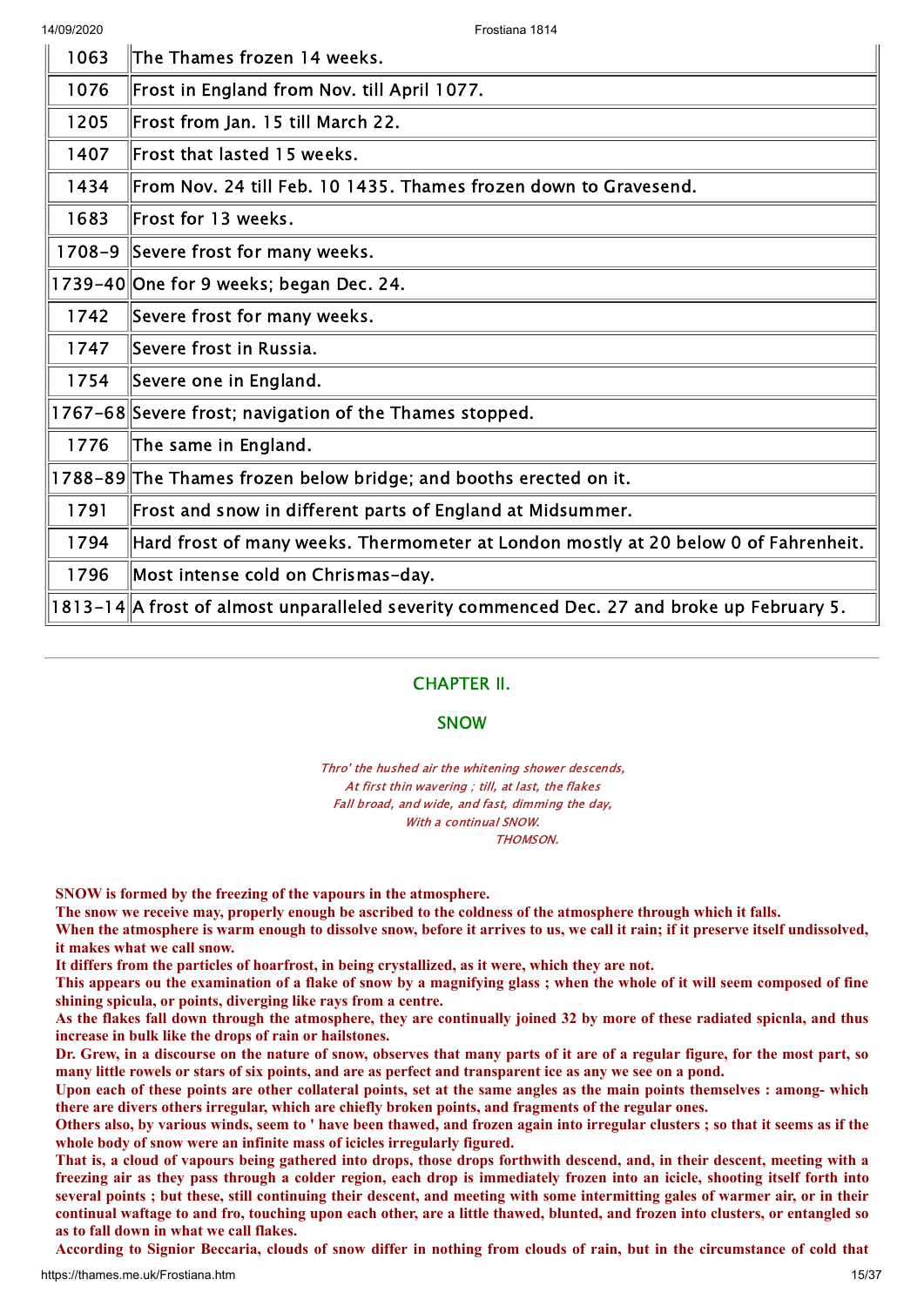| | |
|---|---|
| 1063 | The Thames frozen 14 weeks. |
| 1076 | Frost in England from Nov. till April 1077. |
| 1205 | Frost from Jan. 15 till March 22. |
| 1407 | Frost that lasted 15 weeks. |
| 1434 | From Nov. 24 till Feb. 10 1435. Thames frozen down to Gravesend. |
| 1683 | Frost for 13 weeks. |
| 1708-9 | Severe frost for many weeks. |
| 1739-40 | One for 9 weeks; began Dec. 24. |
| 1742 | Severe frost for many weeks. |
| 1747 | Severe frost in Russia. |
| 1754 | Severe one in England. |
| 1767-68 | Severe frost; navigation of the Thames stopped. |
| 1776 | The same in England. |
| 1788-89 | The Thames frozen below bridge; and booths erected on it. |
| 1791 | Frost and snow in different parts of England at Midsummer. |
| 1794 | Hard frost of many weeks. Thermometer at London mostly at 20 below 0 of Fahrenheit. |
| 1796 | Most intense cold on Chrismas-day. |
| 1813-14 | A frost of almost unparalleled severity commenced Dec. 27 and broke up February 5. |

---

## CHAPTER II.

## SNOW

*Thro' the hushed air the whitening shower descends,*
*At first thin wavering ; till, at last, the flakes*
*Fall broad, and wide, and fast, dimming the day,*
*With a continual SNOW.*
*THOMSON.*

**SNOW is formed by the freezing of the vapours in the atmosphere.**

**The snow we receive may, properly enough be ascribed to the coldness of the atmosphere through which it falls.**

**When the atmosphere is warm enough to dissolve snow, before it arrives to us, we call it rain; if it preserve itself undissolved, it makes what we call snow.**

**It differs from the particles of hoarfrost, in being crystallized, as it were, which they are not.**

**This appears ou the examination of a flake of snow by a magnifying glass ; when the whole of it will seem composed of fine shining spicula, or points, diverging like rays from a centre.**

**As the flakes fall down through the atmosphere, they are continually joined 32 by more of these radiated spicnla, and thus increase in bulk like the drops of rain or hailstones.**

**Dr. Grew, in a discourse on the nature of snow, observes that many parts of it are of a regular figure, for the most part, so many little rowels or stars of six points, and are as perfect and transparent ice as any we see on a pond.**

**Upon each of these points are other collateral points, set at the same angles as the main points themselves : among- which there are divers others irregular, which are chiefly broken points, and fragments of the regular ones.**

**Others also, by various winds, seem to ' have been thawed, and frozen again into irregular clusters ; so that it seems as if the whole body of snow were an infinite mass of icicles irregularly figured.**

**That is, a cloud of vapours being gathered into drops, those drops forthwith descend, and, in their descent, meeting with a freezing air as they pass through a colder region, each drop is immediately frozen into an icicle, shooting itself forth into several points ; but these, still continuing their descent, and meeting with some intermitting gales of warmer air, or in their continual waftage to and fro, touching upon each other, are a little thawed, blunted, and frozen into clusters, or entangled so as to fall down in what we call flakes.**

**According to Signior Beccaria, clouds of snow differ in nothing from clouds of rain, but in the circumstance of cold that**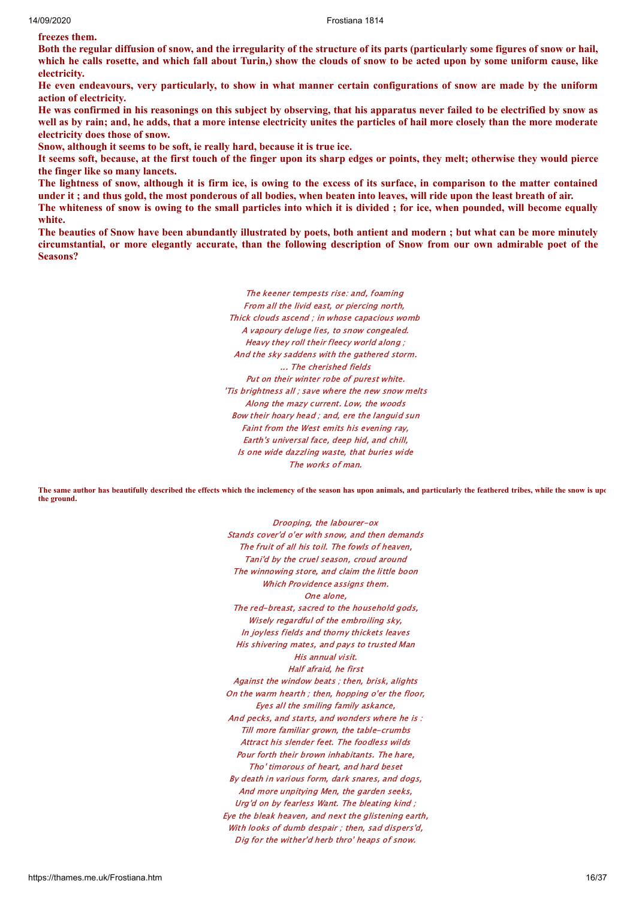**freezes them.**

**Both the regular diffusion of snow, and the irregularity of the structure of its parts (particularly some figures of snow or hail, which he calls rosette, and which fall about Turin,) show the clouds of snow to be acted upon by some uniform cause, like electricity.**

**He even endeavours, very particularly, to show in what manner certain configurations of snow are made by the uniform action of electricity.**

**He was confirmed in his reasonings on this subject by observing, that his apparatus never failed to be electrified by snow as well as by rain; and, he adds, that a more intense electricity unites the particles of hail more closely than the more moderate electricity does those of snow.**

**Snow, although it seems to be soft, ie really hard, because it is true ice.**

**It seems soft, because, at the first touch of the finger upon its sharp edges or points, they melt; otherwise they would pierce the finger like so many lancets.**

**The lightness of snow, although it is firm ice, is owing to the excess of its surface, in comparison to the matter contained under it ; and thus gold, the most ponderous of all bodies, when beaten into leaves, will ride upon the least breath of air.**

**The whiteness of snow is owing to the small particles into which it is divided ; for ice, when pounded, will become equally white.**

**The beauties of Snow have been abundantly illustrated by poets, both antient and modern ; but what can be more minutely circumstantial, or more elegantly accurate, than the following description of Snow from our own admirable poet of the Seasons?**

*The keener tempests rise: and, foaming*
*From all the livid east, or piercing north,*
*Thick clouds ascend ; in whose capacious womb*
*A vapoury deluge lies, to snow congealed.*
*Heavy they roll their fleecy world along ;*
*And the sky saddens with the gathered storm.*
*... The cherished fields*
*Put on their winter robe of purest white.*
*'Tis brightness all ; save where the new snow melts*
*Along the mazy current. Low, the woods*
*Bow their hoary head ; and, ere the languid sun*
*Faint from the West emits his evening ray,*
*Earth's universal face, deep hid, and chill,*
*Is one wide dazzling waste, that buries wide*
*The works of man.*

**The same author has beautifully described the effects which the inclemency of the season has upon animals, and particularly the feathered tribes, while the snow is upon the ground.**

*Drooping, the labourer-ox*
*Stands cover'd o'er with snow, and then demands*
*The fruit of all his toil. The fowls of heaven,*
*Tani'd by the cruel season, croud around*
*The winnowing store, and claim the little boon*
*Which Providence assigns them.*
*One alone,*
*The red-breast, sacred to the household gods,*
*Wisely regardful of the embroiling sky,*
*In joyless fields and thorny thickets leaves*
*His shivering mates, and pays to trusted Man*
*His annual visit.*
*Half afraid, he first*
*Against the window beats ; then, brisk, alights*
*On the warm hearth ; then, hopping o'er the floor,*
*Eyes all the smiling family askance,*
*And pecks, and starts, and wonders where he is :*
*Till more familiar grown, the table-crumbs*
*Attract his slender feet. The foodless wilds*
*Pour forth their brown inhabitants. The hare,*
*Tho' timorous of heart, and hard beset*
*By death in various form, dark snares, and dogs,*
*And more unpitying Men, the garden seeks,*
*Urg'd on by fearless Want. The bleating kind ;*
*Eye the bleak heaven, and next the glistening earth,*
*With looks of dumb despair ; then, sad dispers'd,*
*Dig for the wither'd herb thro' heaps of snow.*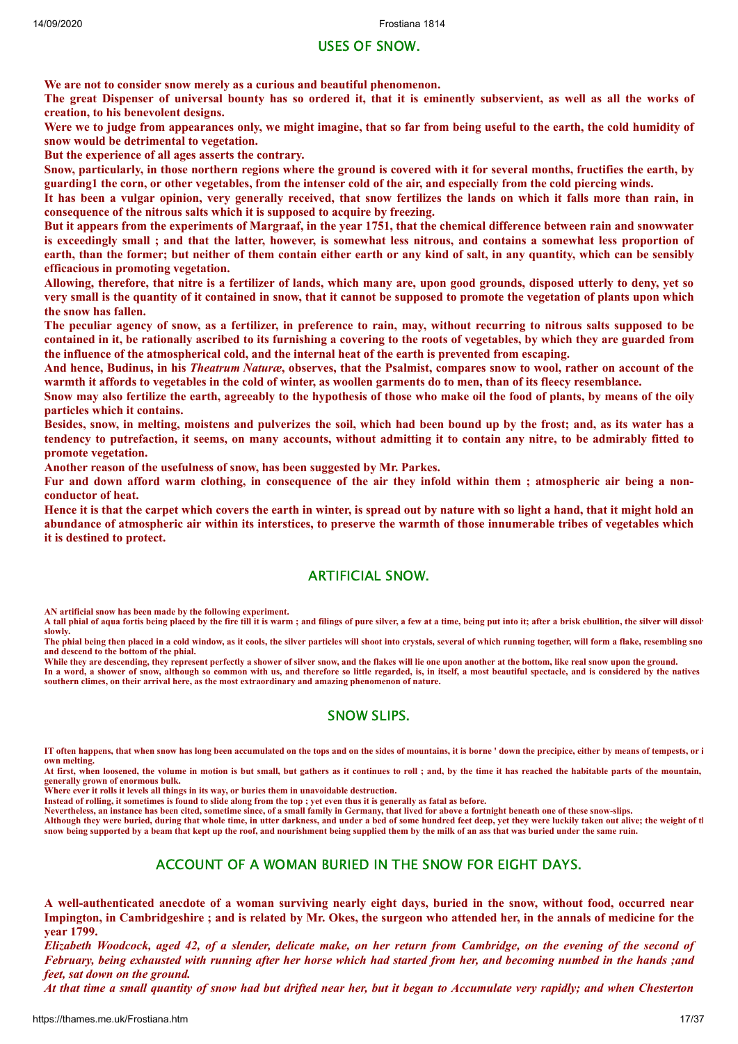## USES OF SNOW.

**We are not to consider snow merely as a curious and beautiful phenomenon.**

**The great Dispenser of universal bounty has so ordered it, that it is eminently subservient, as well as all the works of creation, to his benevolent designs.**

**Were we to judge from appearances only, we might imagine, that so far from being useful to the earth, the cold humidity of snow would be detrimental to vegetation.**

**But the experience of all ages asserts the contrary.**

**Snow, particularly, in those northern regions where the ground is covered with it for several months, fructifies the earth, by guarding1 the corn, or other vegetables, from the intenser cold of the air, and especially from the cold piercing winds.**

**It has been a vulgar opinion, very generally received, that snow fertilizes the lands on which it falls more than rain, in consequence of the nitrous salts which it is supposed to acquire by freezing.**

**But it appears from the experiments of Margraaf, in the year 1751, that the chemical difference between rain and snowwater is exceedingly small ; and that the latter, however, is somewhat less nitrous, and contains a somewhat less proportion of earth, than the former; but neither of them contain either earth or any kind of salt, in any quantity, which can be sensibly efficacious in promoting vegetation.**

**Allowing, therefore, that nitre is a fertilizer of lands, which many are, upon good grounds, disposed utterly to deny, yet so very small is the quantity of it contained in snow, that it cannot be supposed to promote the vegetation of plants upon which the snow has fallen.**

**The peculiar agency of snow, as a fertilizer, in preference to rain, may, without recurring to nitrous salts supposed to be contained in it, be rationally ascribed to its furnishing a covering to the roots of vegetables, by which they are guarded from the influence of the atmospherical cold, and the internal heat of the earth is prevented from escaping.**

**And hence, Budinus, in his *Theatrum Naturæ*, observes, that the Psalmist, compares snow to wool, rather on account of the warmth it affords to vegetables in the cold of winter, as woollen garments do to men, than of its fleecy resemblance.**

**Snow may also fertilize the earth, agreeably to the hypothesis of those who make oil the food of plants, by means of the oily particles which it contains.**

**Besides, snow, in melting, moistens and pulverizes the soil, which had been bound up by the frost; and, as its water has a tendency to putrefaction, it seems, on many accounts, without admitting it to contain any nitre, to be admirably fitted to promote vegetation.**

**Another reason of the usefulness of snow, has been suggested by Mr. Parkes.**

**Fur and down afford warm clothing, in consequence of the air they infold within them ; atmospheric air being a non-conductor of heat.**

**Hence it is that the carpet which covers the earth in winter, is spread out by nature with so light a hand, that it might hold an abundance of atmospheric air within its interstices, to preserve the warmth of those innumerable tribes of vegetables which it is destined to protect.**

## ARTIFICIAL SNOW.

**AN artificial snow has been made by the following experiment.**

**A tall phial of aqua fortis being placed by the fire till it is warm ; and filings of pure silver, a few at a time, being put into it; after a brisk ebullition, the silver will dissol slowly.**

**The phial being then placed in a cold window, as it cools, the silver particles will shoot into crystals, several of which running together, will form a flake, resembling sno and descend to the bottom of the phial.**

**While they are descending, they represent perfectly a shower of silver snow, and the flakes will lie one upon another at the bottom, like real snow upon the ground.**

**In a word, a shower of snow, although so common with us, and therefore so little regarded, is, in itself, a most beautiful spectacle, and is considered by the natives southern climes, on their arrival here, as the most extraordinary and amazing phenomenon of nature.**

## SNOW SLIPS.

**IT often happens, that when snow has long been accumulated on the tops and on the sides of mountains, it is borne ' down the precipice, either by means of tempests, or i own melting.**

**At first, when loosened, the volume in motion is but small, but gathers as it continues to roll ; and, by the time it has reached the habitable parts of the mountain, generally grown of enormous bulk.**

**Where ever it rolls it levels all things in its way, or buries them in unavoidable destruction.**

**Instead of rolling, it sometimes is found to slide along from the top ; yet even thus it is generally as fatal as before.**

**Nevertheless, an instance has been cited, sometime since, of a small family in Germany, that lived for above a fortnight beneath one of these snow-slips.**

**Although they were buried, during that whole time, in utter darkness, and under a bed of some hundred feet deep, yet they were luckily taken out alive; the weight of tl snow being supported by a beam that kept up the roof, and nourishment being supplied them by the milk of an ass that was buried under the same ruin.**

## ACCOUNT OF A WOMAN BURIED IN THE SNOW FOR EIGHT DAYS.

**A well-authenticated anecdote of a woman surviving nearly eight days, buried in the snow, without food, occurred near Impington, in Cambridgeshire ; and is related by Mr. Okes, the surgeon who attended her, in the annals of medicine for the year 1799.**

***Elizabeth Woodcock, aged 42, of a slender, delicate make, on her return from Cambridge, on the evening of the second of February, being exhausted with running after her horse which had started from her, and becoming numbed in the hands ;and feet, sat down on the ground.***

***At that time a small quantity of snow had but drifted near her, but it began to Accumulate very rapidly; and when Chesterton***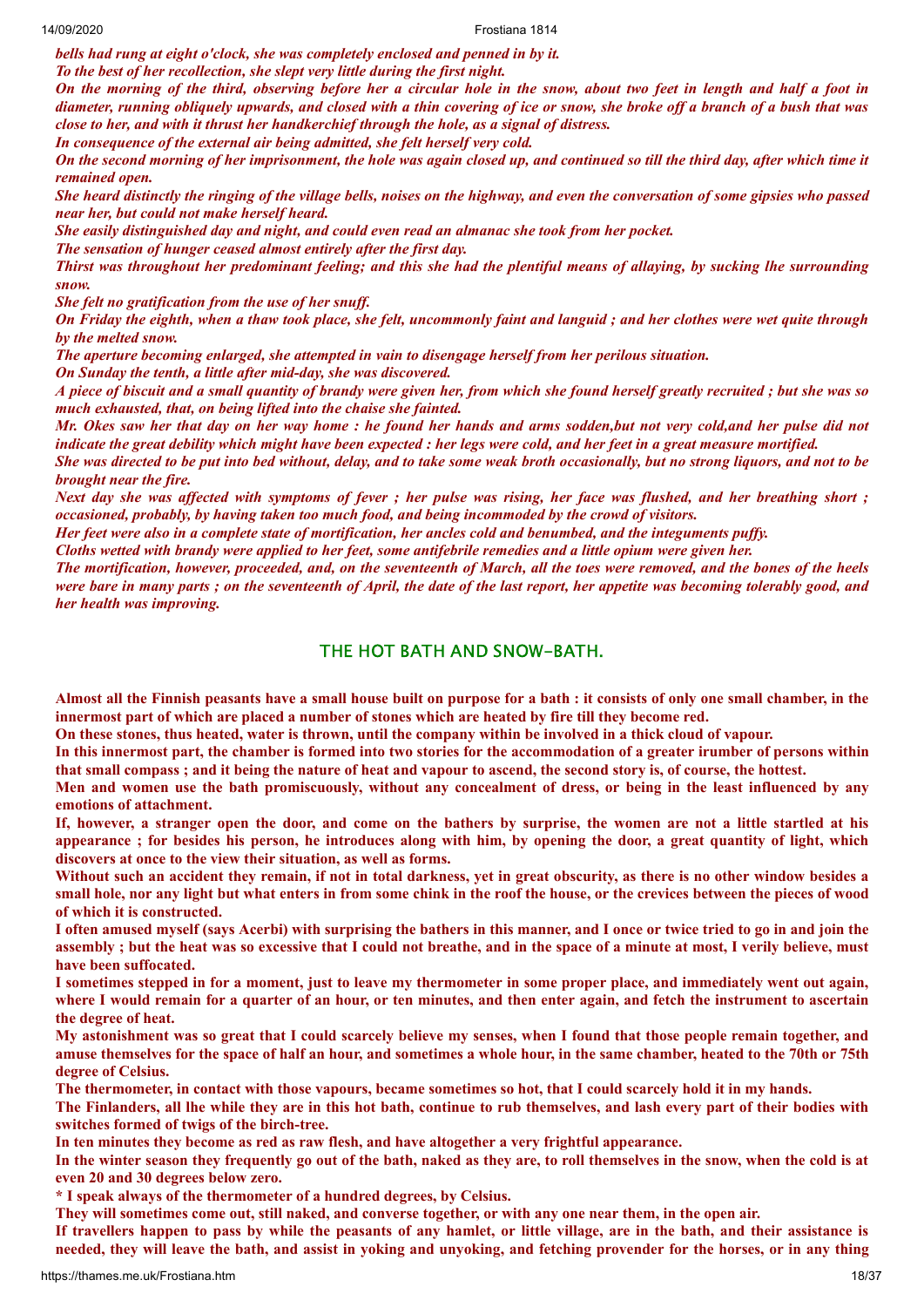*bells had rung at eight o'clock, she was completely enclosed and penned in by it.*

*To the best of her recollection, she slept very little during the first night.*

*On the morning of the third, observing before her a circular hole in the snow, about two feet in length and half a foot in diameter, running obliquely upwards, and closed with a thin covering of ice or snow, she broke off a branch of a bush that was close to her, and with it thrust her handkerchief through the hole, as a signal of distress.*

*In consequence of the external air being admitted, she felt herself very cold.*

*On the second morning of her imprisonment, the hole was again closed up, and continued so till the third day, after which time it remained open.*

*She heard distinctly the ringing of the village bells, noises on the highway, and even the conversation of some gipsies who passed near her, but could not make herself heard.*

*She easily distinguished day and night, and could even read an almanac she took from her pocket.*

*The sensation of hunger ceased almost entirely after the first day.*

*Thirst was throughout her predominant feeling; and this she had the plentiful means of allaying, by sucking lhe surrounding snow.*

*She felt no gratification from the use of her snuff.*

*On Friday the eighth, when a thaw took place, she felt, uncommonly faint and languid ; and her clothes were wet quite through by the melted snow.*

*The aperture becoming enlarged, she attempted in vain to disengage herself from her perilous situation.*

*On Sunday the tenth, a little after mid-day, she was discovered.*

*A piece of biscuit and a small quantity of brandy were given her, from which she found herself greatly recruited ; but she was so much exhausted, that, on being lifted into the chaise she fainted.*

*Mr. Okes saw her that day on her way home : he found her hands and arms sodden,but not very cold,and her pulse did not indicate the great debility which might have been expected : her legs were cold, and her feet in a great measure mortified.*

*She was directed to be put into bed without, delay, and to take some weak broth occasionally, but no strong liquors, and not to be brought near the fire.*

*Next day she was affected with symptoms of fever ; her pulse was rising, her face was flushed, and her breathing short ; occasioned, probably, by having taken too much food, and being incommoded by the crowd of visitors.*

*Her feet were also in a complete state of mortification, her ancles cold and benumbed, and the integuments puffy.*

*Cloths wetted with brandy were applied to her feet, some antifebrile remedies and a little opium were given her.*

*The mortification, however, proceeded, and, on the seventeenth of March, all the toes were removed, and the bones of the heels were bare in many parts ; on the seventeenth of April, the date of the last report, her appetite was becoming tolerably good, and her health was improving.*

## THE HOT BATH AND SNOW-BATH.

**Almost all the Finnish peasants have a small house built on purpose for a bath : it consists of only one small chamber, in the innermost part of which are placed a number of stones which are heated by fire till they become red.**

**On these stones, thus heated, water is thrown, until the company within be involved in a thick cloud of vapour.**

**In this innermost part, the chamber is formed into two stories for the accommodation of a greater irumber of persons within that small compass ; and it being the nature of heat and vapour to ascend, the second story is, of course, the hottest.**

**Men and women use the bath promiscuously, without any concealment of dress, or being in the least influenced by any emotions of attachment.**

**If, however, a stranger open the door, and come on the bathers by surprise, the women are not a little startled at his appearance ; for besides his person, he introduces along with him, by opening the door, a great quantity of light, which discovers at once to the view their situation, as well as forms.**

**Without such an accident they remain, if not in total darkness, yet in great obscurity, as there is no other window besides a small hole, nor any light but what enters in from some chink in the roof the house, or the crevices between the pieces of wood of which it is constructed.**

**I often amused myself (says Acerbi) with surprising the bathers in this manner, and I once or twice tried to go in and join the assembly ; but the heat was so excessive that I could not breathe, and in the space of a minute at most, I verily believe, must have been suffocated.**

**I sometimes stepped in for a moment, just to leave my thermometer in some proper place, and immediately went out again, where I would remain for a quarter of an hour, or ten minutes, and then enter again, and fetch the instrument to ascertain the degree of heat.**

**My astonishment was so great that I could scarcely believe my senses, when I found that those people remain together, and amuse themselves for the space of half an hour, and sometimes a whole hour, in the same chamber, heated to the 70th or 75th degree of Celsius.**

**The thermometer, in contact with those vapours, became sometimes so hot, that I could scarcely hold it in my hands.**

**The Finlanders, all lhe while they are in this hot bath, continue to rub themselves, and lash every part of their bodies with switches formed of twigs of the birch-tree.**

**In ten minutes they become as red as raw flesh, and have altogether a very frightful appearance.**

**In the winter season they frequently go out of the bath, naked as they are, to roll themselves in the snow, when the cold is at even 20 and 30 degrees below zero.**

**\* I speak always of the thermometer of a hundred degrees, by Celsius.**

**They will sometimes come out, still naked, and converse together, or with any one near them, in the open air.**

**If travellers happen to pass by while the peasants of any hamlet, or little village, are in the bath, and their assistance is needed, they will leave the bath, and assist in yoking and unyoking, and fetching provender for the horses, or in any thing**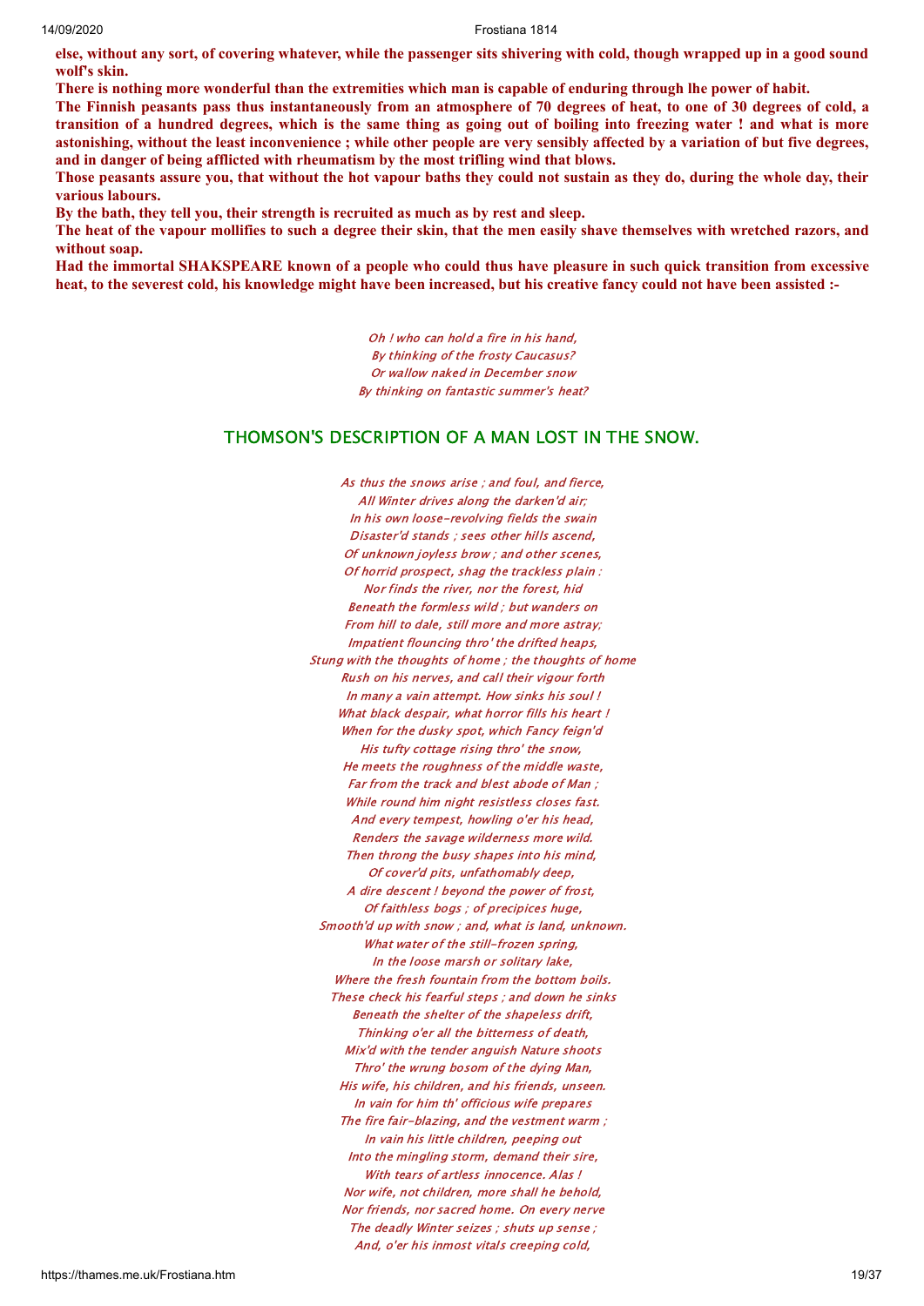**else, without any sort, of covering whatever, while the passenger sits shivering with cold, though wrapped up in a good sound wolf's skin.**

**There is nothing more wonderful than the extremities which man is capable of enduring through lhe power of habit.**

**The Finnish peasants pass thus instantaneously from an atmosphere of 70 degrees of heat, to one of 30 degrees of cold, a transition of a hundred degrees, which is the same thing as going out of boiling into freezing water ! and what is more astonishing, without the least inconvenience ; while other people are very sensibly affected by a variation of but five degrees, and in danger of being afflicted with rheumatism by the most trifling wind that blows.**

**Those peasants assure you, that without the hot vapour baths they could not sustain as they do, during the whole day, their various labours.**

**By the bath, they tell you, their strength is recruited as much as by rest and sleep.**

**The heat of the vapour mollifies to such a degree their skin, that the men easily shave themselves with wretched razors, and without soap.**

**Had the immortal SHAKSPEARE known of a people who could thus have pleasure in such quick transition from excessive heat, to the severest cold, his knowledge might have been increased, but his creative fancy could not have been assisted :-**

*Oh ! who can hold a fire in his hand,*
*By thinking of the frosty Caucasus?*
*Or wallow naked in December snow*
*By thinking on fantastic summer's heat?*

## THOMSON'S DESCRIPTION OF A MAN LOST IN THE SNOW.

*As thus the snows arise ; and foul, and fierce,*
*All Winter drives along the darken'd air;*
*In his own loose-revolving fields the swain*
*Disaster'd stands ; sees other hills ascend,*
*Of unknown joyless brow ; and other scenes,*
*Of horrid prospect, shag the trackless plain :*
*Nor finds the river, nor the forest, hid*
*Beneath the formless wild ; but wanders on*
*From hill to dale, still more and more astray;*
*Impatient flouncing thro' the drifted heaps,*
*Stung with the thoughts of home ; the thoughts of home*
*Rush on his nerves, and call their vigour forth*
*In many a vain attempt. How sinks his soul !*
*What black despair, what horror fills his heart !*
*When for the dusky spot, which Fancy feign'd*
*His tufty cottage rising thro' the snow,*
*He meets the roughness of the middle waste,*
*Far from the track and blest abode of Man ;*
*While round him night resistless closes fast.*
*And every tempest, howling o'er his head,*
*Renders the savage wilderness more wild.*
*Then throng the busy shapes into his mind,*
*Of cover'd pits, unfathomably deep,*
*A dire descent ! beyond the power of frost,*
*Of faithless bogs ; of precipices huge,*
*Smooth'd up with snow ; and, what is land, unknown.*
*What water of the still-frozen spring,*
*In the loose marsh or solitary lake,*
*Where the fresh fountain from the bottom boils.*
*These check his fearful steps ; and down he sinks*
*Beneath the shelter of the shapeless drift,*
*Thinking o'er all the bitterness of death,*
*Mix'd with the tender anguish Nature shoots*
*Thro' the wrung bosom of the dying Man,*
*His wife, his children, and his friends, unseen.*
*In vain for him th' officious wife prepares*
*The fire fair-blazing, and the vestment warm ;*
*In vain his little children, peeping out*
*Into the mingling storm, demand their sire,*
*With tears of artless innocence. Alas !*
*Nor wife, not children, more shall he behold,*
*Nor friends, nor sacred home. On every nerve*
*The deadly Winter seizes ; shuts up sense ;*
*And, o'er his inmost vitals creeping cold,*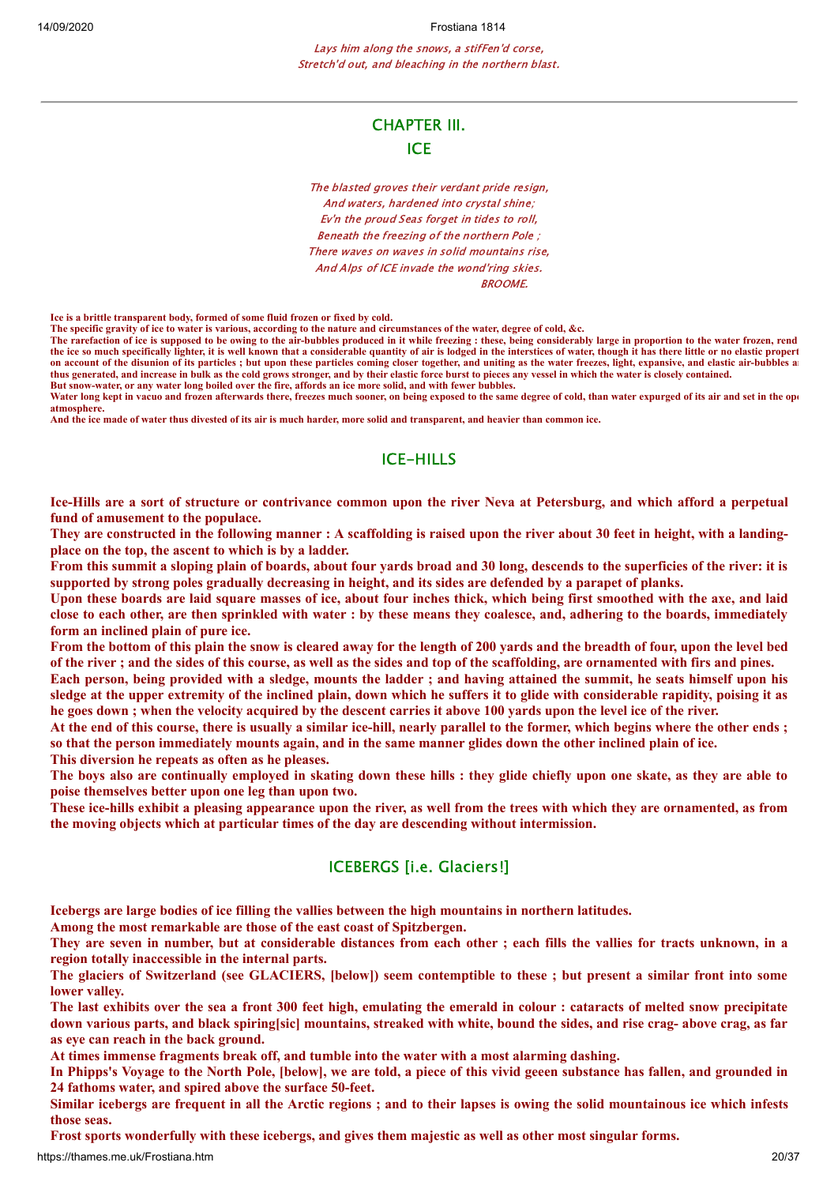*Lays him along the snows, a stiffen'd corse,*
*Stretch'd out, and bleaching in the northern blast.*

---

## CHAPTER III.
## ICE

*The blasted groves their verdant pride resign,*
*And waters, hardened into crystal shine;*
*Ev'n the proud Seas forget in tides to roll,*
*Beneath the freezing of the northern Pole ;*
*There waves on waves in solid mountains rise,*
*And Alps of ICE invade the wond'ring skies.*
*BROOME.*

**Ice is a brittle transparent body, formed of some fluid frozen or fixed by cold.**
**The specific gravity of ice to water is various, according to the nature and circumstances of the water, degree of cold, &c.**
**The rarefaction of ice is supposed to be owing to the air-bubbles produced in it while freezing : these, being considerably large in proportion to the water frozen, rend the ice so much specifically lighter, it is well known that a considerable quantity of air is lodged in the interstices of water, though it has there little or no elastic propert on account of the disunion of its particles ; but upon these particles coming closer together, and uniting as the water freezes, light, expansive, and elastic air-bubbles a thus generated, and increase in bulk as the cold grows stronger, and by their elastic force burst to pieces any vessel in which the water is closely contained.**
**But snow-water, or any water long boiled over the fire, affords an ice more solid, and with fewer bubbles.**
**Water long kept in vacuo and frozen afterwards there, freezes much sooner, on being exposed to the same degree of cold, than water expurged of its air and set in the ope atmosphere.**
**And the ice made of water thus divested of its air is much harder, more solid and transparent, and heavier than common ice.**

## ICE-HILLS

**Ice-Hills are a sort of structure or contrivance common upon the river Neva at Petersburg, and which afford a perpetual fund of amusement to the populace.**
**They are constructed in the following manner : A scaffolding is raised upon the river about 30 feet in height, with a landing-place on the top, the ascent to which is by a ladder.**
**From this summit a sloping plain of boards, about four yards broad and 30 long, descends to the superficies of the river: it is supported by strong poles gradually decreasing in height, and its sides are defended by a parapet of planks.**
**Upon these boards are laid square masses of ice, about four inches thick, which being first smoothed with the axe, and laid close to each other, are then sprinkled with water : by these means they coalesce, and, adhering to the boards, immediately form an inclined plain of pure ice.**
**From the bottom of this plain the snow is cleared away for the length of 200 yards and the breadth of four, upon the level bed of the river ; and the sides of this course, as well as the sides and top of the scaffolding, are ornamented with firs and pines.**
**Each person, being provided with a sledge, mounts the ladder ; and having attained the summit, he seats himself upon his sledge at the upper extremity of the inclined plain, down which he suffers it to glide with considerable rapidity, poising it as he goes down ; when the velocity acquired by the descent carries it above 100 yards upon the level ice of the river.**
**At the end of this course, there is usually a similar ice-hill, nearly parallel to the former, which begins where the other ends ; so that the person immediately mounts again, and in the same manner glides down the other inclined plain of ice.**
**This diversion he repeats as often as he pleases.**
**The boys also are continually employed in skating down these hills : they glide chiefly upon one skate, as they are able to poise themselves better upon one leg than upon two.**
**These ice-hills exhibit a pleasing appearance upon the river, as well from the trees with which they are ornamented, as from the moving objects which at particular times of the day are descending without intermission.**

## ICEBERGS [i.e. Glaciers!]

**Icebergs are large bodies of ice filling the vallies between the high mountains in northern latitudes.**
**Among the most remarkable are those of the east coast of Spitzbergen.**
**They are seven in number, but at considerable distances from each other ; each fills the vallies for tracts unknown, in a region totally inaccessible in the internal parts.**
**The glaciers of Switzerland (see GLACIERS, [below]) seem contemptible to these ; but present a similar front into some lower valley.**
**The last exhibits over the sea a front 300 feet high, emulating the emerald in colour : cataracts of melted snow precipitate down various parts, and black spiring[sic] mountains, streaked with white, bound the sides, and rise crag- above crag, as far as eye can reach in the back ground.**
**At times immense fragments break off, and tumble into the water with a most alarming dashing.**
**In Phipps's Voyage to the North Pole, [below], we are told, a piece of this vivid geeen substance has fallen, and grounded in 24 fathoms water, and spired above the surface 50-feet.**
**Similar icebergs are frequent in all the Arctic regions ; and to their lapses is owing the solid mountainous ice which infests those seas.**
**Frost sports wonderfully with these icebergs, and gives them majestic as well as other most singular forms.**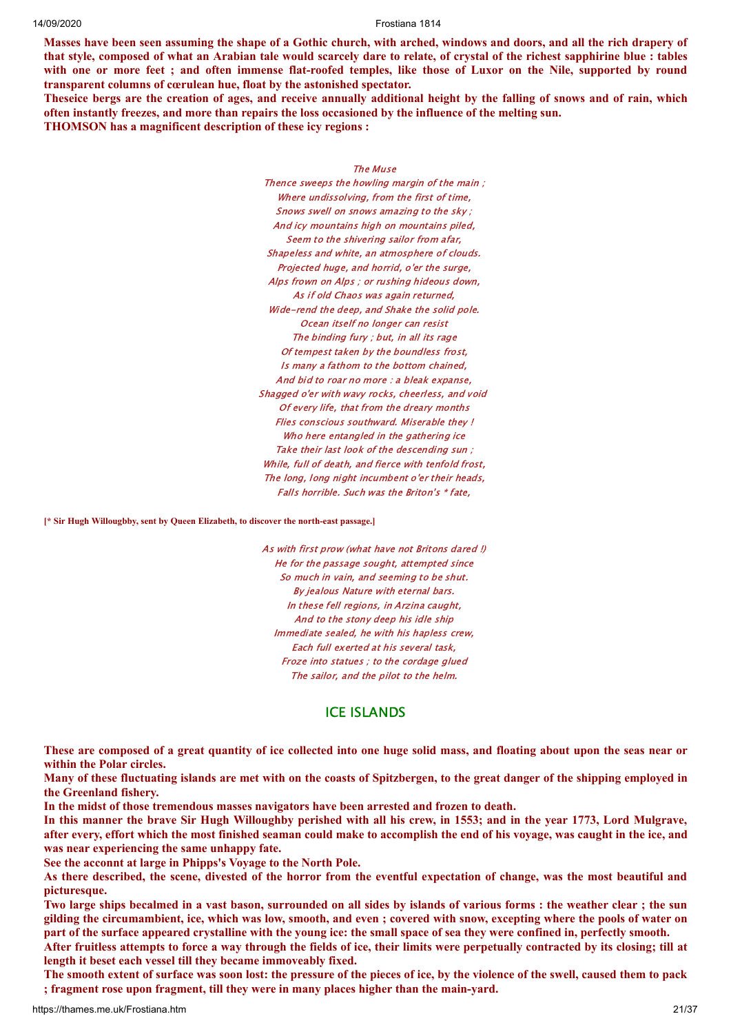**Masses have been seen assuming the shape of a Gothic church, with arched, windows and doors, and all the rich drapery of that style, composed of what an Arabian tale would scarcely dare to relate, of crystal of the richest sapphirine blue : tables with one or more feet ; and often immense flat-roofed temples, like those of Luxor on the Nile, supported by round transparent columns of cœrulean hue, float by the astonished spectator.**

**Theseice bergs are the creation of ages, and receive annually additional height by the falling of snows and of rain, which often instantly freezes, and more than repairs the loss occasioned by the influence of the melting sun.**

**THOMSON has a magnificent description of these icy regions :**

*The Muse*
*Thence sweeps the howling margin of the main ;*
*Where undissolving, from the first of time,*
*Snows swell on snows amazing to the sky ;*
*And icy mountains high on mountains piled,*
*Seem to the shivering sailor from afar,*
*Shapeless and white, an atmosphere of clouds.*
*Projected huge, and horrid, o'er the surge,*
*Alps frown on Alps ; or rushing hideous down,*
*As if old Chaos was again returned,*
*Wide-rend the deep, and Shake the solid pole.*
*Ocean itself no longer can resist*
*The binding fury ; but, in all its rage*
*Of tempest taken by the boundless frost,*
*Is many a fathom to the bottom chained,*
*And bid to roar no more : a bleak expanse,*
*Shagged o'er with wavy rocks, cheerless, and void*
*Of every life, that from the dreary months*
*Flies conscious southward. Miserable they !*
*Who here entangled in the gathering ice*
*Take their last look of the descending sun ;*
*While, full of death, and fierce with tenfold frost,*
*The long, long night incumbent o'er their heads,*
*Falls horrible. Such was the Briton's * fate,*

**[* Sir Hugh Willougbby, sent by Queen Elizabeth, to discover the north-east passage.]**

*As with first prow (what have not Britons dared !)*
*He for the passage sought, attempted since*
*So much in vain, and seeming to be shut.*
*By jealous Nature with eternal bars.*
*In these fell regions, in Arzina caught,*
*And to the stony deep his idle ship*
*Immediate sealed, he with his hapless crew,*
*Each full exerted at his several task,*
*Froze into statues ; to the cordage glued*
*The sailor, and the pilot to the helm.*

## ICE ISLANDS

**These are composed of a great quantity of ice collected into one huge solid mass, and floating about upon the seas near or within the Polar circles.**

**Many of these fluctuating islands are met with on the coasts of Spitzbergen, to the great danger of the shipping employed in the Greenland fishery.**

**In the midst of those tremendous masses navigators have been arrested and frozen to death.**

**In this manner the brave Sir Hugh Willoughby perished with all his crew, in 1553; and in the year 1773, Lord Mulgrave, after every, effort which the most finished seaman could make to accomplish the end of his voyage, was caught in the ice, and was near experiencing the same unhappy fate.**

**See the acconnt at large in Phipps's Voyage to the North Pole.**

**As there described, the scene, divested of the horror from the eventful expectation of change, was the most beautiful and picturesque.**

**Two large ships becalmed in a vast bason, surrounded on all sides by islands of various forms : the weather clear ; the sun gilding the circumambient, ice, which was low, smooth, and even ; covered with snow, excepting where the pools of water on part of the surface appeared crystalline with the young ice: the small space of sea they were confined in, perfectly smooth.**

**After fruitless attempts to force a way through the fields of ice, their limits were perpetually contracted by its closing; till at length it beset each vessel till they became immoveably fixed.**

**The smooth extent of surface was soon lost: the pressure of the pieces of ice, by the violence of the swell, caused them to pack ; fragment rose upon fragment, till they were in many places higher than the main-yard.**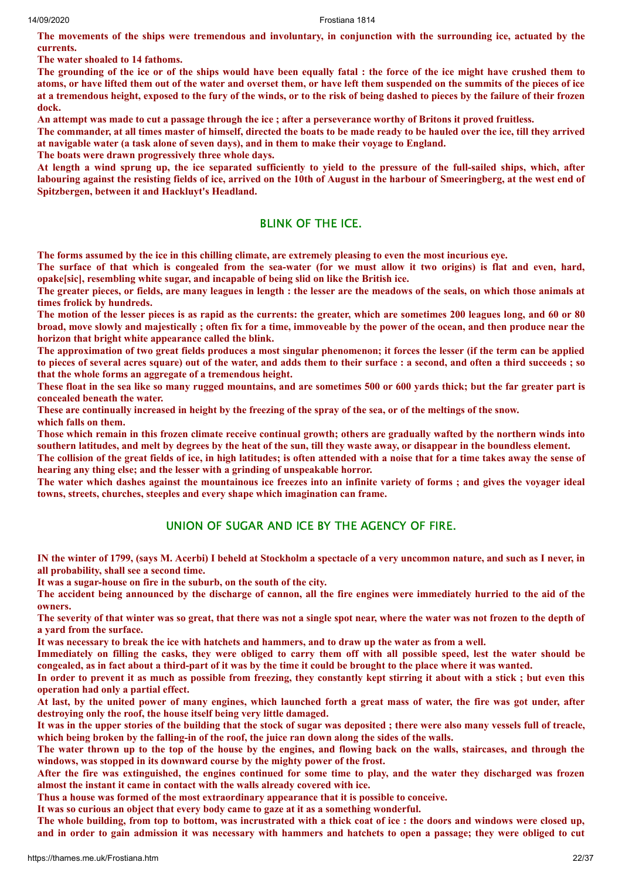**The movements of the ships were tremendous and involuntary, in conjunction with the surrounding ice, actuated by the currents.**

**The water shoaled to 14 fathoms.**

**The grounding of the ice or of the ships would have been equally fatal : the force of the ice might have crushed them to atoms, or have lifted them out of the water and overset them, or have left them suspended on the summits of the pieces of ice at a tremendous height, exposed to the fury of the winds, or to the risk of being dashed to pieces by the failure of their frozen dock.**

**An attempt was made to cut a passage through the ice ; after a perseverance worthy of Britons it proved fruitless.**

**The commander, at all times master of himself, directed the boats to be made ready to be hauled over the ice, till they arrived at navigable water (a task alone of seven days), and in them to make their voyage to England.**

**The boats were drawn progressively three whole days.**

**At length a wind sprung up, the ice separated sufficiently to yield to the pressure of the full-sailed ships, which, after labouring against the resisting fields of ice, arrived on the 10th of August in the harbour of Smeeringberg, at the west end of Spitzbergen, between it and Hackluyt's Headland.**

## BLINK OF THE ICE.

**The forms assumed by the ice in this chilling climate, are extremely pleasing to even the most incurious eye.**

**The surface of that which is congealed from the sea-water (for we must allow it two origins) is flat and even, hard, opake[sic], resembling white sugar, and incapable of being slid on like the British ice.**

**The greater pieces, or fields, are many leagues in length : the lesser are the meadows of the seals, on which those animals at times frolick by hundreds.**

**The motion of the lesser pieces is as rapid as the currents: the greater, which are sometimes 200 leagues long, and 60 or 80 broad, move slowly and majestically ; often fix for a time, immoveable by the power of the ocean, and then produce near the horizon that bright white appearance called the blink.**

**The approximation of two great fields produces a most singular phenomenon; it forces the lesser (if the term can be applied to pieces of several acres square) out of the water, and adds them to their surface : a second, and often a third succeeds ; so that the whole forms an aggregate of a tremendous height.**

**These float in the sea like so many rugged mountains, and are sometimes 500 or 600 yards thick; but the far greater part is concealed beneath the water.**

**These are continually increased in height by the freezing of the spray of the sea, or of the meltings of the snow. which falls on them.**

**Those which remain in this frozen climate receive continual growth; others are gradually wafted by the northern winds into southern latitudes, and melt by degrees by the heat of the sun, till they waste away, or disappear in the boundless element.**

**The collision of the great fields of ice, in high latitudes; is often attended with a noise that for a time takes away the sense of hearing any thing else; and the lesser with a grinding of unspeakable horror.**

**The water which dashes against the mountainous ice freezes into an infinite variety of forms ; and gives the voyager ideal towns, streets, churches, steeples and every shape which imagination can frame.**

## UNION OF SUGAR AND ICE BY THE AGENCY OF FIRE.

**IN the winter of 1799, (says M. Acerbi) I beheld at Stockholm a spectacle of a very uncommon nature, and such as I never, in all probability, shall see a second time.**

**It was a sugar-house on fire in the suburb, on the south of the city.**

**The accident being announced by the discharge of cannon, all the fire engines were immediately hurried to the aid of the owners.**

**The severity of that winter was so great, that there was not a single spot near, where the water was not frozen to the depth of a yard from the surface.**

**It was necessary to break the ice with hatchets and hammers, and to draw up the water as from a well.**

**Immediately on filling the casks, they were obliged to carry them off with all possible speed, lest the water should be congealed, as in fact about a third-part of it was by the time it could be brought to the place where it was wanted.**

**In order to prevent it as much as possible from freezing, they constantly kept stirring it about with a stick ; but even this operation had only a partial effect.**

**At last, by the united power of many engines, which launched forth a great mass of water, the fire was got under, after destroying only the roof, the house itself being very little damaged.**

**It was in the upper stories of the building that the stock of sugar was deposited ; there were also many vessels full of treacle, which being broken by the falling-in of the roof, the juice ran down along the sides of the walls.**

**The water thrown up to the top of the house by the engines, and flowing back on the walls, staircases, and through the windows, was stopped in its downward course by the mighty power of the frost.**

**After the fire was extinguished, the engines continued for some time to play, and the water they discharged was frozen almost the instant it came in contact with the walls already covered with ice.**

**Thus a house was formed of the most extraordinary appearance that it is possible to conceive.**

**It was so curious an object that every body came to gaze at it as a something wonderful.**

**The whole building, from top to bottom, was incrustated with a thick coat of ice : the doors and windows were closed up, and in order to gain admission it was necessary with hammers and hatchets to open a passage; they were obliged to cut**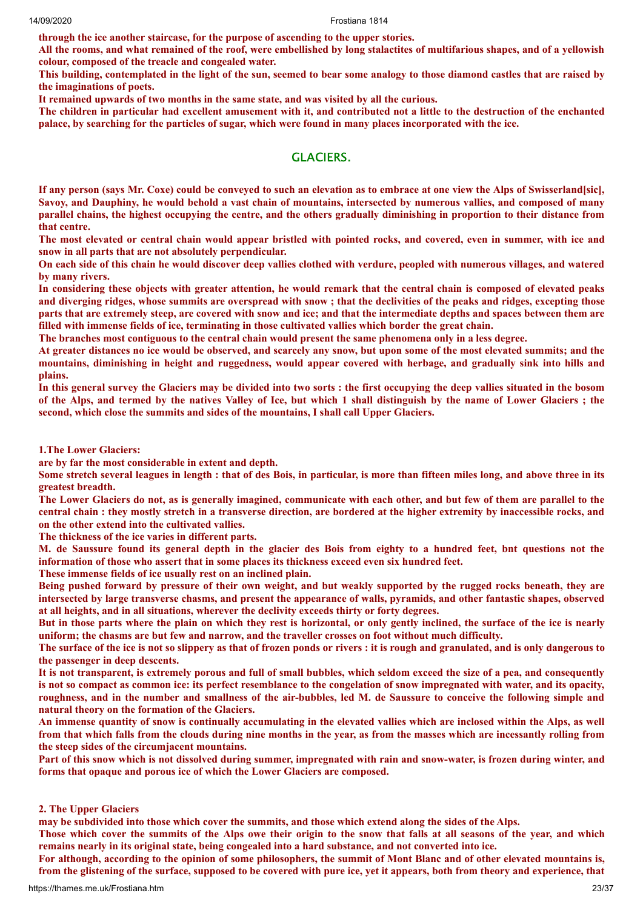**through the ice another staircase, for the purpose of ascending to the upper stories.**

**All the rooms, and what remained of the roof, were embellished by long stalactites of multifarious shapes, and of a yellowish colour, composed of the treacle and congealed water.**

**This building, contemplated in the light of the sun, seemed to bear some analogy to those diamond castles that are raised by the imaginations of poets.**

**It remained upwards of two months in the same state, and was visited by all the curious.**

**The children in particular had excellent amusement with it, and contributed not a little to the destruction of the enchanted palace, by searching for the particles of sugar, which were found in many places incorporated with the ice.**

## GLACIERS.

**If any person (says Mr. Coxe) could be conveyed to such an elevation as to embrace at one view the Alps of Swisserland[sic], Savoy, and Dauphiny, he would behold a vast chain of mountains, intersected by numerous vallies, and composed of many parallel chains, the highest occupying the centre, and the others gradually diminishing in proportion to their distance from that centre.**

**The most elevated or central chain would appear bristled with pointed rocks, and covered, even in summer, with ice and snow in all parts that are not absolutely perpendicular.**

**On each side of this chain he would discover deep vallies clothed with verdure, peopled with numerous villages, and watered by many rivers.**

**In considering these objects with greater attention, he would remark that the central chain is composed of elevated peaks and diverging ridges, whose summits are overspread with snow ; that the declivities of the peaks and ridges, excepting those parts that are extremely steep, are covered with snow and ice; and that the intermediate depths and spaces between them are filled with immense fields of ice, terminating in those cultivated vallies which border the great chain.**

**The branches most contiguous to the central chain would present the same phenomena only in a less degree.**

**At greater distances no ice would be observed, and scarcely any snow, but upon some of the most elevated summits; and the mountains, diminishing in height and ruggedness, would appear covered with herbage, and gradually sink into hills and plains.**

**In this general survey the Glaciers may be divided into two sorts : the first occupying the deep vallies situated in the bosom of the Alps, and termed by the natives Valley of Ice, but which 1 shall distinguish by the name of Lower Glaciers ; the second, which close the summits and sides of the mountains, I shall call Upper Glaciers.**

**1.The Lower Glaciers:**

**are by far the most considerable in extent and depth.**

**Some stretch several leagues in length : that of des Bois, in particular, is more than fifteen miles long, and above three in its greatest breadth.**

**The Lower Glaciers do not, as is generally imagined, communicate with each other, and but few of them are parallel to the central chain : they mostly stretch in a transverse direction, are bordered at the higher extremity by inaccessible rocks, and on the other extend into the cultivated vallies.**

**The thickness of the ice varies in different parts.**

**M. de Saussure found its general depth in the glacier des Bois from eighty to a hundred feet, bnt questions not the information of those who assert that in some places its thickness exceed even six hundred feet.**

**These immense fields of ice usually rest on an inclined plain.**

**Being pushed forward by pressure of their own weight, and but weakly supported by the rugged rocks beneath, they are intersected by large transverse chasms, and present the appearance of walls, pyramids, and other fantastic shapes, observed at all heights, and in all situations, wherever the declivity exceeds thirty or forty degrees.**

**But in those parts where the plain on which they rest is horizontal, or only gently inclined, the surface of the ice is nearly uniform; the chasms are but few and narrow, and the traveller crosses on foot without much difficulty.**

**The surface of the ice is not so slippery as that of frozen ponds or rivers : it is rough and granulated, and is only dangerous to the passenger in deep descents.**

**It is not transparent, is extremely porous and full of small bubbles, which seldom exceed the size of a pea, and consequently is not so compact as common ice: its perfect resemblance to the congelation of snow impregnated with water, and its opacity, roughness, and in the number and smallness of the air-bubbles, led M. de Saussure to conceive the following simple and natural theory on the formation of the Glaciers.**

**An immense quantity of snow is continually accumulating in the elevated vallies which are inclosed within the Alps, as well from that which falls from the clouds during nine months in the year, as from the masses which are incessantly rolling from the steep sides of the circumjacent mountains.**

**Part of this snow which is not dissolved during summer, impregnated with rain and snow-water, is frozen during winter, and forms that opaque and porous ice of which the Lower Glaciers are composed.**

**2. The Upper Glaciers**

**may be subdivided into those which cover the summits, and those which extend along the sides of the Alps.**

**Those which cover the summits of the Alps owe their origin to the snow that falls at all seasons of the year, and which remains nearly in its original state, being congealed into a hard substance, and not converted into ice.**

**For although, according to the opinion of some philosophers, the summit of Mont Blanc and of other elevated mountains is, from the glistening of the surface, supposed to be covered with pure ice, yet it appears, both from theory and experience, that**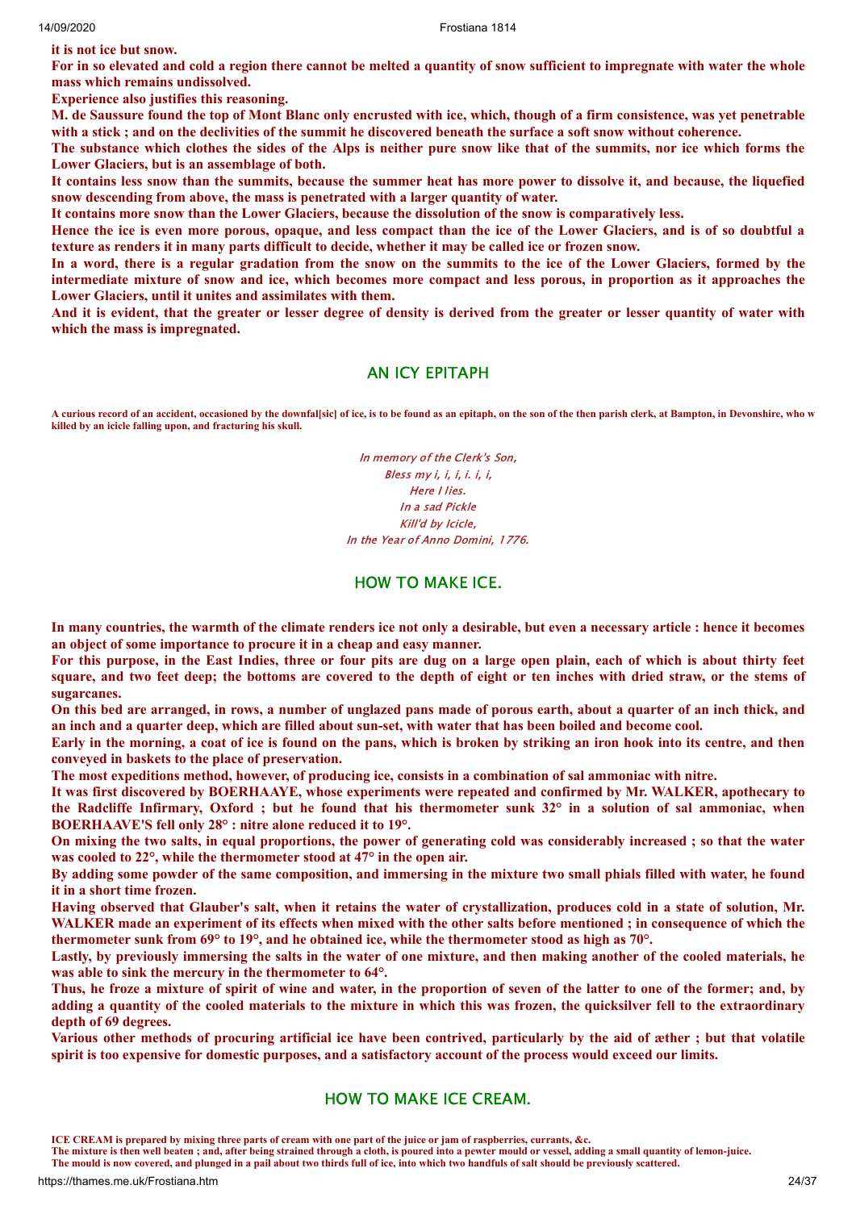**it is not ice but snow.**

**For in so elevated and cold a region there cannot be melted a quantity of snow sufficient to impregnate with water the whole mass which remains undissolved.**

**Experience also justifies this reasoning.**

**M. de Saussure found the top of Mont Blanc only encrusted with ice, which, though of a firm consistence, was yet penetrable with a stick ; and on the declivities of the summit he discovered beneath the surface a soft snow without coherence.**

**The substance which clothes the sides of the Alps is neither pure snow like that of the summits, nor ice which forms the Lower Glaciers, but is an assemblage of both.**

**It contains less snow than the summits, because the summer heat has more power to dissolve it, and because, the liquefied snow descending from above, the mass is penetrated with a larger quantity of water.**

**It contains more snow than the Lower Glaciers, because the dissolution of the snow is comparatively less.**

**Hence the ice is even more porous, opaque, and less compact than the ice of the Lower Glaciers, and is of so doubtful a texture as renders it in many parts difficult to decide, whether it may be called ice or frozen snow.**

**In a word, there is a regular gradation from the snow on the summits to the ice of the Lower Glaciers, formed by the intermediate mixture of snow and ice, which becomes more compact and less porous, in proportion as it approaches the Lower Glaciers, until it unites and assimilates with them.**

**And it is evident, that the greater or lesser degree of density is derived from the greater or lesser quantity of water with which the mass is impregnated.**

## AN ICY EPITAPH

**A curious record of an accident, occasioned by the downfal[sic] of ice, is to be found as an epitaph, on the son of the then parish clerk, at Bampton, in Devonshire, who w killed by an icicle falling upon, and fracturing his skull.**

*In memory of the Clerk's Son,*
*Bless my i, i, i, i. i, i,*
*Here I lies.*
*In a sad Pickle*
*Kill'd by Icicle,*
*In the Year of Anno Domini, 1776.*

## HOW TO MAKE ICE.

**In many countries, the warmth of the climate renders ice not only a desirable, but even a necessary article : hence it becomes an object of some importance to procure it in a cheap and easy manner.**

**For this purpose, in the East Indies, three or four pits are dug on a large open plain, each of which is about thirty feet square, and two feet deep; the bottoms are covered to the depth of eight or ten inches with dried straw, or the stems of sugarcanes.**

**On this bed are arranged, in rows, a number of unglazed pans made of porous earth, about a quarter of an inch thick, and an inch and a quarter deep, which are filled about sun-set, with water that has been boiled and become cool.**

**Early in the morning, a coat of ice is found on the pans, which is broken by striking an iron hook into its centre, and then conveyed in baskets to the place of preservation.**

**The most expeditious method, however, of producing ice, consists in a combination of sal ammoniac with nitre.**

**It was first discovered by BOERHAAYE, whose experiments were repeated and confirmed by Mr. WALKER, apothecary to the Radcliffe Infirmary, Oxford ; but he found that his thermometer sunk 32° in a solution of sal ammoniac, when BOERHAAVE'S fell only 28° : nitre alone reduced it to 19°.**

**On mixing the two salts, in equal proportions, the power of generating cold was considerably increased ; so that the water was cooled to 22°, while the thermometer stood at 47° in the open air.**

**By adding some powder of the same composition, and immersing in the mixture two small phials filled with water, he found it in a short time frozen.**

**Having observed that Glauber's salt, when it retains the water of crystallization, produces cold in a state of solution, Mr. WALKER made an experiment of its effects when mixed with the other salts before mentioned ; in consequence of which the thermometer sunk from 69° to 19°, and he obtained ice, while the thermometer stood as high as 70°.**

**Lastly, by previously immersing the salts in the water of one mixture, and then making another of the cooled materials, he was able to sink the mercury in the thermometer to 64°.**

**Thus, he froze a mixture of spirit of wine and water, in the proportion of seven of the latter to one of the former; and, by adding a quantity of the cooled materials to the mixture in which this was frozen, the quicksilver fell to the extraordinary depth of 69 degrees.**

**Various other methods of procuring artificial ice have been contrived, particularly by the aid of æther ; but that volatile spirit is too expensive for domestic purposes, and a satisfactory account of the process would exceed our limits.**

## HOW TO MAKE ICE CREAM.

**ICE CREAM is prepared by mixing three parts of cream with one part of the juice or jam of raspberries, currants, &c.**

**The mixture is then well beaten ; and, after being strained through a cloth, is poured into a pewter mould or vessel, adding a small quantity of lemon-juice.**

**The mould is now covered, and plunged in a pail about two thirds full of ice, into which two handfuls of salt should be previously scattered.**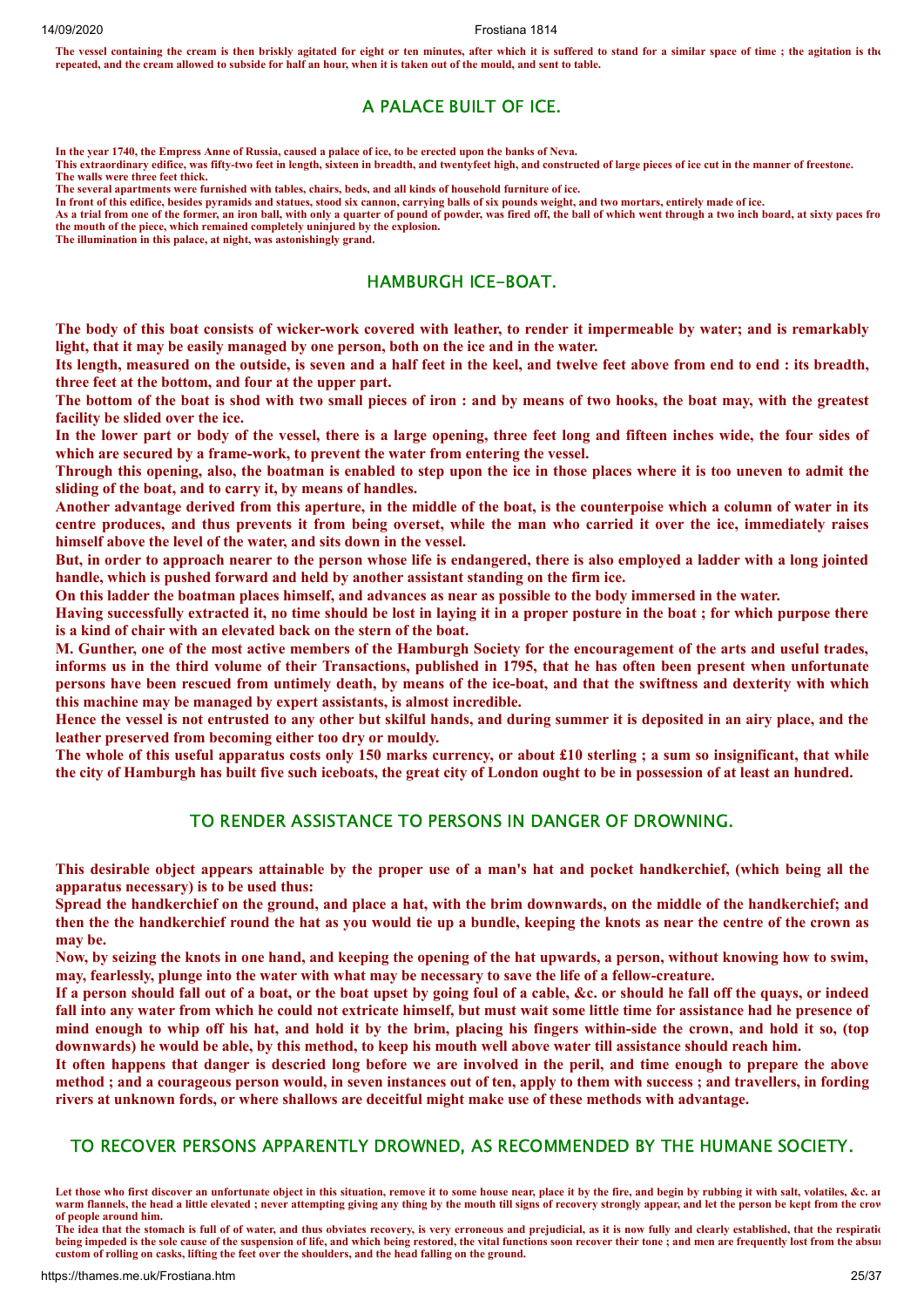**The vessel containing the cream is then briskly agitated for eight or ten minutes, after which it is suffered to stand for a similar space of time ; the agitation is the repeated, and the cream allowed to subside for half an hour, when it is taken out of the mould, and sent to table.**

## A PALACE BUILT OF ICE.

**In the year 1740, the Empress Anne of Russia, caused a palace of ice, to be erected upon the banks of Neva.**
**This extraordinary edifice, was fifty-two feet in length, sixteen in breadth, and twentyfeet high, and constructed of large pieces of ice cut in the manner of freestone.**
**The walls were three feet thick.**
**The several apartments were furnished with tables, chairs, beds, and all kinds of household furniture of ice.**
**In front of this edifice, besides pyramids and statues, stood six cannon, carrying balls of six pounds weight, and two mortars, entirely made of ice.**
**As a trial from one of the former, an iron ball, with only a quarter of pound of powder, was fired off, the ball of which went through a two inch board, at sixty paces fro the mouth of the piece, which remained completely uninjured by the explosion.**
**The illumination in this palace, at night, was astonishingly grand.**

## HAMBURGH ICE-BOAT.

**The body of this boat consists of wicker-work covered with leather, to render it impermeable by water; and is remarkably light, that it may be easily managed by one person, both on the ice and in the water.**

**Its length, measured on the outside, is seven and a half feet in the keel, and twelve feet above from end to end : its breadth, three feet at the bottom, and four at the upper part.**

**The bottom of the boat is shod with two small pieces of iron : and by means of two hooks, the boat may, with the greatest facility be slided over the ice.**

**In the lower part or body of the vessel, there is a large opening, three feet long and fifteen inches wide, the four sides of which are secured by a frame-work, to prevent the water from entering the vessel.**

**Through this opening, also, the boatman is enabled to step upon the ice in those places where it is too uneven to admit the sliding of the boat, and to carry it, by means of handles.**

**Another advantage derived from this aperture, in the middle of the boat, is the counterpoise which a column of water in its centre produces, and thus prevents it from being overset, while the man who carried it over the ice, immediately raises himself above the level of the water, and sits down in the vessel.**

**But, in order to approach nearer to the person whose life is endangered, there is also employed a ladder with a long jointed handle, which is pushed forward and held by another assistant standing on the firm ice.**

**On this ladder the boatman places himself, and advances as near as possible to the body immersed in the water.**

**Having successfully extracted it, no time should be lost in laying it in a proper posture in the boat ; for which purpose there is a kind of chair with an elevated back on the stern of the boat.**

**M. Gunther, one of the most active members of the Hamburgh Society for the encouragement of the arts and useful trades, informs us in the third volume of their Transactions, published in 1795, that he has often been present when unfortunate persons have been rescued from untimely death, by means of the ice-boat, and that the swiftness and dexterity with which this machine may be managed by expert assistants, is almost incredible.**

**Hence the vessel is not entrusted to any other but skilful hands, and during summer it is deposited in an airy place, and the leather preserved from becoming either too dry or mouldy.**

**The whole of this useful apparatus costs only 150 marks currency, or about £10 sterling ; a sum so insignificant, that while the city of Hamburgh has built five such iceboats, the great city of London ought to be in possession of at least an hundred.**

## TO RENDER ASSISTANCE TO PERSONS IN DANGER OF DROWNING.

**This desirable object appears attainable by the proper use of a man's hat and pocket handkerchief, (which being all the apparatus necessary) is to be used thus:**

**Spread the handkerchief on the ground, and place a hat, with the brim downwards, on the middle of the handkerchief; and then the the handkerchief round the hat as you would tie up a bundle, keeping the knots as near the centre of the crown as may be.**

**Now, by seizing the knots in one hand, and keeping the opening of the hat upwards, a person, without knowing how to swim, may, fearlessly, plunge into the water with what may be necessary to save the life of a fellow-creature.**

**If a person should fall out of a boat, or the boat upset by going foul of a cable, &c. or should he fall off the quays, or indeed fall into any water from which he could not extricate himself, but must wait some little time for assistance had he presence of mind enough to whip off his hat, and hold it by the brim, placing his fingers within-side the crown, and hold it so, (top downwards) he would be able, by this method, to keep his mouth well above water till assistance should reach him.**

**It often happens that danger is descried long before we are involved in the peril, and time enough to prepare the above method ; and a courageous person would, in seven instances out of ten, apply to them with success ; and travellers, in fording rivers at unknown fords, or where shallows are deceitful might make use of these methods with advantage.**

## TO RECOVER PERSONS APPARENTLY DROWNED, AS RECOMMENDED BY THE HUMANE SOCIETY.

**Let those who first discover an unfortunate object in this situation, remove it to some house near, place it by the fire, and begin by rubbing it with salt, volatiles, &c. ar warm flannels, the head a little elevated ; never attempting giving any thing by the mouth till signs of recovery strongly appear, and let the person be kept from the crow of people around him.**

**The idea that the stomach is full of of water, and thus obviates recovery, is very erroneous and prejudicial, as it is now fully and clearly established, that the respiratio being impeded is the sole cause of the suspension of life, and which being restored, the vital functions soon recover their tone ; and men are frequently lost from the absur custom of rolling on casks, lifting the feet over the shoulders, and the head falling on the ground.**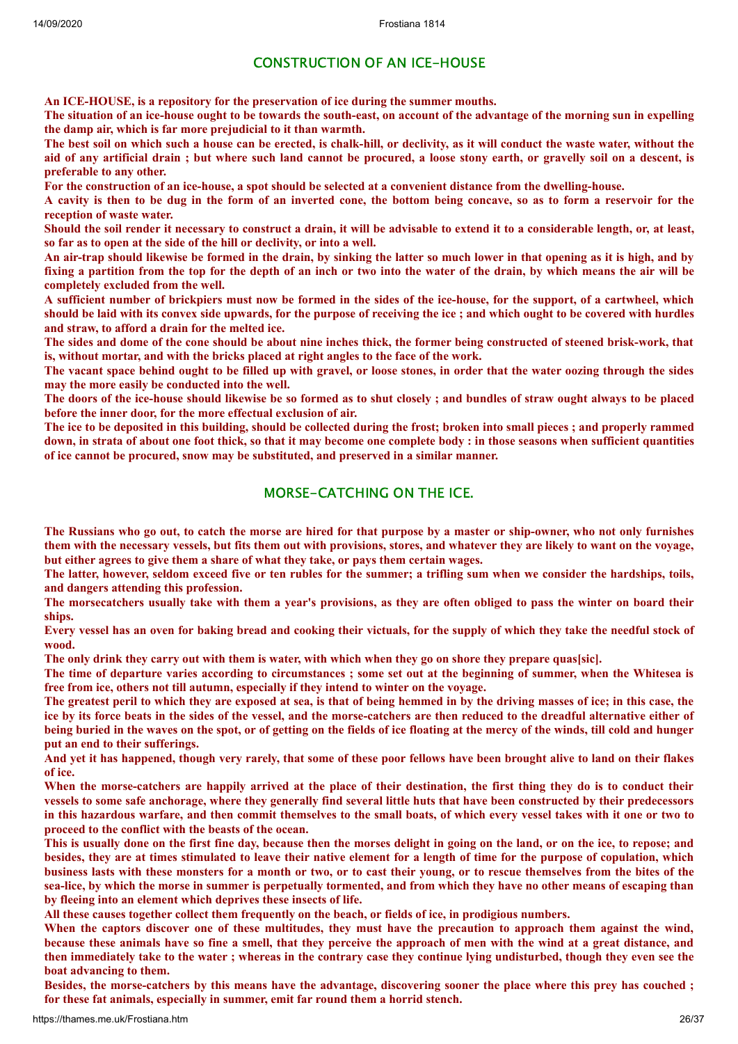## CONSTRUCTION OF AN ICE-HOUSE

**An ICE-HOUSE, is a repository for the preservation of ice during the summer mouths.**

**The situation of an ice-house ought to be towards the south-east, on account of the advantage of the morning sun in expelling the damp air, which is far more prejudicial to it than warmth.**

**The best soil on which such a house can be erected, is chalk-hill, or declivity, as it will conduct the waste water, without the aid of any artificial drain ; but where such land cannot be procured, a loose stony earth, or gravelly soil on a descent, is preferable to any other.**

**For the construction of an ice-house, a spot should be selected at a convenient distance from the dwelling-house.**

**A cavity is then to be dug in the form of an inverted cone, the bottom being concave, so as to form a reservoir for the reception of waste water.**

**Should the soil render it necessary to construct a drain, it will be advisable to extend it to a considerable length, or, at least, so far as to open at the side of the hill or declivity, or into a well.**

**An air-trap should likewise be formed in the drain, by sinking the latter so much lower in that opening as it is high, and by fixing a partition from the top for the depth of an inch or two into the water of the drain, by which means the air will be completely excluded from the well.**

**A sufficient number of brickpiers must now be formed in the sides of the ice-house, for the support, of a cartwheel, which should be laid with its convex side upwards, for the purpose of receiving the ice ; and which ought to be covered with hurdles and straw, to afford a drain for the melted ice.**

**The sides and dome of the cone should be about nine inches thick, the former being constructed of steened brisk-work, that is, without mortar, and with the bricks placed at right angles to the face of the work.**

**The vacant space behind ought to be filled up with gravel, or loose stones, in order that the water oozing through the sides may the more easily be conducted into the well.**

**The doors of the ice-house should likewise be so formed as to shut closely ; and bundles of straw ought always to be placed before the inner door, for the more effectual exclusion of air.**

**The ice to be deposited in this building, should be collected during the frost; broken into small pieces ; and properly rammed down, in strata of about one foot thick, so that it may become one complete body : in those seasons when sufficient quantities of ice cannot be procured, snow may be substituted, and preserved in a similar manner.**

## MORSE-CATCHING ON THE ICE.

**The Russians who go out, to catch the morse are hired for that purpose by a master or ship-owner, who not only furnishes them with the necessary vessels, but fits them out with provisions, stores, and whatever they are likely to want on the voyage, but either agrees to give them a share of what they take, or pays them certain wages.**

**The latter, however, seldom exceed five or ten rubles for the summer; a trifling sum when we consider the hardships, toils, and dangers attending this profession.**

**The morsecatchers usually take with them a year's provisions, as they are often obliged to pass the winter on board their ships.**

**Every vessel has an oven for baking bread and cooking their victuals, for the supply of which they take the needful stock of wood.**

**The only drink they carry out with them is water, with which when they go on shore they prepare quas[sic].**

**The time of departure varies according to circumstances ; some set out at the beginning of summer, when the Whitesea is free from ice, others not till autumn, especially if they intend to winter on the voyage.**

**The greatest peril to which they are exposed at sea, is that of being hemmed in by the driving masses of ice; in this case, the ice by its force beats in the sides of the vessel, and the morse-catchers are then reduced to the dreadful alternative either of being buried in the waves on the spot, or of getting on the fields of ice floating at the mercy of the winds, till cold and hunger put an end to their sufferings.**

**And yet it has happened, though very rarely, that some of these poor fellows have been brought alive to land on their flakes of ice.**

**When the morse-catchers are happily arrived at the place of their destination, the first thing they do is to conduct their vessels to some safe anchorage, where they generally find several little huts that have been constructed by their predecessors in this hazardous warfare, and then commit themselves to the small boats, of which every vessel takes with it one or two to proceed to the conflict with the beasts of the ocean.**

**This is usually done on the first fine day, because then the morses delight in going on the land, or on the ice, to repose; and besides, they are at times stimulated to leave their native element for a length of time for the purpose of copulation, which business lasts with these monsters for a month or two, or to cast their young, or to rescue themselves from the bites of the sea-lice, by which the morse in summer is perpetually tormented, and from which they have no other means of escaping than by fleeing into an element which deprives these insects of life.**

**All these causes together collect them frequently on the beach, or fields of ice, in prodigious numbers.**

**When the captors discover one of these multitudes, they must have the precaution to approach them against the wind, because these animals have so fine a smell, that they perceive the approach of men with the wind at a great distance, and then immediately take to the water ; whereas in the contrary case they continue lying undisturbed, though they even see the boat advancing to them.**

**Besides, the morse-catchers by this means have the advantage, discovering sooner the place where this prey has couched ; for these fat animals, especially in summer, emit far round them a horrid stench.**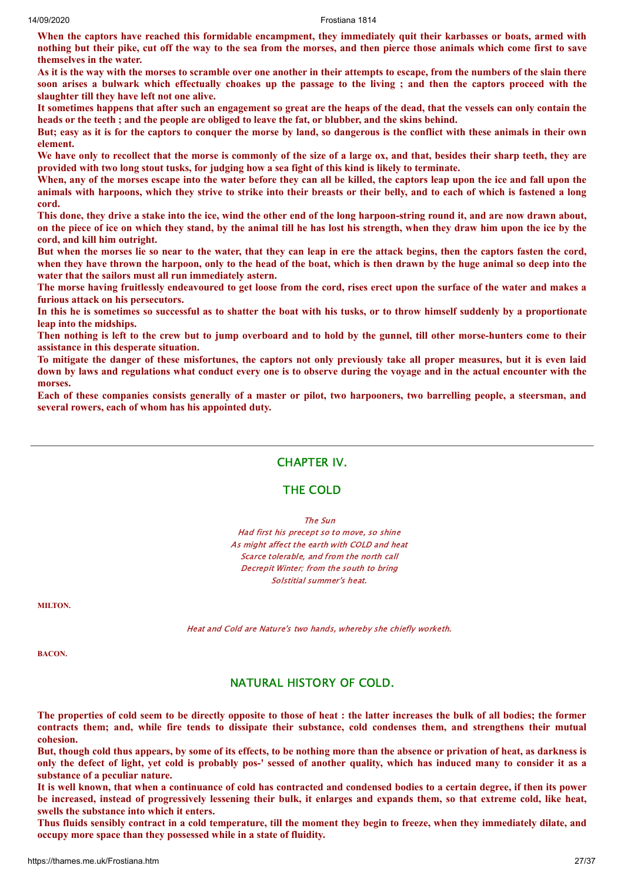**When the captors have reached this formidable encampment, they immediately quit their karbasses or boats, armed with nothing but their pike, cut off the way to the sea from the morses, and then pierce those animals which come first to save themselves in the water.**

**As it is the way with the morses to scramble over one another in their attempts to escape, from the numbers of the slain there soon arises a bulwark which effectually choakes up the passage to the living ; and then the captors proceed with the slaughter till they have left not one alive.**

**It sometimes happens that after such an engagement so great are the heaps of the dead, that the vessels can only contain the heads or the teeth ; and the people are obliged to leave the fat, or blubber, and the skins behind.**

**But; easy as it is for the captors to conquer the morse by land, so dangerous is the conflict with these animals in their own element.**

**We have only to recollect that the morse is commonly of the size of a large ox, and that, besides their sharp teeth, they are provided with two long stout tusks, for judging how a sea fight of this kind is likely to terminate.**

**When, any of the morses escape into the water before they can all be killed, the captors leap upon the ice and fall upon the animals with harpoons, which they strive to strike into their breasts or their belly, and to each of which is fastened a long cord.**

**This done, they drive a stake into the ice, wind the other end of the long harpoon-string round it, and are now drawn about, on the piece of ice on which they stand, by the animal till he has lost his strength, when they draw him upon the ice by the cord, and kill him outright.**

**But when the morses lie so near to the water, that they can leap in ere the attack begins, then the captors fasten the cord, when they have thrown the harpoon, only to the head of the boat, which is then drawn by the huge animal so deep into the water that the sailors must all run immediately astern.**

**The morse having fruitlessly endeavoured to get loose from the cord, rises erect upon the surface of the water and makes a furious attack on his persecutors.**

**In this he is sometimes so successful as to shatter the boat with his tusks, or to throw himself suddenly by a proportionate leap into the midships.**

**Then nothing is left to the crew but to jump overboard and to hold by the gunnel, till other morse-hunters come to their assistance in this desperate situation.**

**To mitigate the danger of these misfortunes, the captors not only previously take all proper measures, but it is even laid down by laws and regulations what conduct every one is to observe during the voyage and in the actual encounter with the morses.**

**Each of these companies consists generally of a master or pilot, two harpooners, two barrelling people, a steersman, and several rowers, each of whom has his appointed duty.**

---

## CHAPTER IV.

## THE COLD

*The Sun*
*Had first his precept so to move, so shine*
*As might affect the earth with COLD and heat*
*Scarce tolerable, and from the north call*
*Decrepit Winter; from the south to bring*
*Solstitial summer's heat.*

**MILTON.**

*Heat and Cold are Nature's two hands, whereby she chiefly worketh.*

**BACON.**

### NATURAL HISTORY OF COLD.

**The properties of cold seem to be directly opposite to those of heat : the latter increases the bulk of all bodies; the former contracts them; and, while fire tends to dissipate their substance, cold condenses them, and strengthens their mutual cohesion.**

**But, though cold thus appears, by some of its effects, to be nothing more than the absence or privation of heat, as darkness is only the defect of light, yet cold is probably pos-' sessed of another quality, which has induced many to consider it as a substance of a peculiar nature.**

**It is well known, that when a continuance of cold has contracted and condensed bodies to a certain degree, if then its power be increased, instead of progressively lessening their bulk, it enlarges and expands them, so that extreme cold, like heat, swells the substance into which it enters.**

**Thus fluids sensibly contract in a cold temperature, till the moment they begin to freeze, when they immediately dilate, and occupy more space than they possessed while in a state of fluidity.**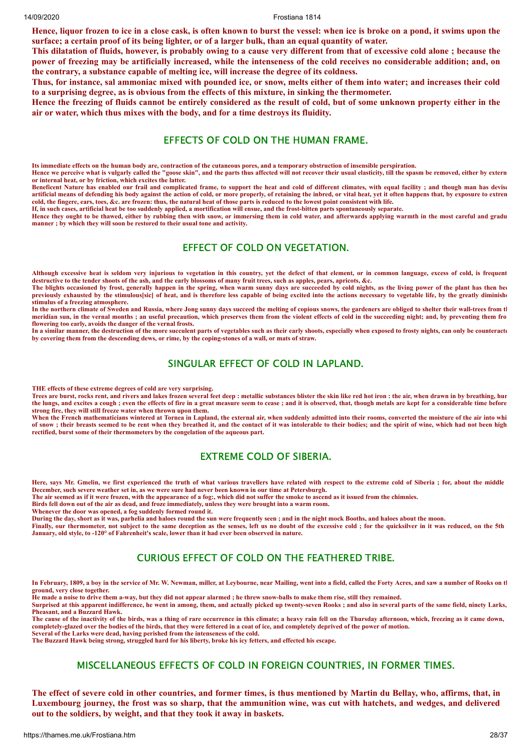**Hence, liquor frozen to ice in a close cask, is often known to burst the vessel: when ice is broke on a pond, it swims upon the surface; a certain proof of its being lighter, or of a larger bulk, than an equal quantity of water.**

**This dilatation of fluids, however, is probably owing to a cause very different from that of excessive cold alone ; because the power of freezing may be artificially increased, while the intenseness of the cold receives no considerable addition; and, on the contrary, a substance capable of melting ice, will increase the degree of its coldness.**

**Thus, for instance, sal ammoniac mixed with pounded ice, or snow, melts either of them into water; and increases their cold to a surprising degree, as is obvious from the effects of this mixture, in sinking the thermometer.**

**Hence the freezing of fluids cannot be entirely considered as the result of cold, but of some unknown property either in the air or water, which thus mixes with the body, and for a time destroys its fluidity.**

## EFFECTS OF COLD ON THE HUMAN FRAME.

**Its immediate effects on the human body are, contraction of the cutaneous pores, and a temporary obstruction of insensible perspiration.**

**Hence we perceive what is vulgarly called the "goose skin", and the parts thus affected will not recover their usual elasticity, till the spasm be removed, either by extern or internal heat, or by friction, which excites the latter.**

**Beneficent Nature has enabled our frail and complicated frame, to support the heat and cold of different climates, with equal facility ; and though man has devise artificial means of defending his body against the action of cold, or more properly, of retaining the inbred, or vital heat, yet it often happens that, by exposure to extren cold, the fingere, ears, toes, &c. are frozen: thus, the natural heat of those parts is reduced to the lowest point consistent with life.**

**If, in such cases, artificial heat be too suddenly applied, a mortification will ensue, and the frost-bitten parts spontaneously separate.**

**Hence they ought to be thawed, either by rubbing then with snow, or immersing them in cold water, and afterwards applying warmth in the most careful and gradu manner ; by which they will soon be restored to their usual tone and activity.**

## EFFECT OF COLD ON VEGETATION.

**Although excessive heat is seldom very injurious to vegetation in this country, yet the defect of that element, or in common language, excess of cold, is frequent destructive to the tender shoots of the ash, and the early blossoms of many fruit trees, such as apples, pears, apricots, &c.**

**The blights occasioned by frost, generally happen in the spring, when warm sunny days are succeeded by cold nights, as the living power of the plant has then bee previously exhausted by the stimulous[sic] of heat, and is therefore less capable of being excited into the actions necessary to vegetable life, by the greatly diminishe stimulus of a freezing atmosphere.**

**In the northern climate of Sweden and Russia, where Jong sunny days succeed the melting of copious snows, the gardeners are obliged to shelter their wall-trees from th meridian sun, in the vernal months ; an useful precaution, which preserves them from the violent effects of cold in the succeeding night; and, by preventing them fro flowering too early, avoids the danger of the vernal frosts.**

**In a similar manner, the destruction of the more succulent parts of vegetables such as their early shoots, especially when exposed to frosty nights, can only be counteracte by covering them from the descending dews, or rime, by the coping-stones of a wall, or mats of straw.**

## SINGULAR EFFECT OF COLD IN LAPLAND.

**THE effects of these extreme degrees of cold are very surprising.**

**Trees are burst, rocks rent, and rivers and lakes frozen several feet deep : metallic substances blister the skin like red hot iron : the air, when drawn in by breathing, hur the lungs, and excites a cough ; even the effects of fire in a great measure seem to cease ; and it is observed, that, though metals are kept for a considerable time before strong fire, they will still freeze water when thrown upon them.**

**When the French mathematicians wintered at Tornea in Lapland, the external air, when suddenly admitted into their rooms, converted the moisture of the air into whi of snow ; their breasts seemed to be rent when they breathed it, and the contact of it was intolerable to their bodies; and the spirit of wine, which had not been high rectified, burst some of their thermometers by the congelation of the aqueous part.**

## EXTREME COLD OF SIBERIA.

**Here, says Mr. Gmelin, we first experienced the truth of what various travellers have related with respect to the extreme cold of Siberia ; for, about the middle December, such severe weather set in, as we were sure had never been known in our time at Petersburgh.**

**The air seemed as if it were frozen, with the appearance of a fog:, which did not suffer the smoke to ascend as it issued from the chimnies.**

**Birds fell down out of the air as dead, and froze immediately, unless they were brought into a warm room.**

**Whenever the door was opened, a fog suddenly formed round it.**

**During the day, short as it was, parhelia and haloes round the sun were frequently seen ; and in the night mock Booths, and haloes about the moon.**

**Finally, our thermometer, not subject to the same deception as the senses, left us no doubt of the excessive cold ; for the quicksilver in it was reduced, on the 5th January, old style, to -120° of Fahrenheit's scale, lower than it had ever been observed in nature.**

## CURIOUS EFFECT OF COLD ON THE FEATHERED TRIBE.

**In February, 1809, a boy in the service of Mr. W. Newman, miller, at Leybourne, near Mailing, went into a field, called the Forty Acres, and saw a number of Rooks on th ground, very close together.**

**He made a noise to drive them a-way, but they did not appear alarmed ; he threw snow-balls to make them rise, still they remained.**

**Surprised at this apparent indifference, he went in among them, and actually picked up twenty-seven Rooks ; and also in several parts of the same field, ninety Larks, Pheasant, and a Buzzard Hawk.**

**The cause of the inactivity of the birds, was a thing of rare occurrence in this climate; a heavy rain fell on the Thursday afternoon, which, freezing as it came down, completely-glazed over the bodies of the birds, that they were fettered in a coat of ice, and completely deprived of the power of motion.**

**Several of the Larks were dead, having perished from the intenseness of the cold.**

**The Buzzard Hawk being strong, struggled hard for his liberty, broke his icy fetters, and effected his escape.**

## MISCELLANEOUS EFFECTS OF COLD IN FOREIGN COUNTRIES, IN FORMER TIMES.

**The effect of severe cold in other countries, and former times, is thus mentioned by Martin du Bellay, who, affirms, that, in Luxembourg journey, the frost was so sharp, that the ammunition wine, was cut with hatchets, and wedges, and delivered out to the soldiers, by weight, and that they took it away in baskets.**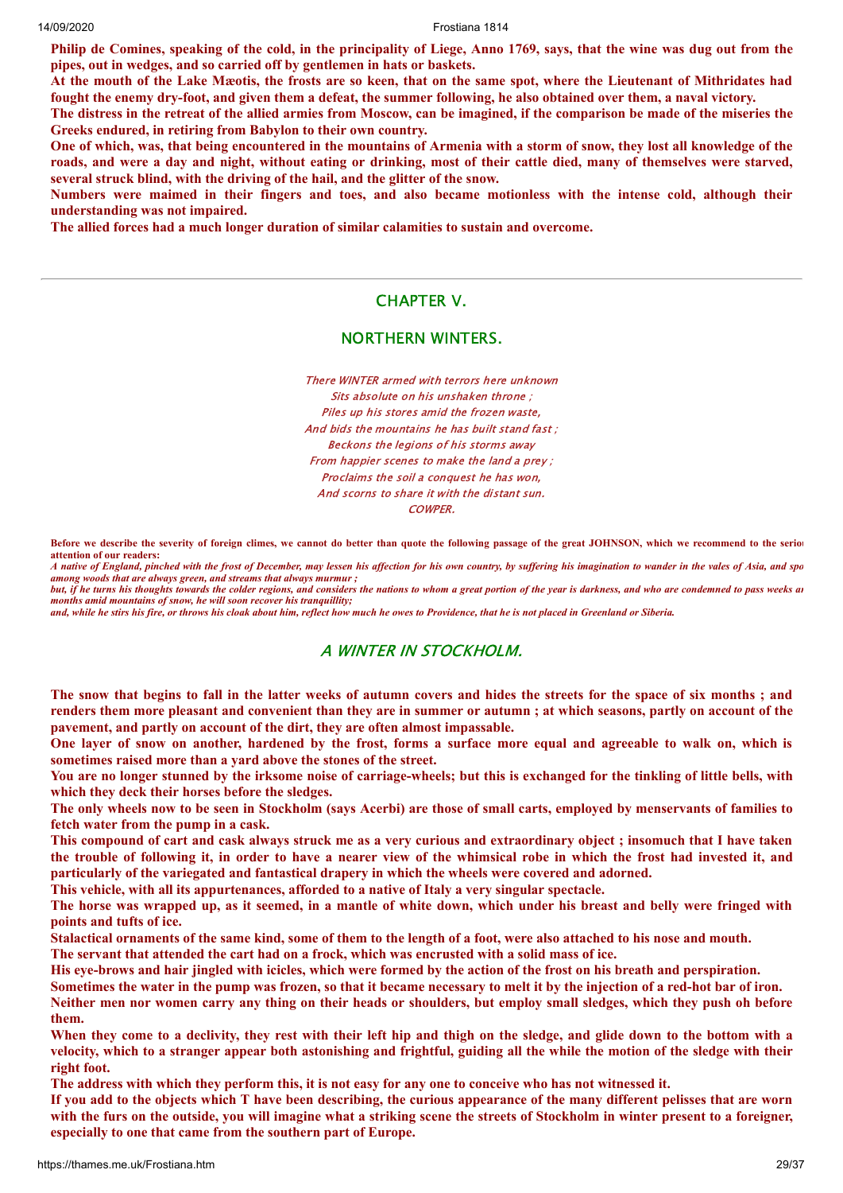**Philip de Comines, speaking of the cold, in the principality of Liege, Anno 1769, says, that the wine was dug out from the pipes, out in wedges, and so carried off by gentlemen in hats or baskets.**

**At the mouth of the Lake Mæotis, the frosts are so keen, that on the same spot, where the Lieutenant of Mithridates had fought the enemy dry-foot, and given them a defeat, the summer following, he also obtained over them, a naval victory.**

**The distress in the retreat of the allied armies from Moscow, can be imagined, if the comparison be made of the miseries the Greeks endured, in retiring from Babylon to their own country.**

**One of which, was, that being encountered in the mountains of Armenia with a storm of snow, they lost all knowledge of the roads, and were a day and night, without eating or drinking, most of their cattle died, many of themselves were starved, several struck blind, with the driving of the hail, and the glitter of the snow.**

**Numbers were maimed in their fingers and toes, and also became motionless with the intense cold, although their understanding was not impaired.**

**The allied forces had a much longer duration of similar calamities to sustain and overcome.**

---

## CHAPTER V.

## NORTHERN WINTERS.

*There WINTER armed with terrors here unknown*
*Sits absolute on his unshaken throne ;*
*Piles up his stores amid the frozen waste,*
*And bids the mountains he has built stand fast ;*
*Beckons the legions of his storms away*
*From happier scenes to make the land a prey ;*
*Proclaims the soil a conquest he has won,*
*And scorns to share it with the distant sun.*
*COWPER.*

**Before we describe the severity of foreign climes, we cannot do better than quote the following passage of the great JOHNSON, which we recommend to the serious attention of our readers:**

***A native of England, pinched with the frost of December, may lessen his affection for his own country, by suffering his imagination to wander in the vales of Asia, and sport among woods that are always green, and streams that always murmur ;***

***but, if he turns his thoughts towards the colder regions, and considers the nations to whom a great portion of the year is darkness, and who are condemned to pass weeks and months amid mountains of snow, he will soon recover his tranquillity;***

***and, while he stirs his fire, or throws his cloak about him, reflect how much he owes to Providence, that he is not placed in Greenland or Siberia.***

### *A WINTER IN STOCKHOLM.*

**The snow that begins to fall in the latter weeks of autumn covers and hides the streets for the space of six months ; and renders them more pleasant and convenient than they are in summer or autumn ; at which seasons, partly on account of the pavement, and partly on account of the dirt, they are often almost impassable.**

**One layer of snow on another, hardened by the frost, forms a surface more equal and agreeable to walk on, which is sometimes raised more than a yard above the stones of the street.**

**You are no longer stunned by the irksome noise of carriage-wheels; but this is exchanged for the tinkling of little bells, with which they deck their horses before the sledges.**

**The only wheels now to be seen in Stockholm (says Acerbi) are those of small carts, employed by menservants of families to fetch water from the pump in a cask.**

**This compound of cart and cask always struck me as a very curious and extraordinary object ; insomuch that I have taken the trouble of following it, in order to have a nearer view of the whimsical robe in which the frost had invested it, and particularly of the variegated and fantastical drapery in which the wheels were covered and adorned.**

**This vehicle, with all its appurtenances, afforded to a native of Italy a very singular spectacle.**

**The horse was wrapped up, as it seemed, in a mantle of white down, which under his breast and belly were fringed with points and tufts of ice.**

**Stalactical ornaments of the same kind, some of them to the length of a foot, were also attached to his nose and mouth.**

**The servant that attended the cart had on a frock, which was encrusted with a solid mass of ice.**

**His eye-brows and hair jingled with icicles, which were formed by the action of the frost on his breath and perspiration.**

**Sometimes the water in the pump was frozen, so that it became necessary to melt it by the injection of a red-hot bar of iron.**

**Neither men nor women carry any thing on their heads or shoulders, but employ small sledges, which they push oh before them.**

**When they come to a declivity, they rest with their left hip and thigh on the sledge, and glide down to the bottom with a velocity, which to a stranger appear both astonishing and frightful, guiding all the while the motion of the sledge with their right foot.**

**The address with which they perform this, it is not easy for any one to conceive who has not witnessed it.**

**If you add to the objects which T have been describing, the curious appearance of the many different pelisses that are worn with the furs on the outside, you will imagine what a striking scene the streets of Stockholm in winter present to a foreigner, especially to one that came from the southern part of Europe.**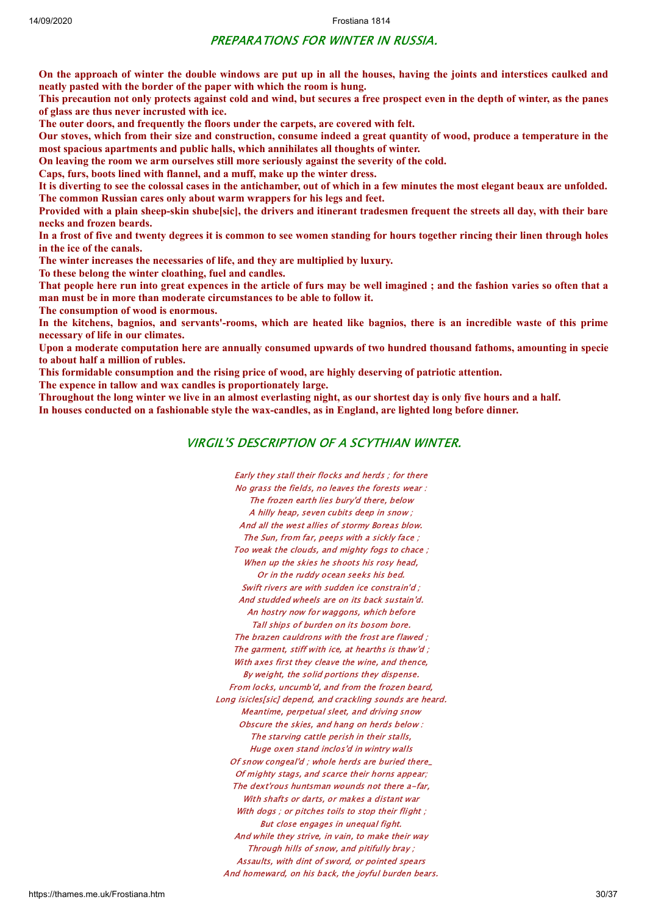## PREPARATIONS FOR WINTER IN RUSSIA.

**On the approach of winter the double windows are put up in all the houses, having the joints and interstices caulked and neatly pasted with the border of the paper with which the room is hung.**

**This precaution not only protects against cold and wind, but secures a free prospect even in the depth of winter, as the panes of glass are thus never incrusted with ice.**

**The outer doors, and frequently the floors under the carpets, are covered with felt.**

**Our stoves, which from their size and construction, consume indeed a great quantity of wood, produce a temperature in the most spacious apartments and public halls, which annihilates all thoughts of winter.**

**On leaving the room we arm ourselves still more seriously against the severity of the cold.**

**Caps, furs, boots lined with flannel, and a muff, make up the winter dress.**

**It is diverting to see the colossal cases in the antichamber, out of which in a few minutes the most elegant beaux are unfolded.**

**The common Russian cares only about warm wrappers for his legs and feet.**

**Provided with a plain sheep-skin shube[sic], the drivers and itinerant tradesmen frequent the streets all day, with their bare necks and frozen beards.**

**In a frost of five and twenty degrees it is common to see women standing for hours together rincing their linen through holes in the ice of the canals.**

**The winter increases the necessaries of life, and they are multiplied by luxury.**

**To these belong the winter cloathing, fuel and candles.**

**That people here run into great expences in the article of furs may be well imagined ; and the fashion varies so often that a man must be in more than moderate circumstances to be able to follow it.**

**The consumption of wood is enormous.**

**In the kitchens, bagnios, and servants'-rooms, which are heated like bagnios, there is an incredible waste of this prime necessary of life in our climates.**

**Upon a moderate computation here are annually consumed upwards of two hundred thousand fathoms, amounting in specie to about half a million of rubles.**

**This formidable consumption and the rising price of wood, are highly deserving of patriotic attention.**

**The expence in tallow and wax candles is proportionately large.**

**Throughout the long winter we live in an almost everlasting night, as our shortest day is only five hours and a half.**

**In houses conducted on a fashionable style the wax-candles, as in England, are lighted long before dinner.**

## VIRGIL'S DESCRIPTION OF A SCYTHIAN WINTER.

*Early they stall their flocks and herds ; for there*
*No grass the fields, no leaves the forests wear :*
*The frozen earth lies bury'd there, below*
*A hilly heap, seven cubits deep in snow ;*
*And all the west allies of stormy Boreas blow.*
*The Sun, from far, peeps with a sickly face ;*
*Too weak the clouds, and mighty fogs to chace ;*
*When up the skies he shoots his rosy head,*
*Or in the ruddy ocean seeks his bed.*
*Swift rivers are with sudden ice constrain'd ;*
*And studded wheels are on its back sustain'd.*
*An hostry now for waggons, which before*
*Tall ships of burden on its bosom bore.*
*The brazen cauldrons with the frost are flawed ;*
*The garment, stiff with ice, at hearths is thaw'd ;*
*With axes first they cleave the wine, and thence,*
*By weight, the solid portions they dispense.*
*From locks, uncumb'd, and from the frozen beard,*
*Long isicles[sic] depend, and crackling sounds are heard.*
*Meantime, perpetual sleet, and driving snow*
*Obscure the skies, and hang on herds below :*
*The starving cattle perish in their stalls,*
*Huge oxen stand inclos'd in wintry walls*
*Of snow congeal'd ; whole herds are buried there_*
*Of mighty stags, and scarce their horns appear;*
*The dext'rous huntsman wounds not there a-far,*
*With shafts or darts, or makes a distant war*
*With dogs ; or pitches toils to stop their flight ;*
*But close engages in unequal fight.*
*And while they strive, in vain, to make their way*
*Through hills of snow, and pitifully bray ;*
*Assaults, with dint of sword, or pointed spears*
*And homeward, on his back, the joyful burden bears.*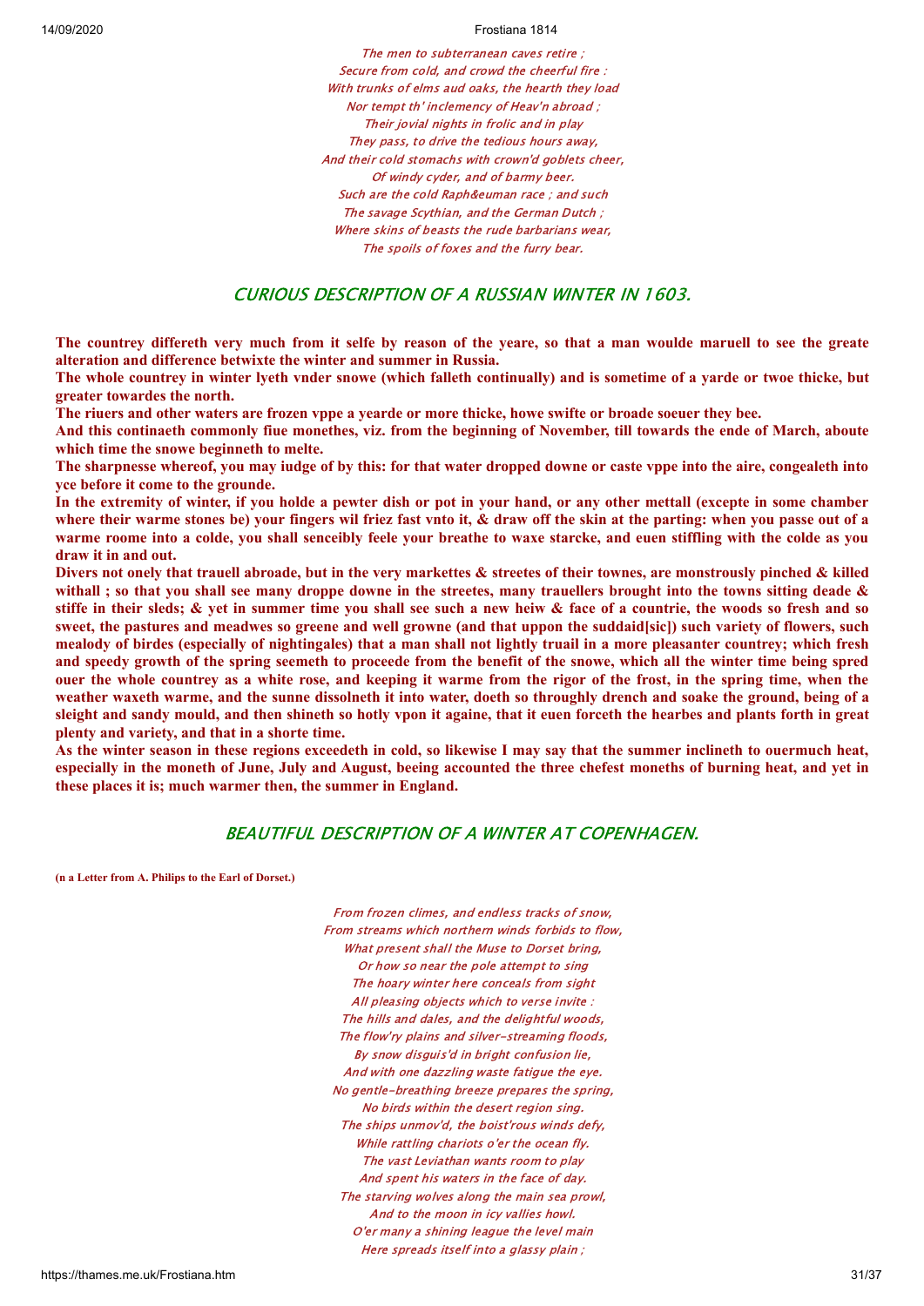*The men to subterranean caves retire ;*
*Secure from cold, and crowd the cheerful fire :*
*With trunks of elms aud oaks, the hearth they load*
*Nor tempt th' inclemency of Heav'n abroad ;*
*Their jovial nights in frolic and in play*
*They pass, to drive the tedious hours away,*
*And their cold stomachs with crown'd goblets cheer,*
*Of windy cyder, and of barmy beer.*
*Such are the cold Raph&euman race ; and such*
*The savage Scythian, and the German Dutch ;*
*Where skins of beasts the rude barbarians wear,*
*The spoils of foxes and the furry bear.*

## CURIOUS DESCRIPTION OF A RUSSIAN WINTER IN 1603.

**The countrey differeth very much from it selfe by reason of the yeare, so that a man woulde maruell to see the greate alteration and difference betwixte the winter and summer in Russia.**

**The whole countrey in winter lyeth vnder snowe (which falleth continually) and is sometime of a yarde or twoe thicke, but greater towardes the north.**

**The riuers and other waters are frozen vppe a yearde or more thicke, howe swifte or broade soeuer they bee.**

**And this continaeth commonly fiue monethes, viz. from the beginning of November, till towards the ende of March, aboute which time the snowe beginneth to melte.**

**The sharpnesse whereof, you may iudge of by this: for that water dropped downe or caste vppe into the aire, congealeth into yce before it come to the grounde.**

**In the extremity of winter, if you holde a pewter dish or pot in your hand, or any other mettall (excepte in some chamber where their warme stones be) your fingers wil friez fast vnto it, & draw off the skin at the parting: when you passe out of a warme roome into a colde, you shall senceibly feele your breathe to waxe starcke, and euen stiffling with the colde as you draw it in and out.**

**Divers not onely that trauell abroade, but in the very markettes & streetes of their townes, are monstrously pinched & killed withall ; so that you shall see many droppe downe in the streetes, many trauellers brought into the towns sitting deade & stiffe in their sleds; & yet in summer time you shall see such a new heiw & face of a countrie, the woods so fresh and so sweet, the pastures and meadwes so greene and well growne (and that uppon the suddaid[sic]) such variety of flowers, such mealody of birdes (especially of nightingales) that a man shall not lightly truail in a more pleasanter countrey; which fresh and speedy growth of the spring seemeth to proceede from the benefit of the snowe, which all the winter time being spred ouer the whole countrey as a white rose, and keeping it warme from the rigor of the frost, in the spring time, when the weather waxeth warme, and the sunne dissolneth it into water, doeth so throughly drench and soake the ground, being of a sleight and sandy mould, and then shineth so hotly vpon it againe, that it euen forceth the hearbes and plants forth in great plenty and variety, and that in a shorte time.**

**As the winter season in these regions exceedeth in cold, so likewise I may say that the summer inclineth to ouermuch heat, especially in the moneth of June, July and August, beeing accounted the three chefest moneths of burning heat, and yet in these places it is; much warmer then, the summer in England.**

## BEAUTIFUL DESCRIPTION OF A WINTER AT COPENHAGEN.

**(n a Letter from A. Philips to the Earl of Dorset.)**

*From frozen climes, and endless tracks of snow,*
*From streams which northern winds forbids to flow,*
*What present shall the Muse to Dorset bring,*
*Or how so near the pole attempt to sing*
*The hoary winter here conceals from sight*
*All pleasing objects which to verse invite :*
*The hills and dales, and the delightful woods,*
*The flow'ry plains and silver-streaming floods,*
*By snow disguis'd in bright confusion lie,*
*And with one dazzling waste fatigue the eye.*
*No gentle-breathing breeze prepares the spring,*
*No birds within the desert region sing.*
*The ships unmov'd, the boist'rous winds defy,*
*While rattling chariots o'er the ocean fly.*
*The vast Leviathan wants room to play*
*And spent his waters in the face of day.*
*The starving wolves along the main sea prowl,*
*And to the moon in icy vallies howl.*
*O'er many a shining league the level main*
*Here spreads itself into a glassy plain ;*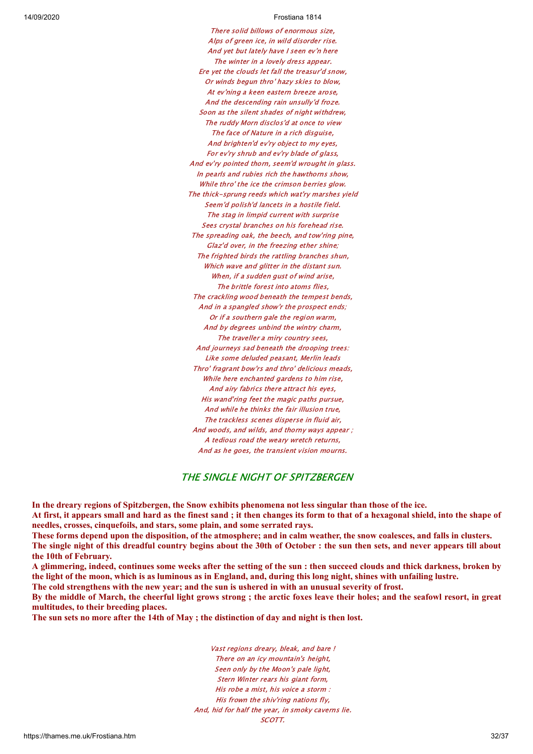*There solid billows of enormous size,*
*Alps of green ice, in wild disorder rise.*
*And yet but lately have I seen ev'n here*
*The winter in a lovely dress appear.*
*Ere yet the clouds let fall the treasur'd snow,*
*Or winds begun thro' hazy skies to blow,*
*At ev'ning a keen eastern breeze arose,*
*And the descending rain unsully'd froze.*
*Soon as the silent shades of night withdrew,*
*The ruddy Morn disclos'd at once to view*
*The face of Nature in a rich disguise,*
*And brighten'd ev'ry object to my eyes,*
*For ev'ry shrub and ev'ry blade of glass,*
*And ev'ry pointed thorn, seem'd wrought in glass.*
*In pearls and rubies rich the hawthorns show,*
*While thro' the ice the crimson berries glow.*
*The thick-sprung reeds which wat'ry marshes yield*
*Seem'd polish'd lancets in a hostile field.*
*The stag in limpid current with surprise*
*Sees crystal branches on his forehead rise.*
*The spreading oak, the beech, and tow'ring pine,*
*Glaz'd over, in the freezing ether shine;*
*The frighted birds the rattling branches shun,*
*Which wave and glitter in the distant sun.*
*When, if a sudden gust of wind arise,*
*The brittle forest into atoms flies,*
*The crackling wood beneath the tempest bends,*
*And in a spangled show'r the prospect ends;*
*Or if a southern gale the region warm,*
*And by degrees unbind the wintry charm,*
*The traveller a miry country sees,*
*And journeys sad beneath the drooping trees:*
*Like some deluded peasant, Merlin leads*
*Thro' fragrant bow'rs and thro' delicious meads,*
*While here enchanted gardens to him rise,*
*And airy fabrics there attract his eyes,*
*His wand'ring feet the magic paths pursue,*
*And while he thinks the fair illusion true,*
*The trackless scenes disperse in fluid air,*
*And woods, and wilds, and thorny ways appear ;*
*A tedious road the weary wretch returns,*
*And as he goes, the transient vision mourns.*

## THE SINGLE NIGHT OF SPITZBERGEN

**In the dreary regions of Spitzbergen, the Snow exhibits phenomena not less singular than those of the ice.**
**At first, it appears small and hard as the finest sand ; it then changes its form to that of a hexagonal shield, into the shape of needles, crosses, cinquefoils, and stars, some plain, and some serrated rays.**
**These forms depend upon the disposition, of the atmosphere; and in calm weather, the snow coalesces, and falls in clusters.**
**The single night of this dreadful country begins about the 30th of October : the sun then sets, and never appears till about the 10th of February.**
**A glimmering, indeed, continues some weeks after the setting of the sun : then succeed clouds and thick darkness, broken by the light of the moon, which is as luminous as in England, and, during this long night, shines with unfailing lustre.**
**The cold strengthens with the new year; and the sun is ushered in with an unusual severity of frost.**
**By the middle of March, the cheerful light grows strong ; the arctic foxes leave their holes; and the seafowl resort, in great multitudes, to their breeding places.**
**The sun sets no more after the 14th of May ; the distinction of day and night is then lost.**

*Vast regions dreary, bleak, and bare !*
*There on an icy mountain's height,*
*Seen only by the Moon's pale light,*
*Stern Winter rears his giant form,*
*His robe a mist, his voice a storm :*
*His frown the shiv'ring nations fly,*
*And, hid for half the year, in smoky caverns lie.*
*SCOTT.*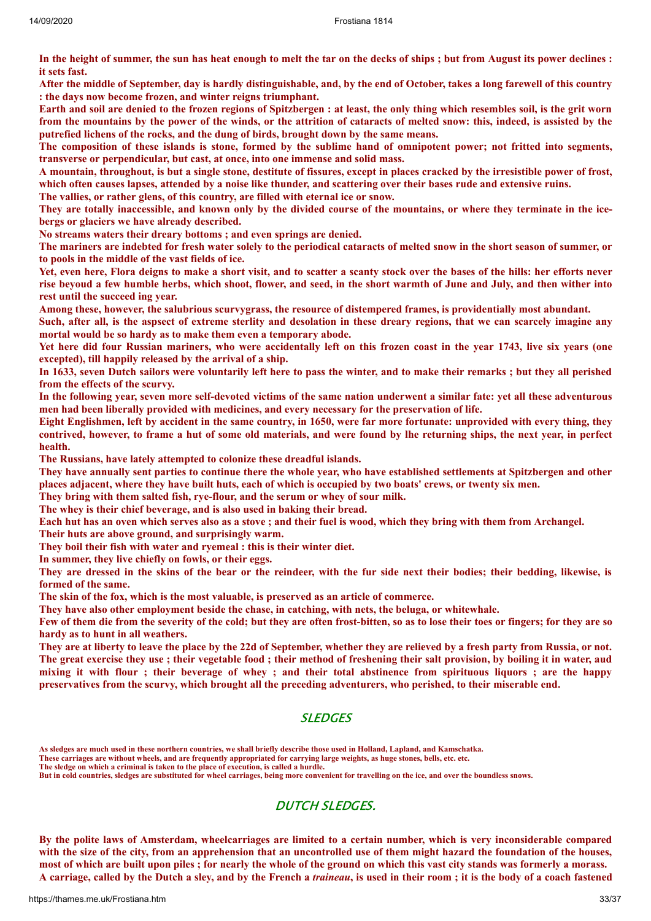**In the height of summer, the sun has heat enough to melt the tar on the decks of ships ; but from August its power declines : it sets fast.**

**After the middle of September, day is hardly distinguishable, and, by the end of October, takes a long farewell of this country : the days now become frozen, and winter reigns triumphant.**

**Earth and soil are denied to the frozen regions of Spitzbergen : at least, the only thing which resembles soil, is the grit worn from the mountains by the power of the winds, or the attrition of cataracts of melted snow: this, indeed, is assisted by the putrefied lichens of the rocks, and the dung of birds, brought down by the same means.**

**The composition of these islands is stone, formed by the sublime hand of omnipotent power; not fritted into segments, transverse or perpendicular, but cast, at once, into one immense and solid mass.**

**A mountain, throughout, is but a single stone, destitute of fissures, except in places cracked by the irresistible power of frost, which often causes lapses, attended by a noise like thunder, and scattering over their bases rude and extensive ruins.**

**The vallies, or rather glens, of this country, are filled with eternal ice or snow.**

**They are totally inaccessible, and known only by the divided course of the mountains, or where they terminate in the ice-bergs or glaciers we have already described.**

**No streams waters their dreary bottoms ; and even springs are denied.**

**The mariners are indebted for fresh water solely to the periodical cataracts of melted snow in the short season of summer, or to pools in the middle of the vast fields of ice.**

**Yet, even here, Flora deigns to make a short visit, and to scatter a scanty stock over the bases of the hills: her efforts never rise beyoud a few humble herbs, which shoot, flower, and seed, in the short warmth of June and July, and then wither into rest until the succeed ing year.**

**Among these, however, the salubrious scurvygrass, the resource of distempered frames, is providentially most abundant.**

**Such, after all, is the aspsect of extreme sterlity and desolation in these dreary regions, that we can scarcely imagine any mortal would be so hardy as to make them even a temporary abode.**

**Yet here did four Russian mariners, who were accidentally left on this frozen coast in the year 1743, live six years (one excepted), till happily released by the arrival of a ship.**

**In 1633, seven Dutch sailors were voluntarily left here to pass the winter, and to make their remarks ; but they all perished from the effects of the scurvy.**

**In the following year, seven more self-devoted victims of the same nation underwent a similar fate: yet all these adventurous men had been liberally provided with medicines, and every necessary for the preservation of life.**

**Eight Englishmen, left by accident in the same country, in 1650, were far more fortunate: unprovided with every thing, they contrived, however, to frame a hut of some old materials, and were found by lhe returning ships, the next year, in perfect health.**

**The Russians, have lately attempted to colonize these dreadful islands.**

**They have annually sent parties to continue there the whole year, who have established settlements at Spitzbergen and other places adjacent, where they have built huts, each of which is occupied by two boats' crews, or twenty six men.**

**They bring with them salted fish, rye-flour, and the serum or whey of sour milk.**

**The whey is their chief beverage, and is also used in baking their bread.**

**Each hut has an oven which serves also as a stove ; and their fuel is wood, which they bring with them from Archangel.**

**Their huts are above ground, and surprisingly warm.**

**They boil their fish with water and ryemeal : this is their winter diet.**

**In summer, they live chiefly on fowls, or their eggs.**

**They are dressed in the skins of the bear or the reindeer, with the fur side next their bodies; their bedding, likewise, is formed of the same.**

**The skin of the fox, which is the most valuable, is preserved as an article of commerce.**

**They have also other employment beside the chase, in catching, with nets, the beluga, or whitewhale.**

**Few of them die from the severity of the cold; but they are often frost-bitten, so as to lose their toes or fingers; for they are so hardy as to hunt in all weathers.**

**They are at liberty to leave the place by the 22d of September, whether they are relieved by a fresh party from Russia, or not.**

**The great exercise they use ; their vegetable food ; their method of freshening their salt provision, by boiling it in water, aud mixing it with flour ; their beverage of whey ; and their total abstinence from spirituous liquors ; are the happy preservatives from the scurvy, which brought all the preceding adventurers, who perished, to their miserable end.**

## SLEDGES

**As sledges are much used in these northern countries, we shall briefly describe those used in Holland, Lapland, and Kamschatka.**
**These carriages are without wheels, and are frequently appropriated for carrying large weights, as huge stones, bells, etc. etc.**
**The sledge on which a criminal is taken to the place of execution, is called a hurdle.**
**But in cold countries, sledges are substituted for wheel carriages, being more convenient for travelling on the ice, and over the boundless snows.**

## DUTCH SLEDGES.

**By the polite laws of Amsterdam, wheelcarriages are limited to a certain number, which is very inconsiderable compared with the size of the city, from an apprehension that an uncontrolled use of them might hazard the foundation of the houses, most of which are built upon piles ; for nearly the whole of the ground on which this vast city stands was formerly a morass.**

**A carriage, called by the Dutch a sley, and by the French a *traineau*, is used in their room ; it is the body of a coach fastened**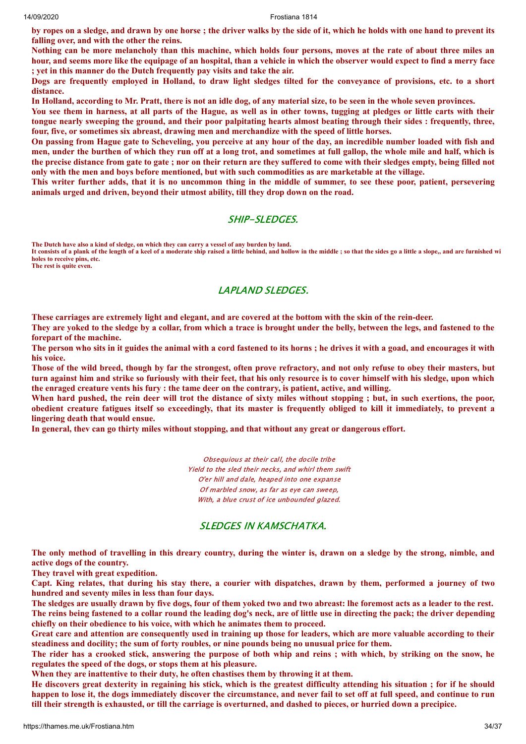**by ropes on a sledge, and drawn by one horse ; the driver walks by the side of it, which he holds with one hand to prevent its falling over, and with the other the reins.**

**Nothing can be more melancholy than this machine, which holds four persons, moves at the rate of about three miles an hour, and seems more like the equipage of an hospital, than a vehicle in which the observer would expect to find a merry face ; yet in this manner do the Dutch frequently pay visits and take the air.**

**Dogs are frequently employed in Holland, to draw light sledges tilted for the conveyance of provisions, etc. to a short distance.**

**In Holland, according to Mr. Pratt, there is not an idle dog, of any material size, to be seen in the whole seven provinces.**

**You see them in harness, at all parts of the Hague, as well as in other towns, tugging at pledges or little carts with their tongue nearly sweeping the ground, and their poor palpitating hearts almost beating through their sides : frequently, three, four, five, or sometimes six abreast, drawing men and merchandize with the speed of little horses.**

**On passing from Hague gate to Scheveling, you perceive at any hour of the day, an incredible number loaded with fish and men, under the burthen of which they run off at a long trot, and sometimes at full gallop, the whole mile and half, which is the precise distance from gate to gate ; nor on their return are they suffered to come with their sledges empty, being filled not only with the men and boys before mentioned, but with such commodities as are marketable at the village.**

**This writer further adds, that it is no uncommon thing in the middle of summer, to see these poor, patient, persevering animals urged and driven, beyond their utmost ability, till they drop down on the road.**

## SHIP-SLEDGES.

**The Dutch have also a kind of sledge, on which they can carry a vessel of any burden by land.**
**It consists of a plank of the length of a keel of a moderate ship raised a little behind, and hollow in the middle ; so that the sides go a little a slope,, and are furnished wi holes to receive pins, etc.**
**The rest is quite even.**

## LAPLAND SLEDGES.

**These carriages are extremely light and elegant, and are covered at the bottom with the skin of the rein-deer.**

**They are yoked to the sledge by a collar, from which a trace is brought under the belly, between the legs, and fastened to the forepart of the machine.**

**The person who sits in it guides the animal with a cord fastened to its horns ; he drives it with a goad, and encourages it with his voice.**

**Those of the wild breed, though by far the strongest, often prove refractory, and not only refuse to obey their masters, but turn against him and strike so furiously with their feet, that his only resource is to cover himself with his sledge, upon which the enraged creature vents his fury : the tame deer on the contrary, is patient, active, and willing.**

**When hard pushed, the rein deer will trot the distance of sixty miles without stopping ; but, in such exertions, the poor, obedient creature fatigues itself so exceedingly, that its master is frequently obliged to kill it immediately, to prevent a lingering death that would ensue.**

**In general, thev can go thirty miles without stopping, and that without any great or dangerous effort.**

*Obsequious at their call, the docile tribe*
*Yield to the sled their necks, and whirl them swift*
*O'er hill and dale, heaped into one expanse*
*Of marbled snow, as far as eye can sweep,*
*With, a blue crust of ice unbounded glazed.*

## SLEDGES IN KAMSCHATKA.

**The only method of travelling in this dreary country, during the winter is, drawn on a sledge by the strong, nimble, and active dogs of the country.**

**They travel with great expedition.**

**Capt. King relates, that during his stay there, a courier with dispatches, drawn by them, performed a journey of two hundred and seventy miles in less than four days.**

**The sledges are usually drawn by five dogs, four of them yoked two and two abreast: lhe foremost acts as a leader to the rest. The reins being fastened to a collar round the leading dog's neck, are of little use in directing the pack; the driver depending chiefly on their obedience to his voice, with which he animates them to proceed.**

**Great care and attention are consequently used in training up those for leaders, which are more valuable according to their steadiness and docility; the sum of forty roubles, or nine pounds being no unusual price for them.**

**The rider has a crooked stick, answering the purpose of both whip and reins ; with which, by striking on the snow, he regulates the speed of the dogs, or stops them at his pleasure.**

**When they are inattentive to their duty, he often chastises them by throwing it at them.**

**He discovers great dexterity in regaining his stick, which is the greatest difficulty attending his situation ; for if he should happen to lose it, the dogs immediately discover the circumstance, and never fail to set off at full speed, and continue to run till their strength is exhausted, or till the carriage is overturned, and dashed to pieces, or hurried down a precipice.**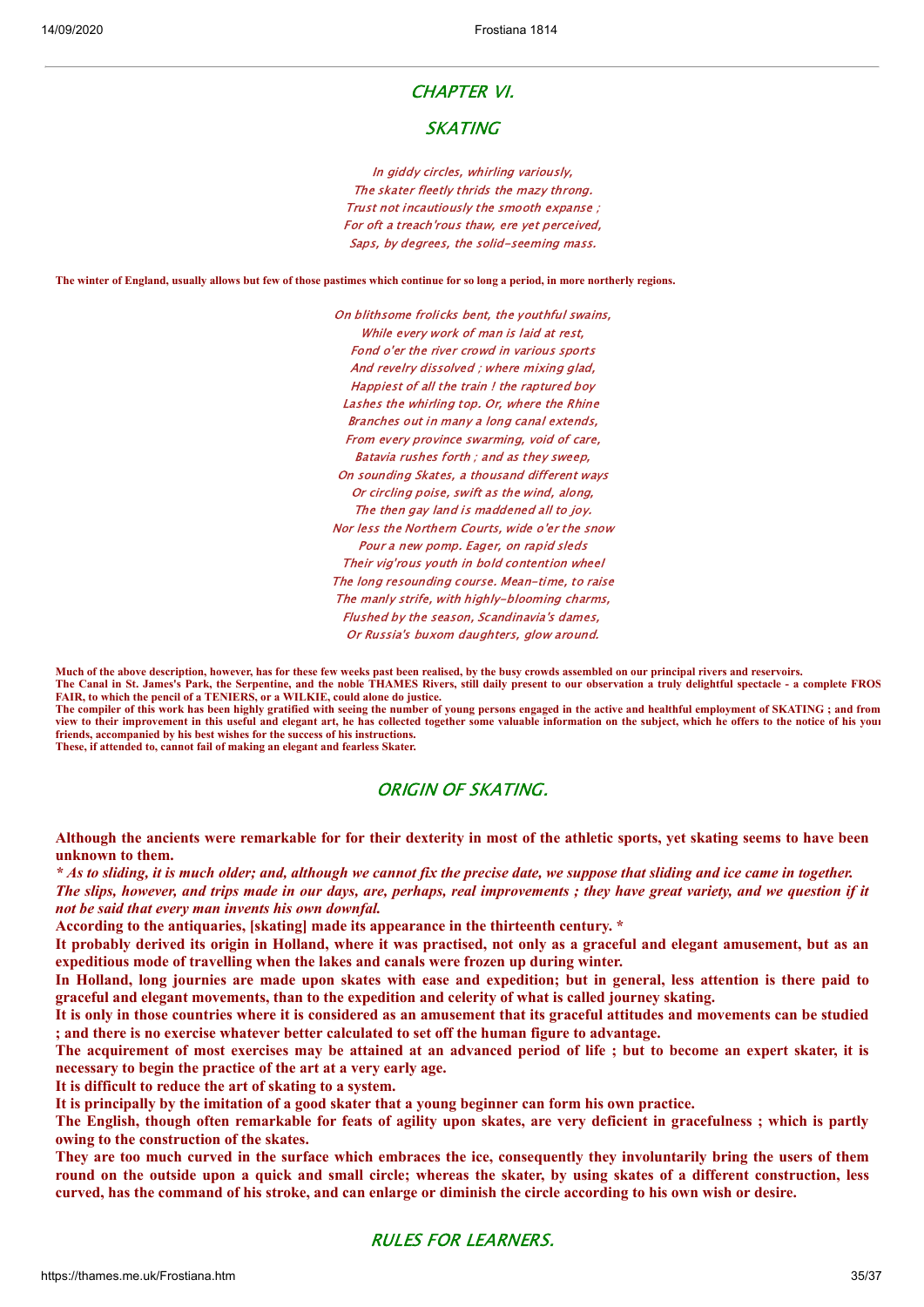## CHAPTER VI.

## SKATING

*In giddy circles, whirling variously,*
*The skater fleetly thrids the mazy throng.*
*Trust not incautiously the smooth expanse ;*
*For oft a treach'rous thaw, ere yet perceived,*
*Saps, by degrees, the solid-seeming mass.*

**The winter of England, usually allows but few of those pastimes which continue for so long a period, in more northerly regions.**

*On blithsome frolicks bent, the youthful swains,*
*While every work of man is laid at rest,*
*Fond o'er the river crowd in various sports*
*And revelry dissolved ; where mixing glad,*
*Happiest of all the train ! the raptured boy*
*Lashes the whirling top. Or, where the Rhine*
*Branches out in many a long canal extends,*
*From every province swarming, void of care,*
*Batavia rushes forth ; and as they sweep,*
*On sounding Skates, a thousand different ways*
*Or circling poise, swift as the wind, along,*
*The then gay land is maddened all to joy.*
*Nor less the Northern Courts, wide o'er the snow*
*Pour a new pomp. Eager, on rapid sleds*
*Their vig'rous youth in bold contention wheel*
*The long resounding course. Mean-time, to raise*
*The manly strife, with highly-blooming charms,*
*Flushed by the season, Scandinavia's dames,*
*Or Russia's buxom daughters, glow around.*

**Much of the above description, however, has for these few weeks past been realised, by the busy crowds assembled on our principal rivers and reservoirs.**
**The Canal in St. James's Park, the Serpentine, and the noble THAMES Rivers, still daily present to our observation a truly delightful spectacle - a complete FROS FAIR, to which the pencil of a TENIERS, or a WILKIE, could alone do justice.**
**The compiler of this work has been highly gratified with seeing the number of young persons engaged in the active and healthful employment of SKATING ; and from view to their improvement in this useful and elegant art, he has collected together some valuable information on the subject, which he offers to the notice of his youn friends, accompanied by his best wishes for the success of his instructions.**
**These, if attended to, cannot fail of making an elegant and fearless Skater.**

## ORIGIN OF SKATING.

**Although the ancients were remarkable for for their dexterity in most of the athletic sports, yet skating seems to have been unknown to them.**

***\* As to sliding, it is much older; and, although we cannot fix the precise date, we suppose that sliding and ice came in together. The slips, however, and trips made in our days, are, perhaps, real improvements ; they have great variety, and we question if it not be said that every man invents his own downfal.***

**According to the antiquaries, [skating] made its appearance in the thirteenth century. \***

**It probably derived its origin in Holland, where it was practised, not only as a graceful and elegant amusement, but as an expeditious mode of travelling when the lakes and canals were frozen up during winter.**

**In Holland, long journies are made upon skates with ease and expedition; but in general, less attention is there paid to graceful and elegant movements, than to the expedition and celerity of what is called journey skating.**

**It is only in those countries where it is considered as an amusement that its graceful attitudes and movements can be studied ; and there is no exercise whatever better calculated to set off the human figure to advantage.**

**The acquirement of most exercises may be attained at an advanced period of life ; but to become an expert skater, it is necessary to begin the practice of the art at a very early age.**

**It is difficult to reduce the art of skating to a system.**

**It is principally by the imitation of a good skater that a young beginner can form his own practice.**

**The English, though often remarkable for feats of agility upon skates, are very deficient in gracefulness ; which is partly owing to the construction of the skates.**

**They are too much curved in the surface which embraces the ice, consequently they involuntarily bring the users of them round on the outside upon a quick and small circle; whereas the skater, by using skates of a different construction, less curved, has the command of his stroke, and can enlarge or diminish the circle according to his own wish or desire.**

## RULES FOR LEARNERS.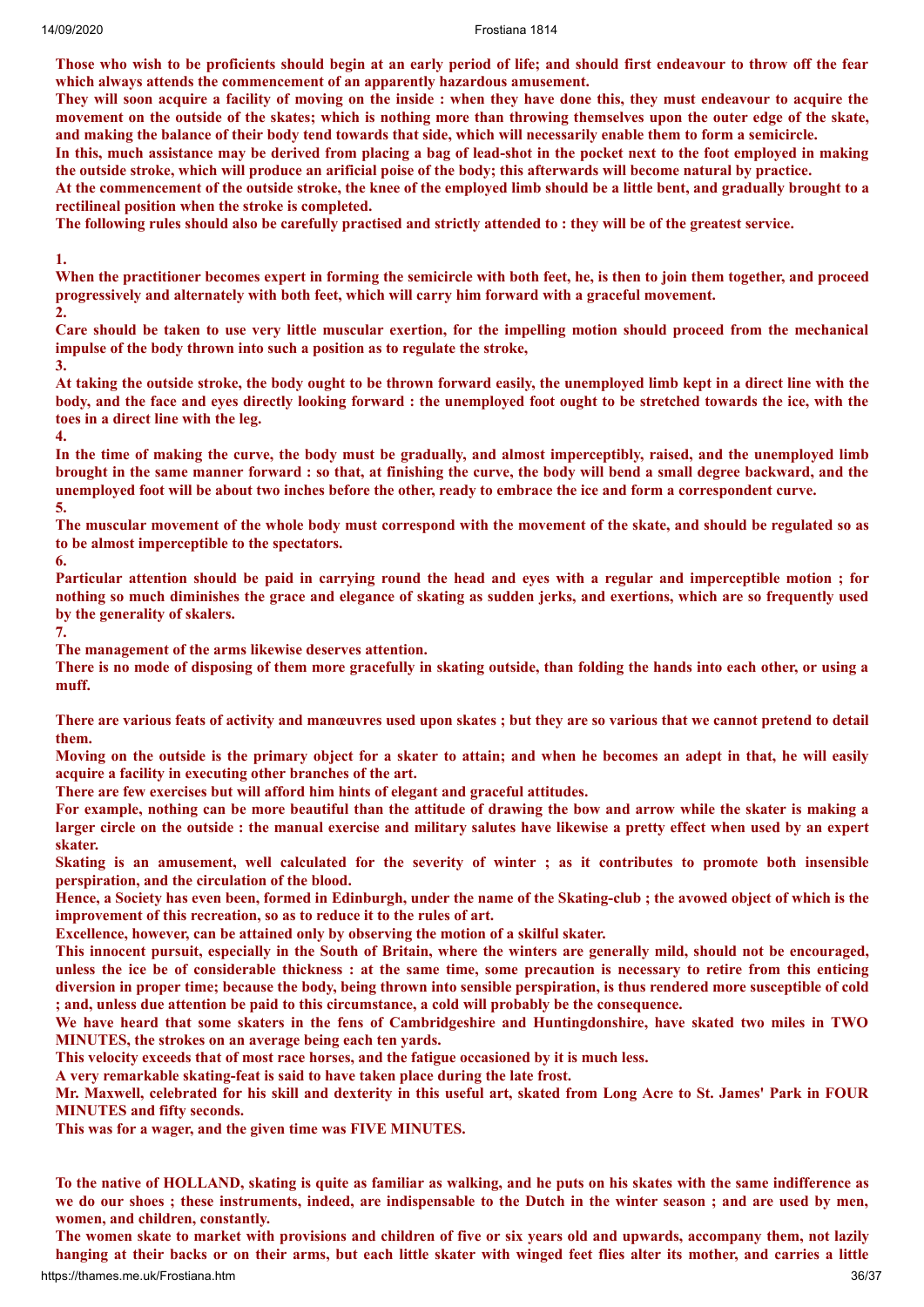**Those who wish to be proficients should begin at an early period of life; and should first endeavour to throw off the fear which always attends the commencement of an apparently hazardous amusement.**

**They will soon acquire a facility of moving on the inside : when they have done this, they must endeavour to acquire the movement on the outside of the skates; which is nothing more than throwing themselves upon the outer edge of the skate, and making the balance of their body tend towards that side, which will necessarily enable them to form a semicircle.**

**In this, much assistance may be derived from placing a bag of lead-shot in the pocket next to the foot employed in making the outside stroke, which will produce an arificial poise of the body; this afterwards will become natural by practice.**

**At the commencement of the outside stroke, the knee of the employed limb should be a little bent, and gradually brought to a rectilineal position when the stroke is completed.**

**The following rules should also be carefully practised and strictly attended to : they will be of the greatest service.**

**1.**
**When the practitioner becomes expert in forming the semicircle with both feet, he, is then to join them together, and proceed progressively and alternately with both feet, which will carry him forward with a graceful movement.**

**2.**
**Care should be taken to use very little muscular exertion, for the impelling motion should proceed from the mechanical impulse of the body thrown into such a position as to regulate the stroke,**

**3.**
**At taking the outside stroke, the body ought to be thrown forward easily, the unemployed limb kept in a direct line with the body, and the face and eyes directly looking forward : the unemployed foot ought to be stretched towards the ice, with the toes in a direct line with the leg.**

**4.**
**In the time of making the curve, the body must be gradually, and almost imperceptibly, raised, and the unemployed limb brought in the same manner forward : so that, at finishing the curve, the body will bend a small degree backward, and the unemployed foot will be about two inches before the other, ready to embrace the ice and form a correspondent curve.**

**5.**
**The muscular movement of the whole body must correspond with the movement of the skate, and should be regulated so as to be almost imperceptible to the spectators.**

**6.**
**Particular attention should be paid in carrying round the head and eyes with a regular and imperceptible motion ; for nothing so much diminishes the grace and elegance of skating as sudden jerks, and exertions, which are so frequently used by the generality of skalers.**

**7.**
**The management of the arms likewise deserves attention.**

**There is no mode of disposing of them more gracefully in skating outside, than folding the hands into each other, or using a muff.**

**There are various feats of activity and manœuvres used upon skates ; but they are so various that we cannot pretend to detail them.**

**Moving on the outside is the primary object for a skater to attain; and when he becomes an adept in that, he will easily acquire a facility in executing other branches of the art.**

**There are few exercises but will afford him hints of elegant and graceful attitudes.**

**For example, nothing can be more beautiful than the attitude of drawing the bow and arrow while the skater is making a larger circle on the outside : the manual exercise and military salutes have likewise a pretty effect when used by an expert skater.**

**Skating is an amusement, well calculated for the severity of winter ; as it contributes to promote both insensible perspiration, and the circulation of the blood.**

**Hence, a Society has even been, formed in Edinburgh, under the name of the Skating-club ; the avowed object of which is the improvement of this recreation, so as to reduce it to the rules of art.**

**Excellence, however, can be attained only by observing the motion of a skilful skater.**

**This innocent pursuit, especially in the South of Britain, where the winters are generally mild, should not be encouraged, unless the ice be of considerable thickness : at the same time, some precaution is necessary to retire from this enticing diversion in proper time; because the body, being thrown into sensible perspiration, is thus rendered more susceptible of cold ; and, unless due attention be paid to this circumstance, a cold will probably be the consequence.**

**We have heard that some skaters in the fens of Cambridgeshire and Huntingdonshire, have skated two miles in TWO MINUTES, the strokes on an average being each ten yards.**

**This velocity exceeds that of most race horses, and the fatigue occasioned by it is much less.**

**A very remarkable skating-feat is said to have taken place during the late frost.**

**Mr. Maxwell, celebrated for his skill and dexterity in this useful art, skated from Long Acre to St. James' Park in FOUR MINUTES and fifty seconds.**

**This was for a wager, and the given time was FIVE MINUTES.**

**To the native of HOLLAND, skating is quite as familiar as walking, and he puts on his skates with the same indifference as we do our shoes ; these instruments, indeed, are indispensable to the Dutch in the winter season ; and are used by men, women, and children, constantly.**

**The women skate to market with provisions and children of five or six years old and upwards, accompany them, not lazily hanging at their backs or on their arms, but each little skater with winged feet flies alter its mother, and carries a little**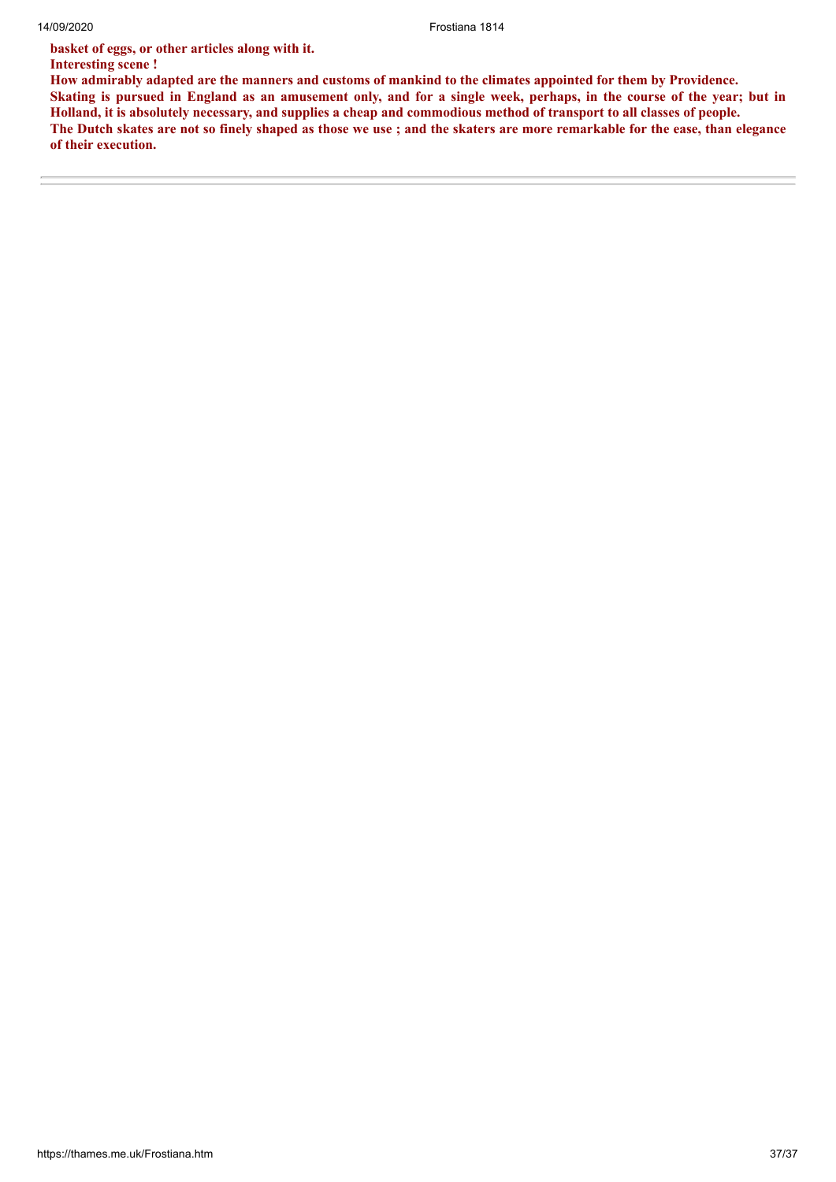**basket of eggs, or other articles along with it.**

**Interesting scene !**

**How admirably adapted are the manners and customs of mankind to the climates appointed for them by Providence.**

**Skating is pursued in England as an amusement only, and for a single week, perhaps, in the course of the year; but in Holland, it is absolutely necessary, and supplies a cheap and commodious method of transport to all classes of people.**

**The Dutch skates are not so finely shaped as those we use ; and the skaters are more remarkable for the ease, than elegance of their execution.**

---